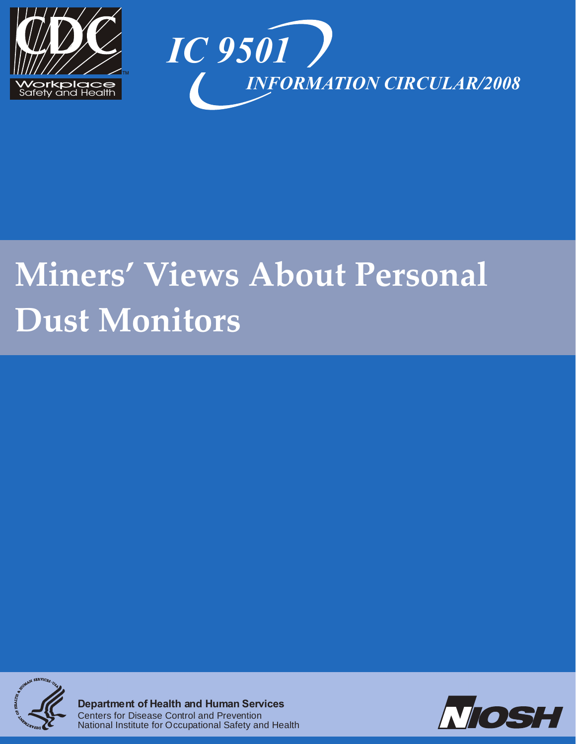CDC Workplace Safety and Health

# IC 9501

*INFORMATION CIRCULAR/2008*

# Miners' Views About Personal Dust Monitors

**Department of Health and Human Services**
Centers for Disease Control and Prevention
National Institute for Occupational Safety and Health

NIOSH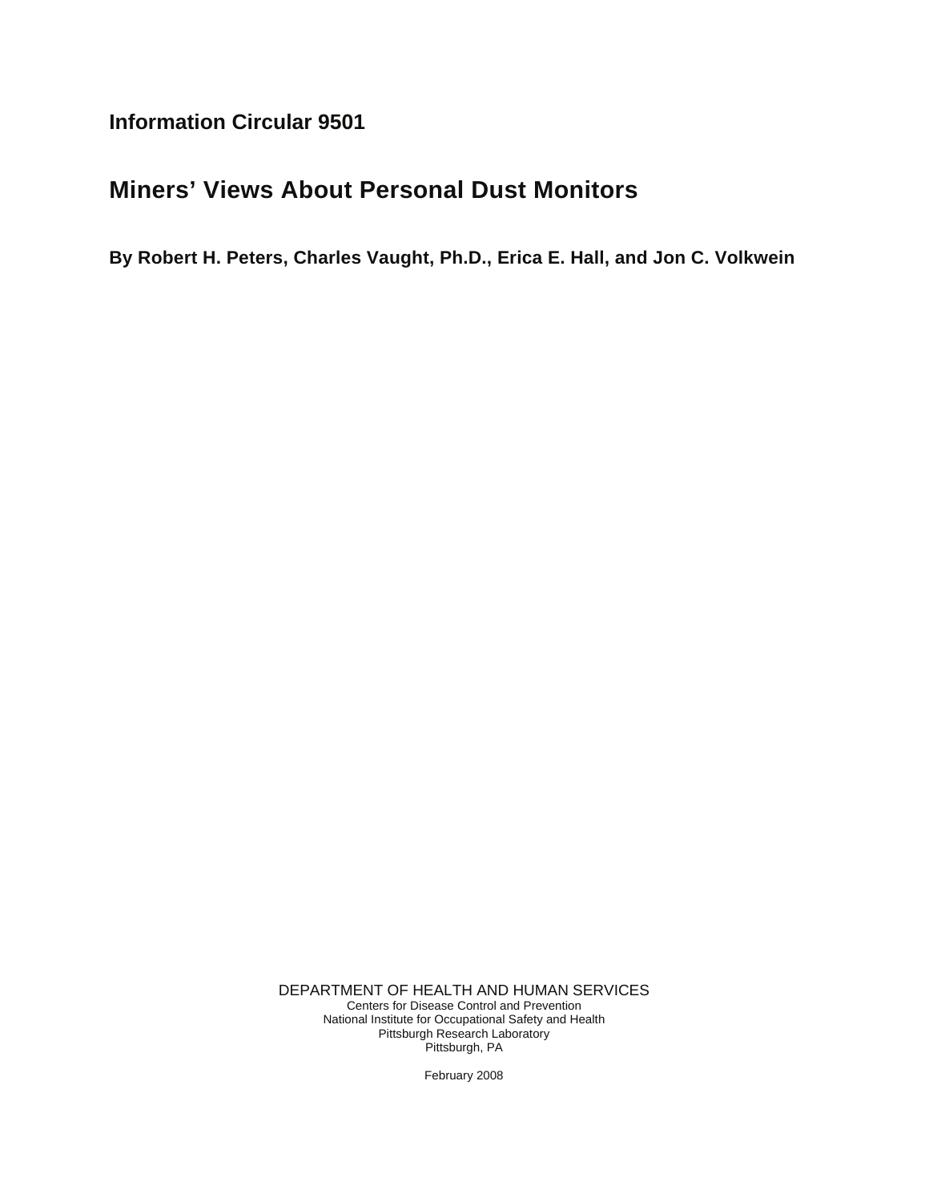**Information Circular 9501**

# Miners' Views About Personal Dust Monitors

**By Robert H. Peters, Charles Vaught, Ph.D., Erica E. Hall, and Jon C. Volkwein**

DEPARTMENT OF HEALTH AND HUMAN SERVICES
Centers for Disease Control and Prevention
National Institute for Occupational Safety and Health
Pittsburgh Research Laboratory
Pittsburgh, PA

February 2008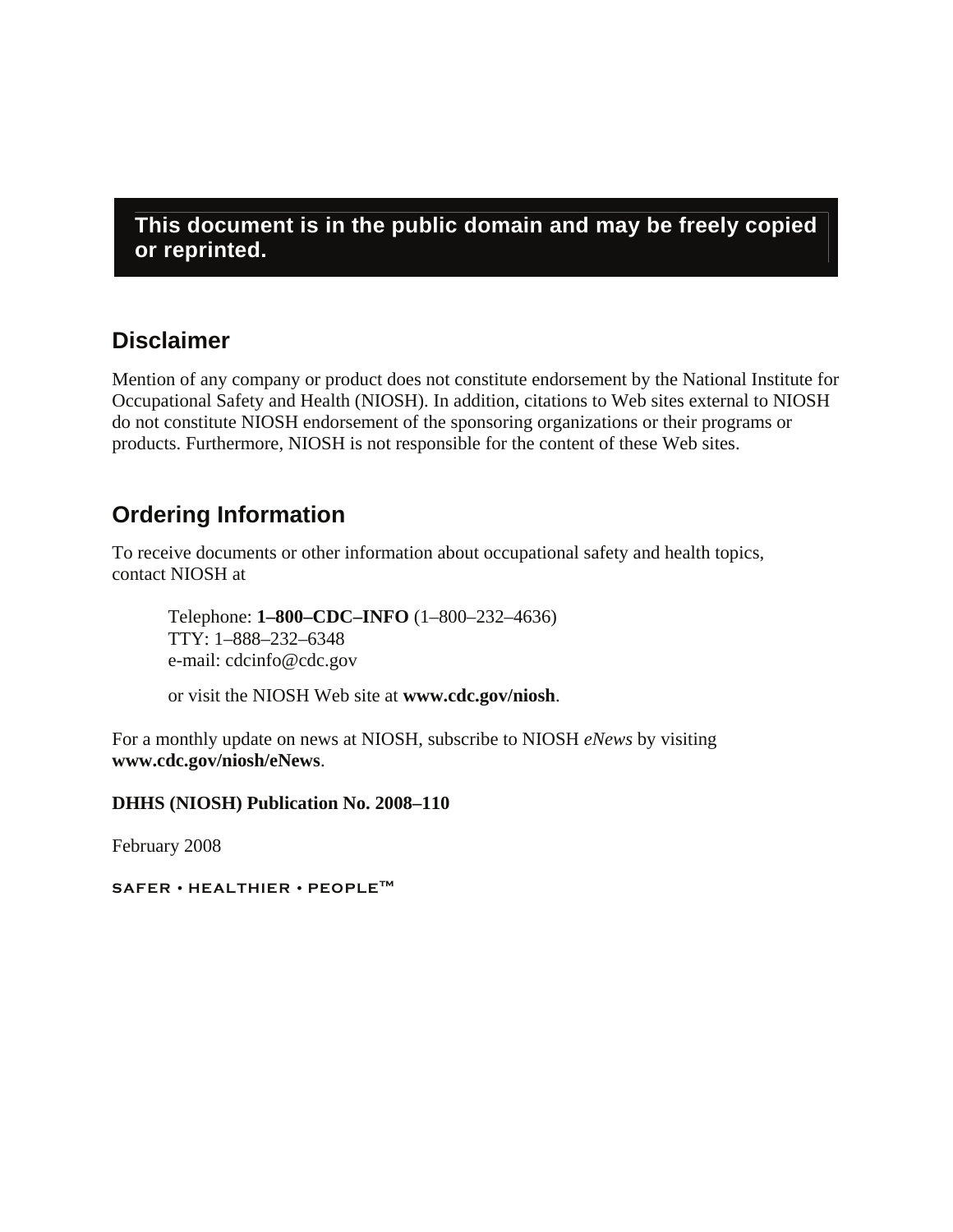**This document is in the public domain and may be freely copied or reprinted.**

## Disclaimer

Mention of any company or product does not constitute endorsement by the National Institute for Occupational Safety and Health (NIOSH). In addition, citations to Web sites external to NIOSH do not constitute NIOSH endorsement of the sponsoring organizations or their programs or products. Furthermore, NIOSH is not responsible for the content of these Web sites.

## Ordering Information

To receive documents or other information about occupational safety and health topics, contact NIOSH at

> Telephone: **1–800–CDC–INFO** (1–800–232–4636)
> TTY: 1–888–232–6348
> e-mail: cdcinfo@cdc.gov
>
> or visit the NIOSH Web site at **www.cdc.gov/niosh**.

For a monthly update on news at NIOSH, subscribe to NIOSH *eNews* by visiting **www.cdc.gov/niosh/eNews**.

**DHHS (NIOSH) Publication No. 2008–110**

February 2008

SAFER • HEALTHIER • PEOPLE™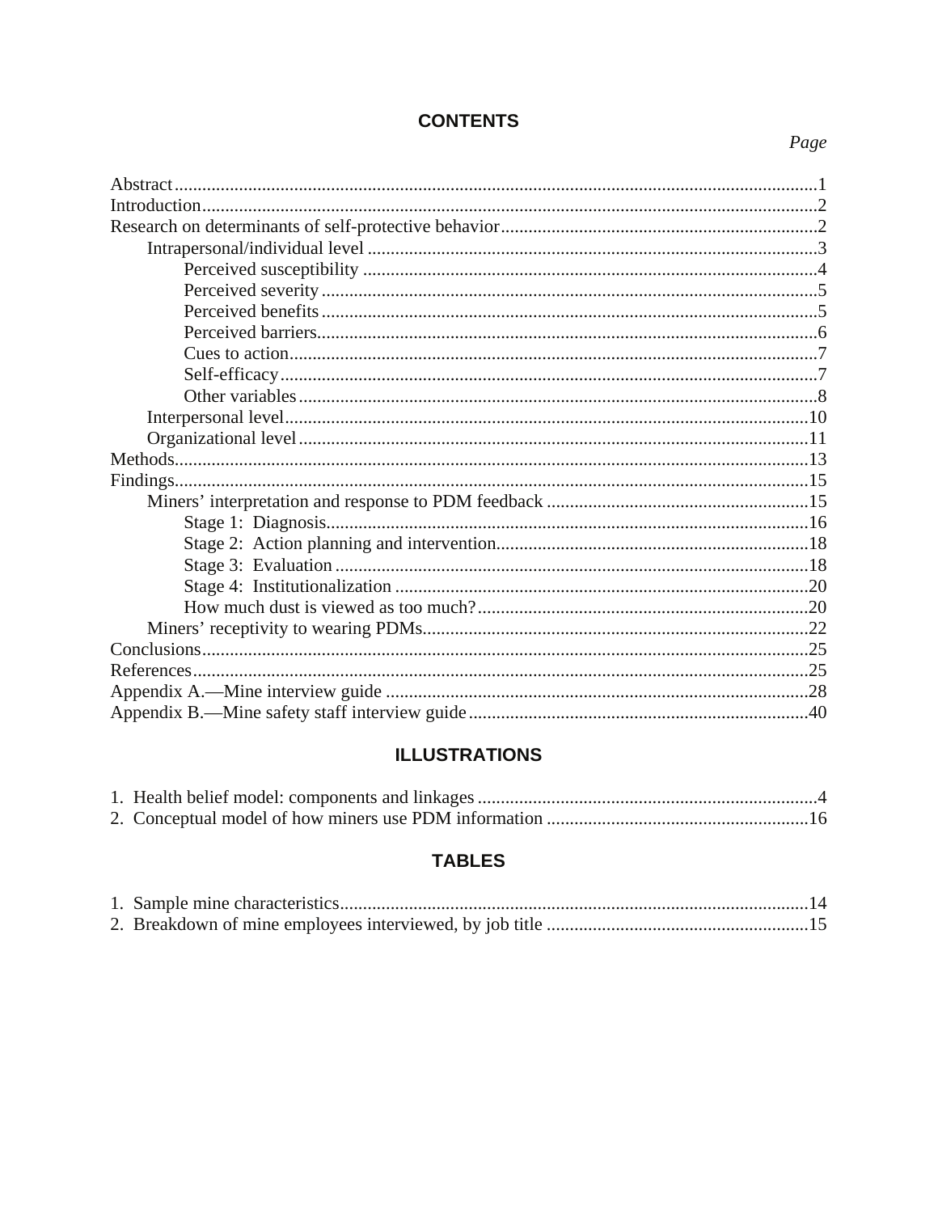## CONTENTS

*Page*

Abstract ... 1
Introduction ... 2
Research on determinants of self-protective behavior ... 2
  Intrapersonal/individual level ... 3
    Perceived susceptibility ... 4
    Perceived severity ... 5
    Perceived benefits ... 5
    Perceived barriers ... 6
    Cues to action ... 7
    Self-efficacy ... 7
    Other variables ... 8
  Interpersonal level ... 10
  Organizational level ... 11
Methods ... 13
Findings ... 15
  Miners' interpretation and response to PDM feedback ... 15
    Stage 1: Diagnosis ... 16
    Stage 2: Action planning and intervention ... 18
    Stage 3: Evaluation ... 18
    Stage 4: Institutionalization ... 20
    How much dust is viewed as too much? ... 20
  Miners' receptivity to wearing PDMs ... 22
Conclusions ... 25
References ... 25
Appendix A.—Mine interview guide ... 28
Appendix B.—Mine safety staff interview guide ... 40

## ILLUSTRATIONS

1. Health belief model: components and linkages ... 4
2. Conceptual model of how miners use PDM information ... 16

## TABLES

1. Sample mine characteristics ... 14
2. Breakdown of mine employees interviewed, by job title ... 15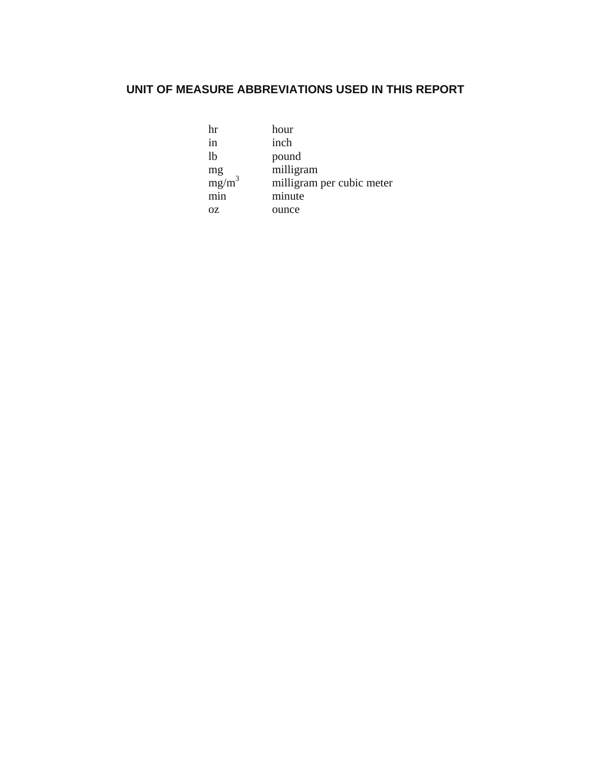## UNIT OF MEASURE ABBREVIATIONS USED IN THIS REPORT

| | |
|---|---|
| hr | hour |
| in | inch |
| lb | pound |
| mg | milligram |
| $mg/m^3$ | milligram per cubic meter |
| min | minute |
| oz | ounce |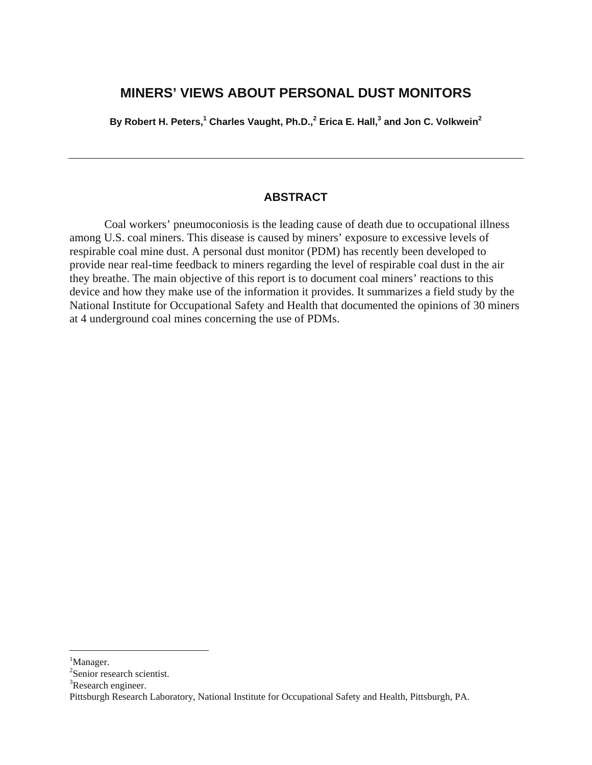# MINERS' VIEWS ABOUT PERSONAL DUST MONITORS

**By Robert H. Peters,[1] Charles Vaught, Ph.D.,[2] Erica E. Hall,[3] and Jon C. Volkwein[2]**

---

## ABSTRACT

Coal workers' pneumoconiosis is the leading cause of death due to occupational illness among U.S. coal miners. This disease is caused by miners' exposure to excessive levels of respirable coal mine dust. A personal dust monitor (PDM) has recently been developed to provide near real-time feedback to miners regarding the level of respirable coal dust in the air they breathe. The main objective of this report is to document coal miners' reactions to this device and how they make use of the information it provides. It summarizes a field study by the National Institute for Occupational Safety and Health that documented the opinions of 30 miners at 4 underground coal mines concerning the use of PDMs.

---

[1]Manager.
[2]Senior research scientist.
[3]Research engineer.
Pittsburgh Research Laboratory, National Institute for Occupational Safety and Health, Pittsburgh, PA.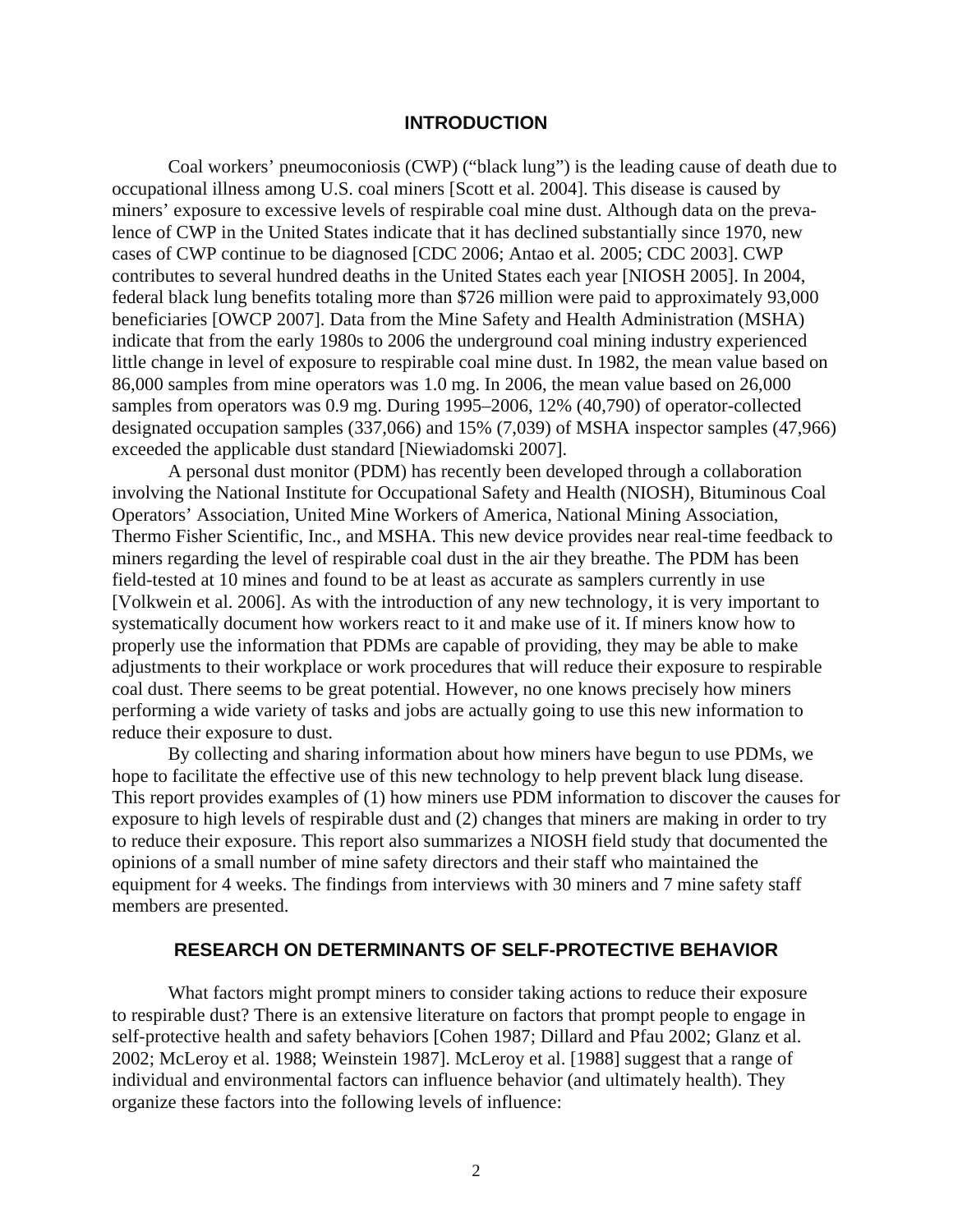## INTRODUCTION

Coal workers' pneumoconiosis (CWP) ("black lung") is the leading cause of death due to occupational illness among U.S. coal miners [Scott et al. 2004]. This disease is caused by miners' exposure to excessive levels of respirable coal mine dust. Although data on the prevalence of CWP in the United States indicate that it has declined substantially since 1970, new cases of CWP continue to be diagnosed [CDC 2006; Antao et al. 2005; CDC 2003]. CWP contributes to several hundred deaths in the United States each year [NIOSH 2005]. In 2004, federal black lung benefits totaling more than $726 million were paid to approximately 93,000 beneficiaries [OWCP 2007]. Data from the Mine Safety and Health Administration (MSHA) indicate that from the early 1980s to 2006 the underground coal mining industry experienced little change in level of exposure to respirable coal mine dust. In 1982, the mean value based on 86,000 samples from mine operators was 1.0 mg. In 2006, the mean value based on 26,000 samples from operators was 0.9 mg. During 1995–2006, 12% (40,790) of operator-collected designated occupation samples (337,066) and 15% (7,039) of MSHA inspector samples (47,966) exceeded the applicable dust standard [Niewiadomski 2007].

A personal dust monitor (PDM) has recently been developed through a collaboration involving the National Institute for Occupational Safety and Health (NIOSH), Bituminous Coal Operators' Association, United Mine Workers of America, National Mining Association, Thermo Fisher Scientific, Inc., and MSHA. This new device provides near real-time feedback to miners regarding the level of respirable coal dust in the air they breathe. The PDM has been field-tested at 10 mines and found to be at least as accurate as samplers currently in use [Volkwein et al. 2006]. As with the introduction of any new technology, it is very important to systematically document how workers react to it and make use of it. If miners know how to properly use the information that PDMs are capable of providing, they may be able to make adjustments to their workplace or work procedures that will reduce their exposure to respirable coal dust. There seems to be great potential. However, no one knows precisely how miners performing a wide variety of tasks and jobs are actually going to use this new information to reduce their exposure to dust.

By collecting and sharing information about how miners have begun to use PDMs, we hope to facilitate the effective use of this new technology to help prevent black lung disease. This report provides examples of (1) how miners use PDM information to discover the causes for exposure to high levels of respirable dust and (2) changes that miners are making in order to try to reduce their exposure. This report also summarizes a NIOSH field study that documented the opinions of a small number of mine safety directors and their staff who maintained the equipment for 4 weeks. The findings from interviews with 30 miners and 7 mine safety staff members are presented.

## RESEARCH ON DETERMINANTS OF SELF-PROTECTIVE BEHAVIOR

What factors might prompt miners to consider taking actions to reduce their exposure to respirable dust? There is an extensive literature on factors that prompt people to engage in self-protective health and safety behaviors [Cohen 1987; Dillard and Pfau 2002; Glanz et al. 2002; McLeroy et al. 1988; Weinstein 1987]. McLeroy et al. [1988] suggest that a range of individual and environmental factors can influence behavior (and ultimately health). They organize these factors into the following levels of influence: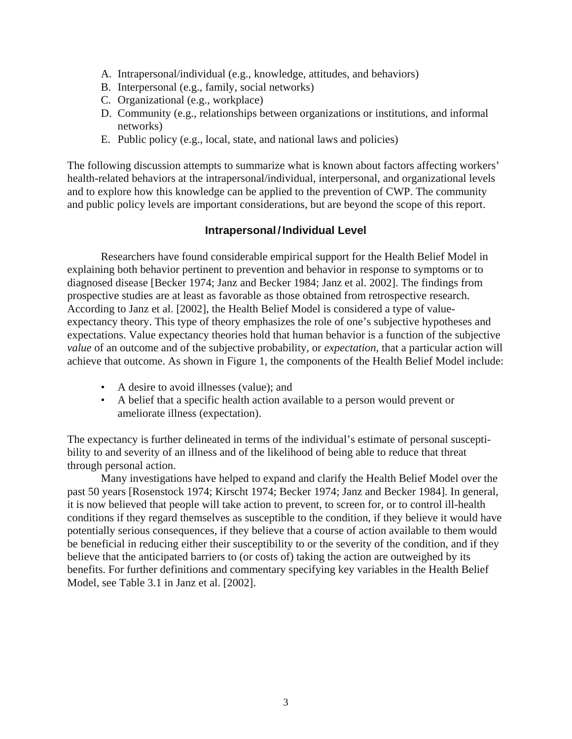A. Intrapersonal/individual (e.g., knowledge, attitudes, and behaviors)
B. Interpersonal (e.g., family, social networks)
C. Organizational (e.g., workplace)
D. Community (e.g., relationships between organizations or institutions, and informal networks)
E. Public policy (e.g., local, state, and national laws and policies)

The following discussion attempts to summarize what is known about factors affecting workers' health-related behaviors at the intrapersonal/individual, interpersonal, and organizational levels and to explore how this knowledge can be applied to the prevention of CWP. The community and public policy levels are important considerations, but are beyond the scope of this report.

### Intrapersonal / Individual Level

Researchers have found considerable empirical support for the Health Belief Model in explaining both behavior pertinent to prevention and behavior in response to symptoms or to diagnosed disease [Becker 1974; Janz and Becker 1984; Janz et al. 2002]. The findings from prospective studies are at least as favorable as those obtained from retrospective research. According to Janz et al. [2002], the Health Belief Model is considered a type of value-expectancy theory. This type of theory emphasizes the role of one's subjective hypotheses and expectations. Value expectancy theories hold that human behavior is a function of the subjective *value* of an outcome and of the subjective probability, or *expectation*, that a particular action will achieve that outcome. As shown in Figure 1, the components of the Health Belief Model include:

- A desire to avoid illnesses (value); and
- A belief that a specific health action available to a person would prevent or ameliorate illness (expectation).

The expectancy is further delineated in terms of the individual's estimate of personal susceptibility to and severity of an illness and of the likelihood of being able to reduce that threat through personal action.

Many investigations have helped to expand and clarify the Health Belief Model over the past 50 years [Rosenstock 1974; Kirscht 1974; Becker 1974; Janz and Becker 1984]. In general, it is now believed that people will take action to prevent, to screen for, or to control ill-health conditions if they regard themselves as susceptible to the condition, if they believe it would have potentially serious consequences, if they believe that a course of action available to them would be beneficial in reducing either their susceptibility to or the severity of the condition, and if they believe that the anticipated barriers to (or costs of) taking the action are outweighed by its benefits. For further definitions and commentary specifying key variables in the Health Belief Model, see Table 3.1 in Janz et al. [2002].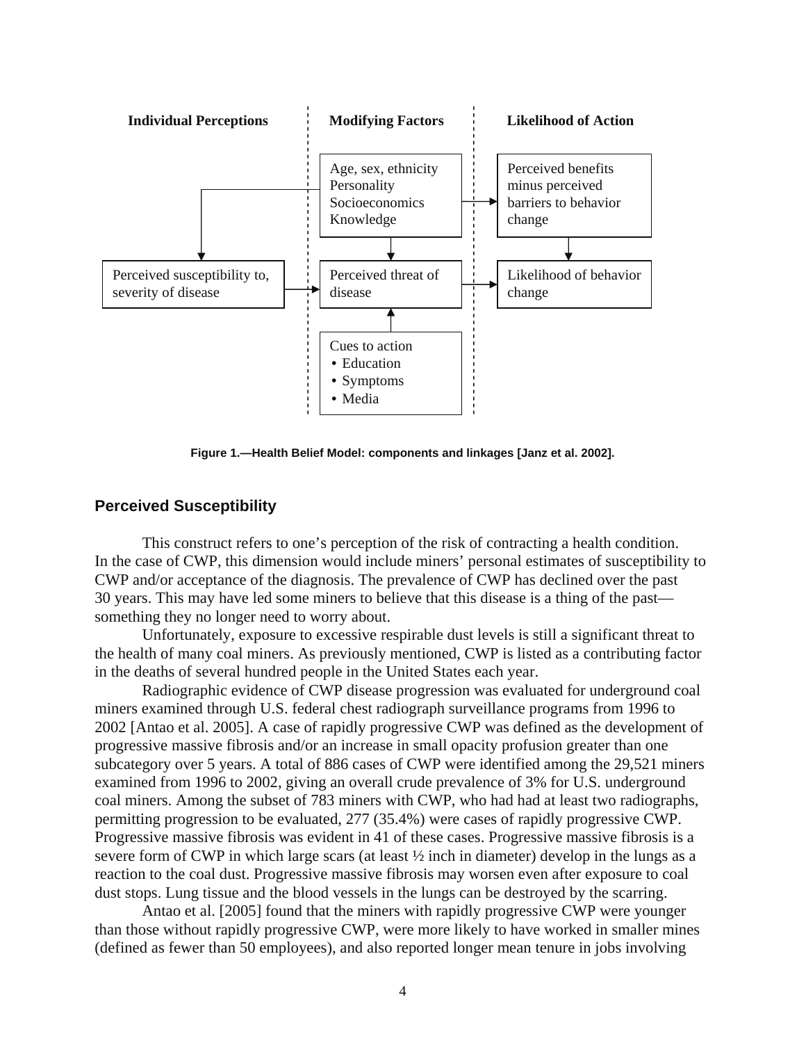**Individual Perceptions** | **Modifying Factors** | **Likelihood of Action**

Age, sex, ethnicity
Personality
Socioeconomics
Knowledge

Perceived benefits minus perceived barriers to behavior change

Perceived susceptibility to, severity of disease

Perceived threat of disease

Likelihood of behavior change

Cues to action
- Education
- Symptoms
- Media

**Figure 1.—Health Belief Model: components and linkages [Janz et al. 2002].**

## Perceived Susceptibility

This construct refers to one's perception of the risk of contracting a health condition. In the case of CWP, this dimension would include miners' personal estimates of susceptibility to CWP and/or acceptance of the diagnosis. The prevalence of CWP has declined over the past 30 years. This may have led some miners to believe that this disease is a thing of the past—something they no longer need to worry about.

Unfortunately, exposure to excessive respirable dust levels is still a significant threat to the health of many coal miners. As previously mentioned, CWP is listed as a contributing factor in the deaths of several hundred people in the United States each year.

Radiographic evidence of CWP disease progression was evaluated for underground coal miners examined through U.S. federal chest radiograph surveillance programs from 1996 to 2002 [Antao et al. 2005]. A case of rapidly progressive CWP was defined as the development of progressive massive fibrosis and/or an increase in small opacity profusion greater than one subcategory over 5 years. A total of 886 cases of CWP were identified among the 29,521 miners examined from 1996 to 2002, giving an overall crude prevalence of 3% for U.S. underground coal miners. Among the subset of 783 miners with CWP, who had had at least two radiographs, permitting progression to be evaluated, 277 (35.4%) were cases of rapidly progressive CWP. Progressive massive fibrosis was evident in 41 of these cases. Progressive massive fibrosis is a severe form of CWP in which large scars (at least ½ inch in diameter) develop in the lungs as a reaction to the coal dust. Progressive massive fibrosis may worsen even after exposure to coal dust stops. Lung tissue and the blood vessels in the lungs can be destroyed by the scarring.

Antao et al. [2005] found that the miners with rapidly progressive CWP were younger than those without rapidly progressive CWP, were more likely to have worked in smaller mines (defined as fewer than 50 employees), and also reported longer mean tenure in jobs involving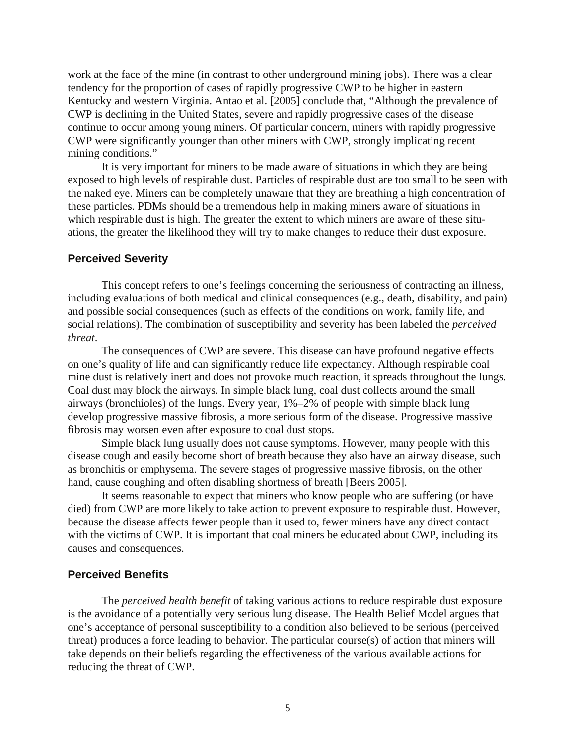work at the face of the mine (in contrast to other underground mining jobs). There was a clear tendency for the proportion of cases of rapidly progressive CWP to be higher in eastern Kentucky and western Virginia. Antao et al. [2005] conclude that, "Although the prevalence of CWP is declining in the United States, severe and rapidly progressive cases of the disease continue to occur among young miners. Of particular concern, miners with rapidly progressive CWP were significantly younger than other miners with CWP, strongly implicating recent mining conditions."

It is very important for miners to be made aware of situations in which they are being exposed to high levels of respirable dust. Particles of respirable dust are too small to be seen with the naked eye. Miners can be completely unaware that they are breathing a high concentration of these particles. PDMs should be a tremendous help in making miners aware of situations in which respirable dust is high. The greater the extent to which miners are aware of these situations, the greater the likelihood they will try to make changes to reduce their dust exposure.

### Perceived Severity

This concept refers to one's feelings concerning the seriousness of contracting an illness, including evaluations of both medical and clinical consequences (e.g., death, disability, and pain) and possible social consequences (such as effects of the conditions on work, family life, and social relations). The combination of susceptibility and severity has been labeled the *perceived threat*.

The consequences of CWP are severe. This disease can have profound negative effects on one's quality of life and can significantly reduce life expectancy. Although respirable coal mine dust is relatively inert and does not provoke much reaction, it spreads throughout the lungs. Coal dust may block the airways. In simple black lung, coal dust collects around the small airways (bronchioles) of the lungs. Every year, 1%–2% of people with simple black lung develop progressive massive fibrosis, a more serious form of the disease. Progressive massive fibrosis may worsen even after exposure to coal dust stops.

Simple black lung usually does not cause symptoms. However, many people with this disease cough and easily become short of breath because they also have an airway disease, such as bronchitis or emphysema. The severe stages of progressive massive fibrosis, on the other hand, cause coughing and often disabling shortness of breath [Beers 2005].

It seems reasonable to expect that miners who know people who are suffering (or have died) from CWP are more likely to take action to prevent exposure to respirable dust. However, because the disease affects fewer people than it used to, fewer miners have any direct contact with the victims of CWP. It is important that coal miners be educated about CWP, including its causes and consequences.

### Perceived Benefits

The *perceived health benefit* of taking various actions to reduce respirable dust exposure is the avoidance of a potentially very serious lung disease. The Health Belief Model argues that one's acceptance of personal susceptibility to a condition also believed to be serious (perceived threat) produces a force leading to behavior. The particular course(s) of action that miners will take depends on their beliefs regarding the effectiveness of the various available actions for reducing the threat of CWP.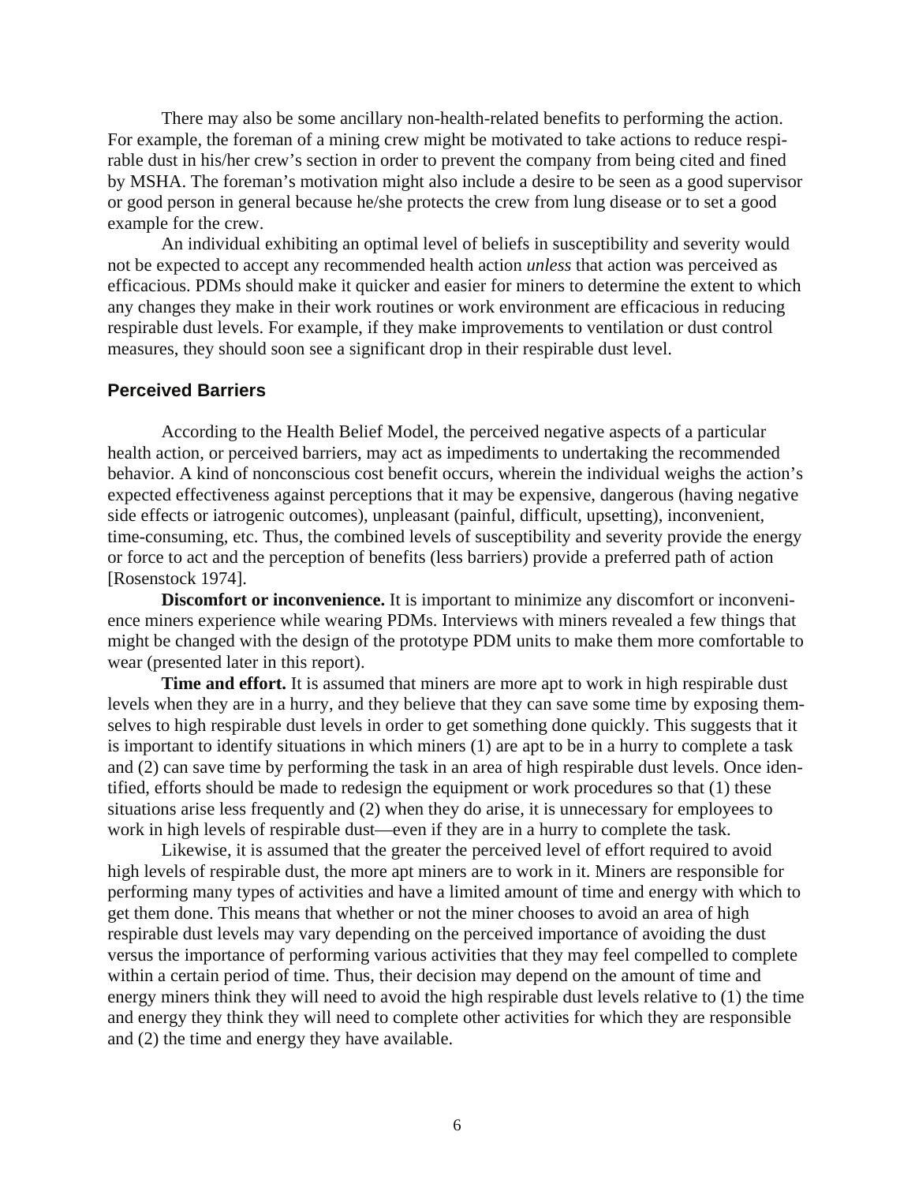There may also be some ancillary non-health-related benefits to performing the action. For example, the foreman of a mining crew might be motivated to take actions to reduce respirable dust in his/her crew's section in order to prevent the company from being cited and fined by MSHA. The foreman's motivation might also include a desire to be seen as a good supervisor or good person in general because he/she protects the crew from lung disease or to set a good example for the crew.

An individual exhibiting an optimal level of beliefs in susceptibility and severity would not be expected to accept any recommended health action *unless* that action was perceived as efficacious. PDMs should make it quicker and easier for miners to determine the extent to which any changes they make in their work routines or work environment are efficacious in reducing respirable dust levels. For example, if they make improvements to ventilation or dust control measures, they should soon see a significant drop in their respirable dust level.

## Perceived Barriers

According to the Health Belief Model, the perceived negative aspects of a particular health action, or perceived barriers, may act as impediments to undertaking the recommended behavior. A kind of nonconscious cost benefit occurs, wherein the individual weighs the action's expected effectiveness against perceptions that it may be expensive, dangerous (having negative side effects or iatrogenic outcomes), unpleasant (painful, difficult, upsetting), inconvenient, time-consuming, etc. Thus, the combined levels of susceptibility and severity provide the energy or force to act and the perception of benefits (less barriers) provide a preferred path of action [Rosenstock 1974].

**Discomfort or inconvenience.** It is important to minimize any discomfort or inconvenience miners experience while wearing PDMs. Interviews with miners revealed a few things that might be changed with the design of the prototype PDM units to make them more comfortable to wear (presented later in this report).

**Time and effort.** It is assumed that miners are more apt to work in high respirable dust levels when they are in a hurry, and they believe that they can save some time by exposing themselves to high respirable dust levels in order to get something done quickly. This suggests that it is important to identify situations in which miners (1) are apt to be in a hurry to complete a task and (2) can save time by performing the task in an area of high respirable dust levels. Once identified, efforts should be made to redesign the equipment or work procedures so that (1) these situations arise less frequently and (2) when they do arise, it is unnecessary for employees to work in high levels of respirable dust—even if they are in a hurry to complete the task.

Likewise, it is assumed that the greater the perceived level of effort required to avoid high levels of respirable dust, the more apt miners are to work in it. Miners are responsible for performing many types of activities and have a limited amount of time and energy with which to get them done. This means that whether or not the miner chooses to avoid an area of high respirable dust levels may vary depending on the perceived importance of avoiding the dust versus the importance of performing various activities that they may feel compelled to complete within a certain period of time. Thus, their decision may depend on the amount of time and energy miners think they will need to avoid the high respirable dust levels relative to (1) the time and energy they think they will need to complete other activities for which they are responsible and (2) the time and energy they have available.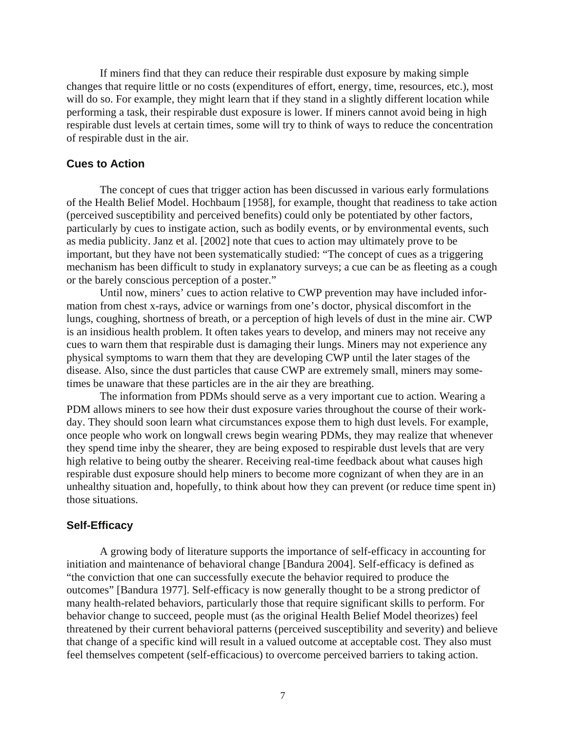If miners find that they can reduce their respirable dust exposure by making simple changes that require little or no costs (expenditures of effort, energy, time, resources, etc.), most will do so. For example, they might learn that if they stand in a slightly different location while performing a task, their respirable dust exposure is lower. If miners cannot avoid being in high respirable dust levels at certain times, some will try to think of ways to reduce the concentration of respirable dust in the air.

## Cues to Action

The concept of cues that trigger action has been discussed in various early formulations of the Health Belief Model. Hochbaum [1958], for example, thought that readiness to take action (perceived susceptibility and perceived benefits) could only be potentiated by other factors, particularly by cues to instigate action, such as bodily events, or by environmental events, such as media publicity. Janz et al. [2002] note that cues to action may ultimately prove to be important, but they have not been systematically studied: "The concept of cues as a triggering mechanism has been difficult to study in explanatory surveys; a cue can be as fleeting as a cough or the barely conscious perception of a poster."

Until now, miners' cues to action relative to CWP prevention may have included information from chest x-rays, advice or warnings from one's doctor, physical discomfort in the lungs, coughing, shortness of breath, or a perception of high levels of dust in the mine air. CWP is an insidious health problem. It often takes years to develop, and miners may not receive any cues to warn them that respirable dust is damaging their lungs. Miners may not experience any physical symptoms to warn them that they are developing CWP until the later stages of the disease. Also, since the dust particles that cause CWP are extremely small, miners may sometimes be unaware that these particles are in the air they are breathing.

The information from PDMs should serve as a very important cue to action. Wearing a PDM allows miners to see how their dust exposure varies throughout the course of their workday. They should soon learn what circumstances expose them to high dust levels. For example, once people who work on longwall crews begin wearing PDMs, they may realize that whenever they spend time inby the shearer, they are being exposed to respirable dust levels that are very high relative to being outby the shearer. Receiving real-time feedback about what causes high respirable dust exposure should help miners to become more cognizant of when they are in an unhealthy situation and, hopefully, to think about how they can prevent (or reduce time spent in) those situations.

## Self-Efficacy

A growing body of literature supports the importance of self-efficacy in accounting for initiation and maintenance of behavioral change [Bandura 2004]. Self-efficacy is defined as "the conviction that one can successfully execute the behavior required to produce the outcomes" [Bandura 1977]. Self-efficacy is now generally thought to be a strong predictor of many health-related behaviors, particularly those that require significant skills to perform. For behavior change to succeed, people must (as the original Health Belief Model theorizes) feel threatened by their current behavioral patterns (perceived susceptibility and severity) and believe that change of a specific kind will result in a valued outcome at acceptable cost. They also must feel themselves competent (self-efficacious) to overcome perceived barriers to taking action.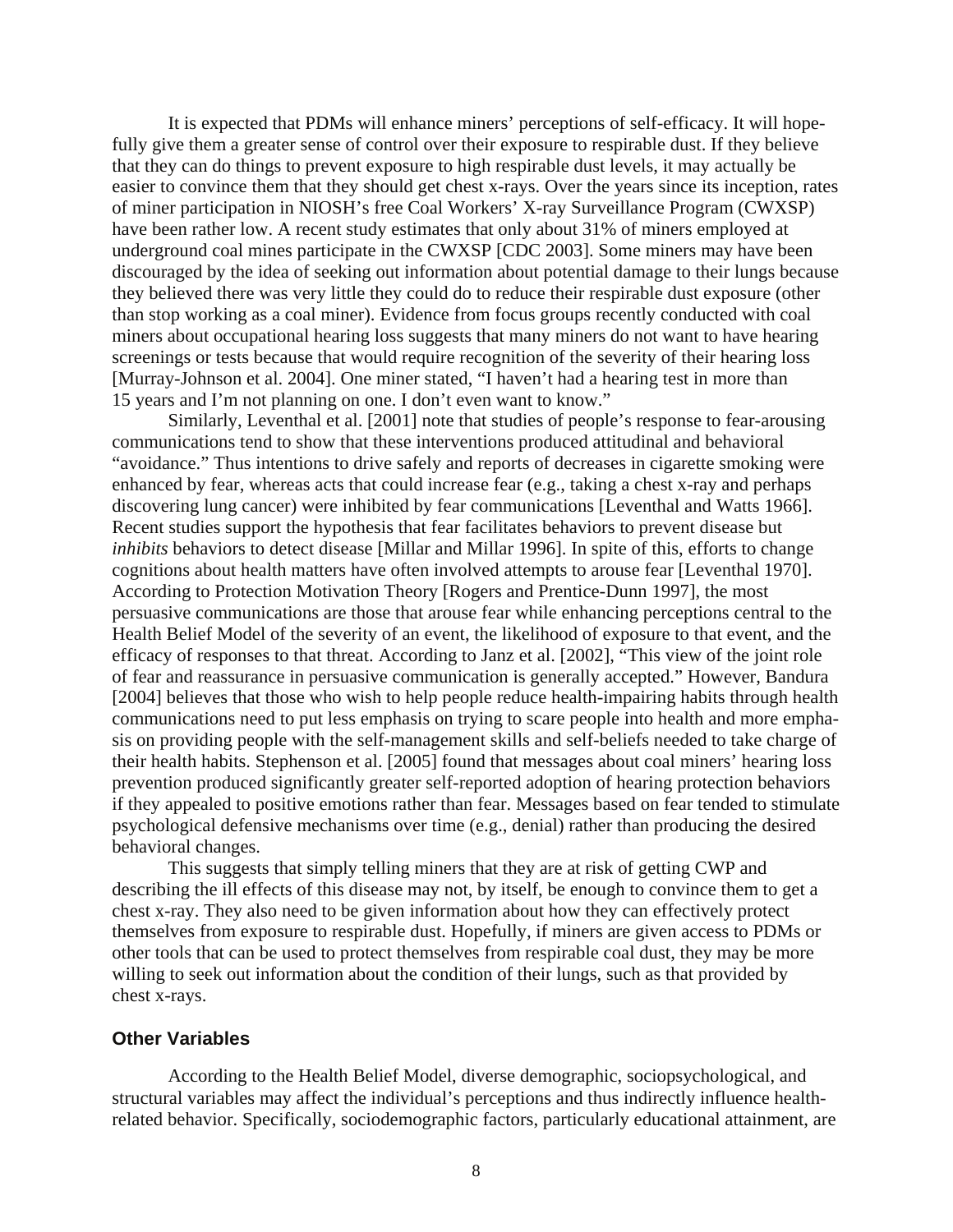It is expected that PDMs will enhance miners' perceptions of self-efficacy. It will hopefully give them a greater sense of control over their exposure to respirable dust. If they believe that they can do things to prevent exposure to high respirable dust levels, it may actually be easier to convince them that they should get chest x-rays. Over the years since its inception, rates of miner participation in NIOSH's free Coal Workers' X-ray Surveillance Program (CWXSP) have been rather low. A recent study estimates that only about 31% of miners employed at underground coal mines participate in the CWXSP [CDC 2003]. Some miners may have been discouraged by the idea of seeking out information about potential damage to their lungs because they believed there was very little they could do to reduce their respirable dust exposure (other than stop working as a coal miner). Evidence from focus groups recently conducted with coal miners about occupational hearing loss suggests that many miners do not want to have hearing screenings or tests because that would require recognition of the severity of their hearing loss [Murray-Johnson et al. 2004]. One miner stated, "I haven't had a hearing test in more than 15 years and I'm not planning on one. I don't even want to know."

Similarly, Leventhal et al. [2001] note that studies of people's response to fear-arousing communications tend to show that these interventions produced attitudinal and behavioral "avoidance." Thus intentions to drive safely and reports of decreases in cigarette smoking were enhanced by fear, whereas acts that could increase fear (e.g., taking a chest x-ray and perhaps discovering lung cancer) were inhibited by fear communications [Leventhal and Watts 1966]. Recent studies support the hypothesis that fear facilitates behaviors to prevent disease but *inhibits* behaviors to detect disease [Millar and Millar 1996]. In spite of this, efforts to change cognitions about health matters have often involved attempts to arouse fear [Leventhal 1970]. According to Protection Motivation Theory [Rogers and Prentice-Dunn 1997], the most persuasive communications are those that arouse fear while enhancing perceptions central to the Health Belief Model of the severity of an event, the likelihood of exposure to that event, and the efficacy of responses to that threat. According to Janz et al. [2002], "This view of the joint role of fear and reassurance in persuasive communication is generally accepted." However, Bandura [2004] believes that those who wish to help people reduce health-impairing habits through health communications need to put less emphasis on trying to scare people into health and more emphasis on providing people with the self-management skills and self-beliefs needed to take charge of their health habits. Stephenson et al. [2005] found that messages about coal miners' hearing loss prevention produced significantly greater self-reported adoption of hearing protection behaviors if they appealed to positive emotions rather than fear. Messages based on fear tended to stimulate psychological defensive mechanisms over time (e.g., denial) rather than producing the desired behavioral changes.

This suggests that simply telling miners that they are at risk of getting CWP and describing the ill effects of this disease may not, by itself, be enough to convince them to get a chest x-ray. They also need to be given information about how they can effectively protect themselves from exposure to respirable dust. Hopefully, if miners are given access to PDMs or other tools that can be used to protect themselves from respirable coal dust, they may be more willing to seek out information about the condition of their lungs, such as that provided by chest x-rays.

### Other Variables

According to the Health Belief Model, diverse demographic, sociopsychological, and structural variables may affect the individual's perceptions and thus indirectly influence health-related behavior. Specifically, sociodemographic factors, particularly educational attainment, are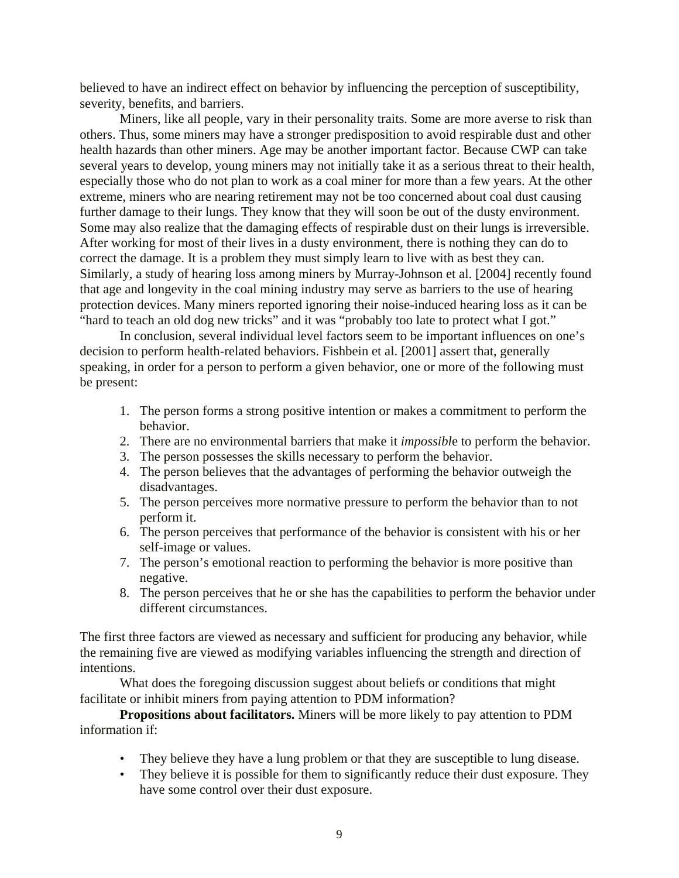believed to have an indirect effect on behavior by influencing the perception of susceptibility, severity, benefits, and barriers.

Miners, like all people, vary in their personality traits. Some are more averse to risk than others. Thus, some miners may have a stronger predisposition to avoid respirable dust and other health hazards than other miners. Age may be another important factor. Because CWP can take several years to develop, young miners may not initially take it as a serious threat to their health, especially those who do not plan to work as a coal miner for more than a few years. At the other extreme, miners who are nearing retirement may not be too concerned about coal dust causing further damage to their lungs. They know that they will soon be out of the dusty environment. Some may also realize that the damaging effects of respirable dust on their lungs is irreversible. After working for most of their lives in a dusty environment, there is nothing they can do to correct the damage. It is a problem they must simply learn to live with as best they can. Similarly, a study of hearing loss among miners by Murray-Johnson et al. [2004] recently found that age and longevity in the coal mining industry may serve as barriers to the use of hearing protection devices. Many miners reported ignoring their noise-induced hearing loss as it can be "hard to teach an old dog new tricks" and it was "probably too late to protect what I got."

In conclusion, several individual level factors seem to be important influences on one's decision to perform health-related behaviors. Fishbein et al. [2001] assert that, generally speaking, in order for a person to perform a given behavior, one or more of the following must be present:

1. The person forms a strong positive intention or makes a commitment to perform the behavior.
2. There are no environmental barriers that make it *impossibl*e to perform the behavior.
3. The person possesses the skills necessary to perform the behavior.
4. The person believes that the advantages of performing the behavior outweigh the disadvantages.
5. The person perceives more normative pressure to perform the behavior than to not perform it.
6. The person perceives that performance of the behavior is consistent with his or her self-image or values.
7. The person's emotional reaction to performing the behavior is more positive than negative.
8. The person perceives that he or she has the capabilities to perform the behavior under different circumstances.

The first three factors are viewed as necessary and sufficient for producing any behavior, while the remaining five are viewed as modifying variables influencing the strength and direction of intentions.

What does the foregoing discussion suggest about beliefs or conditions that might facilitate or inhibit miners from paying attention to PDM information?

**Propositions about facilitators.** Miners will be more likely to pay attention to PDM information if:

- They believe they have a lung problem or that they are susceptible to lung disease.
- They believe it is possible for them to significantly reduce their dust exposure. They have some control over their dust exposure.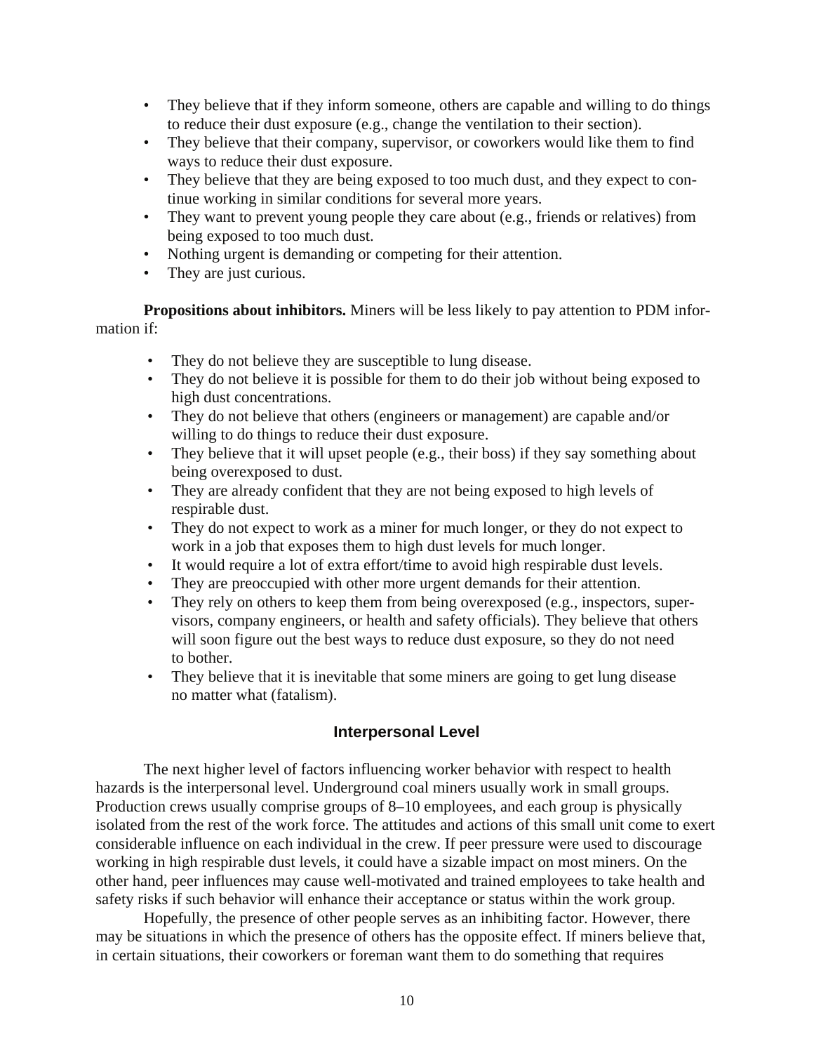- They believe that if they inform someone, others are capable and willing to do things to reduce their dust exposure (e.g., change the ventilation to their section).
- They believe that their company, supervisor, or coworkers would like them to find ways to reduce their dust exposure.
- They believe that they are being exposed to too much dust, and they expect to continue working in similar conditions for several more years.
- They want to prevent young people they care about (e.g., friends or relatives) from being exposed to too much dust.
- Nothing urgent is demanding or competing for their attention.
- They are just curious.

**Propositions about inhibitors.** Miners will be less likely to pay attention to PDM information if:

- They do not believe they are susceptible to lung disease.
- They do not believe it is possible for them to do their job without being exposed to high dust concentrations.
- They do not believe that others (engineers or management) are capable and/or willing to do things to reduce their dust exposure.
- They believe that it will upset people (e.g., their boss) if they say something about being overexposed to dust.
- They are already confident that they are not being exposed to high levels of respirable dust.
- They do not expect to work as a miner for much longer, or they do not expect to work in a job that exposes them to high dust levels for much longer.
- It would require a lot of extra effort/time to avoid high respirable dust levels.
- They are preoccupied with other more urgent demands for their attention.
- They rely on others to keep them from being overexposed (e.g., inspectors, supervisors, company engineers, or health and safety officials). They believe that others will soon figure out the best ways to reduce dust exposure, so they do not need to bother.
- They believe that it is inevitable that some miners are going to get lung disease no matter what (fatalism).

## Interpersonal Level

The next higher level of factors influencing worker behavior with respect to health hazards is the interpersonal level. Underground coal miners usually work in small groups. Production crews usually comprise groups of 8–10 employees, and each group is physically isolated from the rest of the work force. The attitudes and actions of this small unit come to exert considerable influence on each individual in the crew. If peer pressure were used to discourage working in high respirable dust levels, it could have a sizable impact on most miners. On the other hand, peer influences may cause well-motivated and trained employees to take health and safety risks if such behavior will enhance their acceptance or status within the work group.

Hopefully, the presence of other people serves as an inhibiting factor. However, there may be situations in which the presence of others has the opposite effect. If miners believe that, in certain situations, their coworkers or foreman want them to do something that requires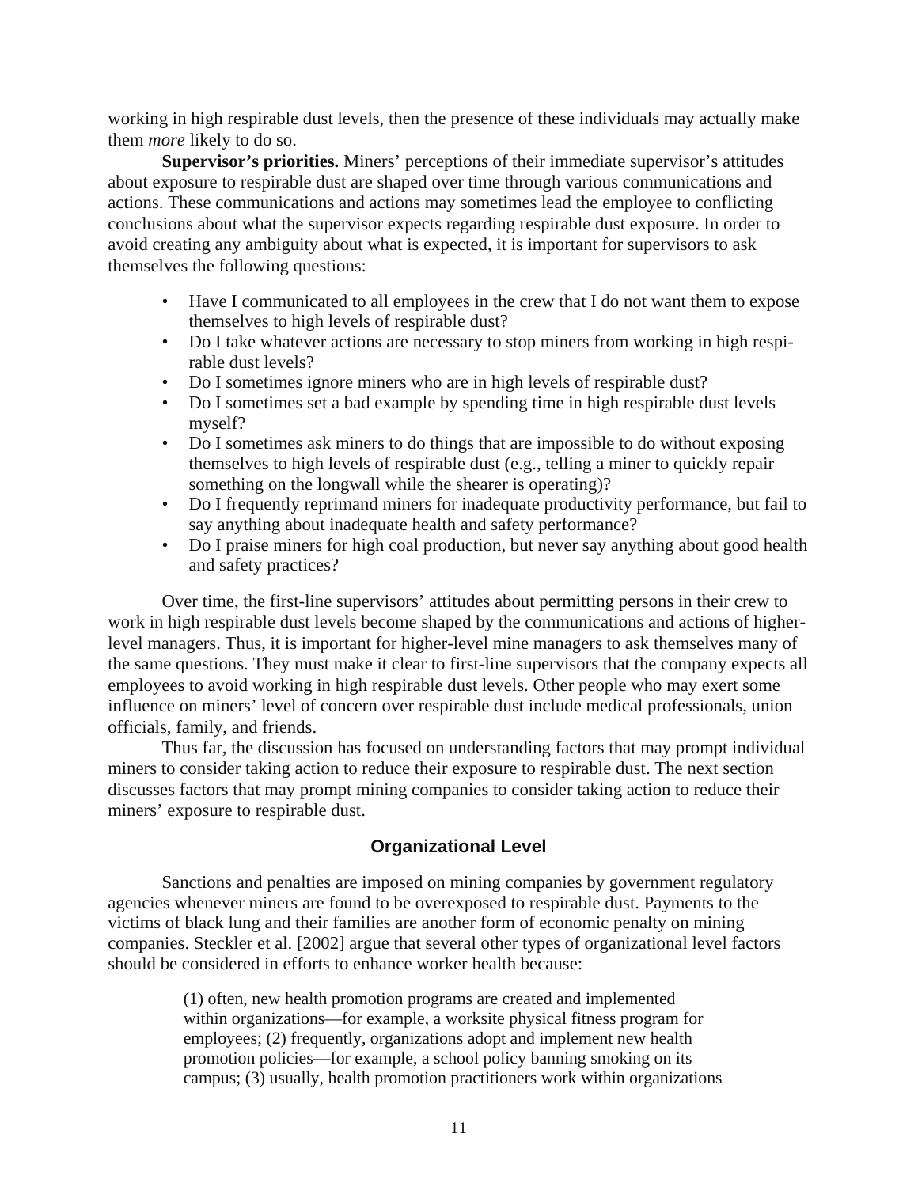working in high respirable dust levels, then the presence of these individuals may actually make them *more* likely to do so.

**Supervisor's priorities.** Miners' perceptions of their immediate supervisor's attitudes about exposure to respirable dust are shaped over time through various communications and actions. These communications and actions may sometimes lead the employee to conflicting conclusions about what the supervisor expects regarding respirable dust exposure. In order to avoid creating any ambiguity about what is expected, it is important for supervisors to ask themselves the following questions:

- Have I communicated to all employees in the crew that I do not want them to expose themselves to high levels of respirable dust?
- Do I take whatever actions are necessary to stop miners from working in high respirable dust levels?
- Do I sometimes ignore miners who are in high levels of respirable dust?
- Do I sometimes set a bad example by spending time in high respirable dust levels myself?
- Do I sometimes ask miners to do things that are impossible to do without exposing themselves to high levels of respirable dust (e.g., telling a miner to quickly repair something on the longwall while the shearer is operating)?
- Do I frequently reprimand miners for inadequate productivity performance, but fail to say anything about inadequate health and safety performance?
- Do I praise miners for high coal production, but never say anything about good health and safety practices?

Over time, the first-line supervisors' attitudes about permitting persons in their crew to work in high respirable dust levels become shaped by the communications and actions of higher-level managers. Thus, it is important for higher-level mine managers to ask themselves many of the same questions. They must make it clear to first-line supervisors that the company expects all employees to avoid working in high respirable dust levels. Other people who may exert some influence on miners' level of concern over respirable dust include medical professionals, union officials, family, and friends.

Thus far, the discussion has focused on understanding factors that may prompt individual miners to consider taking action to reduce their exposure to respirable dust. The next section discusses factors that may prompt mining companies to consider taking action to reduce their miners' exposure to respirable dust.

## Organizational Level

Sanctions and penalties are imposed on mining companies by government regulatory agencies whenever miners are found to be overexposed to respirable dust. Payments to the victims of black lung and their families are another form of economic penalty on mining companies. Steckler et al. [2002] argue that several other types of organizational level factors should be considered in efforts to enhance worker health because:

> (1) often, new health promotion programs are created and implemented within organizations—for example, a worksite physical fitness program for employees; (2) frequently, organizations adopt and implement new health promotion policies—for example, a school policy banning smoking on its campus; (3) usually, health promotion practitioners work within organizations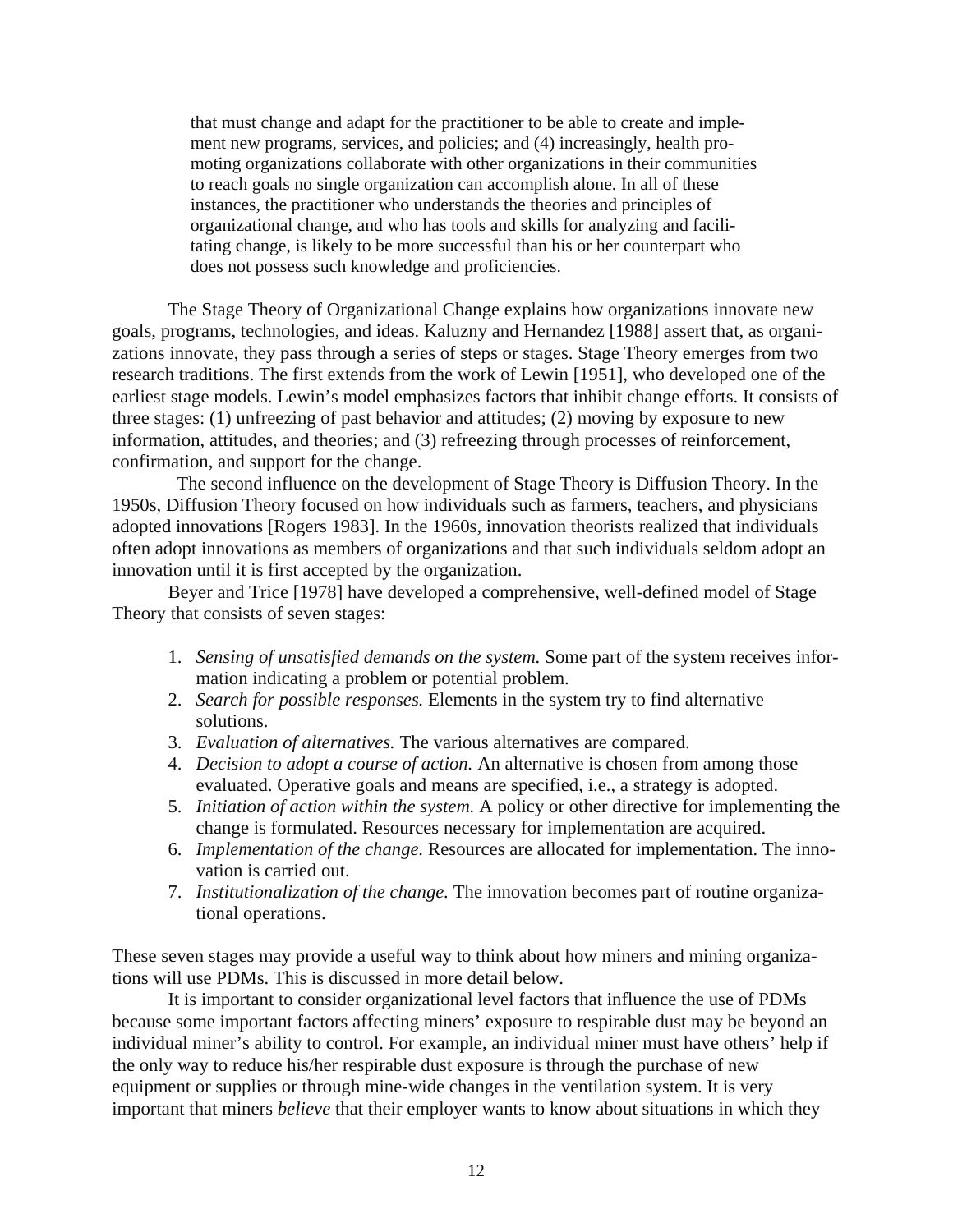> that must change and adapt for the practitioner to be able to create and implement new programs, services, and policies; and (4) increasingly, health promoting organizations collaborate with other organizations in their communities to reach goals no single organization can accomplish alone. In all of these instances, the practitioner who understands the theories and principles of organizational change, and who has tools and skills for analyzing and facilitating change, is likely to be more successful than his or her counterpart who does not possess such knowledge and proficiencies.

The Stage Theory of Organizational Change explains how organizations innovate new goals, programs, technologies, and ideas. Kaluzny and Hernandez [1988] assert that, as organizations innovate, they pass through a series of steps or stages. Stage Theory emerges from two research traditions. The first extends from the work of Lewin [1951], who developed one of the earliest stage models. Lewin's model emphasizes factors that inhibit change efforts. It consists of three stages: (1) unfreezing of past behavior and attitudes; (2) moving by exposure to new information, attitudes, and theories; and (3) refreezing through processes of reinforcement, confirmation, and support for the change.

The second influence on the development of Stage Theory is Diffusion Theory. In the 1950s, Diffusion Theory focused on how individuals such as farmers, teachers, and physicians adopted innovations [Rogers 1983]. In the 1960s, innovation theorists realized that individuals often adopt innovations as members of organizations and that such individuals seldom adopt an innovation until it is first accepted by the organization.

Beyer and Trice [1978] have developed a comprehensive, well-defined model of Stage Theory that consists of seven stages:

1. *Sensing of unsatisfied demands on the system.* Some part of the system receives information indicating a problem or potential problem.
2. *Search for possible responses.* Elements in the system try to find alternative solutions.
3. *Evaluation of alternatives.* The various alternatives are compared.
4. *Decision to adopt a course of action.* An alternative is chosen from among those evaluated. Operative goals and means are specified, i.e., a strategy is adopted.
5. *Initiation of action within the system.* A policy or other directive for implementing the change is formulated. Resources necessary for implementation are acquired.
6. *Implementation of the change.* Resources are allocated for implementation. The innovation is carried out.
7. *Institutionalization of the change.* The innovation becomes part of routine organizational operations.

These seven stages may provide a useful way to think about how miners and mining organizations will use PDMs. This is discussed in more detail below.

It is important to consider organizational level factors that influence the use of PDMs because some important factors affecting miners' exposure to respirable dust may be beyond an individual miner's ability to control. For example, an individual miner must have others' help if the only way to reduce his/her respirable dust exposure is through the purchase of new equipment or supplies or through mine-wide changes in the ventilation system. It is very important that miners *believe* that their employer wants to know about situations in which they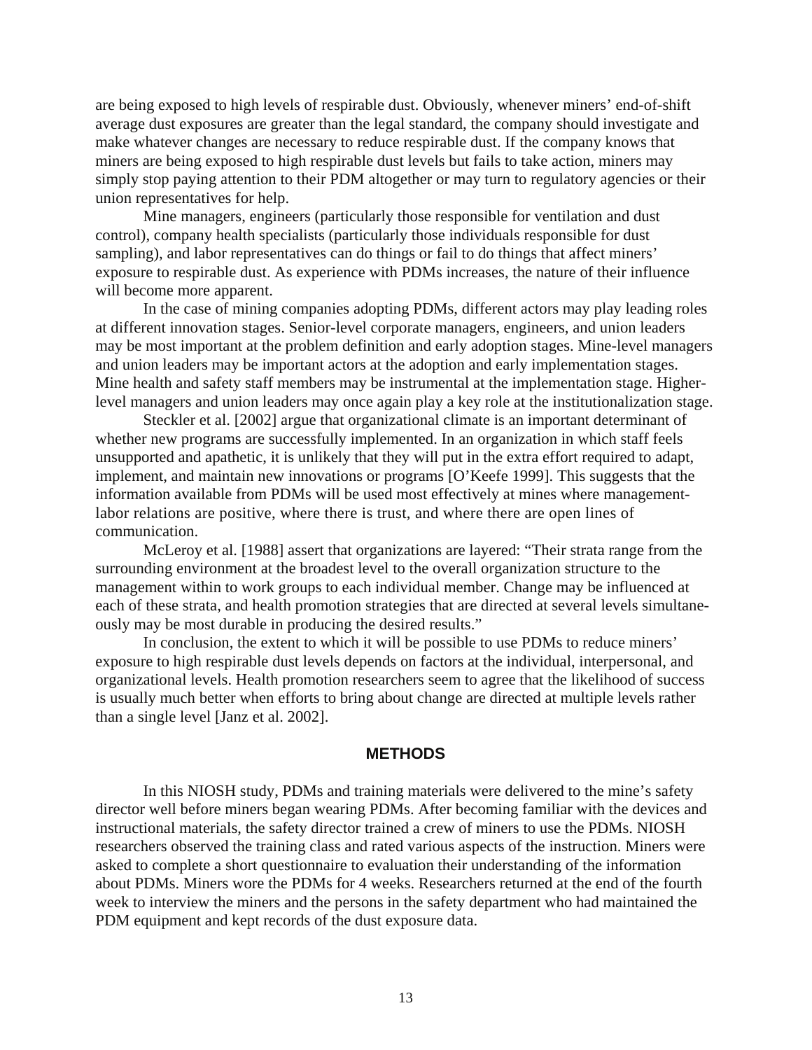are being exposed to high levels of respirable dust. Obviously, whenever miners' end-of-shift average dust exposures are greater than the legal standard, the company should investigate and make whatever changes are necessary to reduce respirable dust. If the company knows that miners are being exposed to high respirable dust levels but fails to take action, miners may simply stop paying attention to their PDM altogether or may turn to regulatory agencies or their union representatives for help.

Mine managers, engineers (particularly those responsible for ventilation and dust control), company health specialists (particularly those individuals responsible for dust sampling), and labor representatives can do things or fail to do things that affect miners' exposure to respirable dust. As experience with PDMs increases, the nature of their influence will become more apparent.

In the case of mining companies adopting PDMs, different actors may play leading roles at different innovation stages. Senior-level corporate managers, engineers, and union leaders may be most important at the problem definition and early adoption stages. Mine-level managers and union leaders may be important actors at the adoption and early implementation stages. Mine health and safety staff members may be instrumental at the implementation stage. Higher-level managers and union leaders may once again play a key role at the institutionalization stage.

Steckler et al. [2002] argue that organizational climate is an important determinant of whether new programs are successfully implemented. In an organization in which staff feels unsupported and apathetic, it is unlikely that they will put in the extra effort required to adapt, implement, and maintain new innovations or programs [O'Keefe 1999]. This suggests that the information available from PDMs will be used most effectively at mines where management-labor relations are positive, where there is trust, and where there are open lines of communication.

McLeroy et al. [1988] assert that organizations are layered: "Their strata range from the surrounding environment at the broadest level to the overall organization structure to the management within to work groups to each individual member. Change may be influenced at each of these strata, and health promotion strategies that are directed at several levels simultaneously may be most durable in producing the desired results."

In conclusion, the extent to which it will be possible to use PDMs to reduce miners' exposure to high respirable dust levels depends on factors at the individual, interpersonal, and organizational levels. Health promotion researchers seem to agree that the likelihood of success is usually much better when efforts to bring about change are directed at multiple levels rather than a single level [Janz et al. 2002].

## METHODS

In this NIOSH study, PDMs and training materials were delivered to the mine's safety director well before miners began wearing PDMs. After becoming familiar with the devices and instructional materials, the safety director trained a crew of miners to use the PDMs. NIOSH researchers observed the training class and rated various aspects of the instruction. Miners were asked to complete a short questionnaire to evaluation their understanding of the information about PDMs. Miners wore the PDMs for 4 weeks. Researchers returned at the end of the fourth week to interview the miners and the persons in the safety department who had maintained the PDM equipment and kept records of the dust exposure data.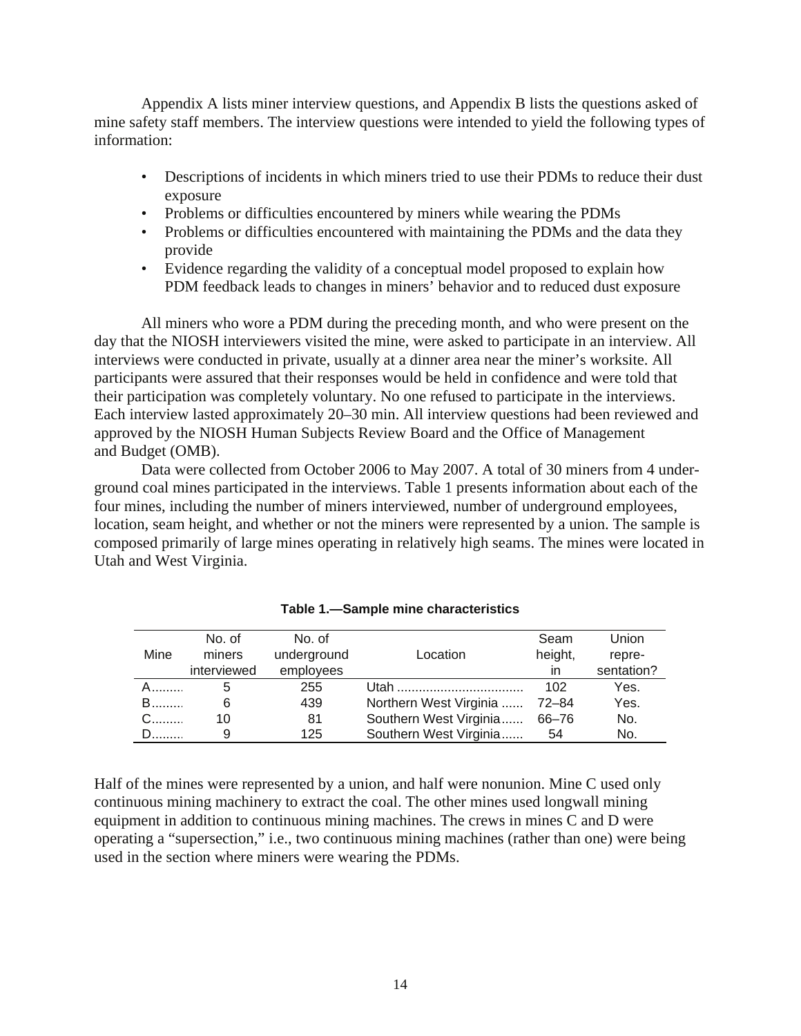Appendix A lists miner interview questions, and Appendix B lists the questions asked of mine safety staff members. The interview questions were intended to yield the following types of information:

- Descriptions of incidents in which miners tried to use their PDMs to reduce their dust exposure
- Problems or difficulties encountered by miners while wearing the PDMs
- Problems or difficulties encountered with maintaining the PDMs and the data they provide
- Evidence regarding the validity of a conceptual model proposed to explain how PDM feedback leads to changes in miners' behavior and to reduced dust exposure

All miners who wore a PDM during the preceding month, and who were present on the day that the NIOSH interviewers visited the mine, were asked to participate in an interview. All interviews were conducted in private, usually at a dinner area near the miner's worksite. All participants were assured that their responses would be held in confidence and were told that their participation was completely voluntary. No one refused to participate in the interviews. Each interview lasted approximately 20–30 min. All interview questions had been reviewed and approved by the NIOSH Human Subjects Review Board and the Office of Management and Budget (OMB).

Data were collected from October 2006 to May 2007. A total of 30 miners from 4 underground coal mines participated in the interviews. Table 1 presents information about each of the four mines, including the number of miners interviewed, number of underground employees, location, seam height, and whether or not the miners were represented by a union. The sample is composed primarily of large mines operating in relatively high seams. The mines were located in Utah and West Virginia.

**Table 1.—Sample mine characteristics**

| Mine | No. of miners interviewed | No. of underground employees | Location | Seam height, in | Union representation? |
|---|---|---|---|---|---|
| A | 5 | 255 | Utah | 102 | Yes. |
| B | 6 | 439 | Northern West Virginia | 72–84 | Yes. |
| C | 10 | 81 | Southern West Virginia | 66–76 | No. |
| D | 9 | 125 | Southern West Virginia | 54 | No. |

Half of the mines were represented by a union, and half were nonunion. Mine C used only continuous mining machinery to extract the coal. The other mines used longwall mining equipment in addition to continuous mining machines. The crews in mines C and D were operating a "supersection," i.e., two continuous mining machines (rather than one) were being used in the section where miners were wearing the PDMs.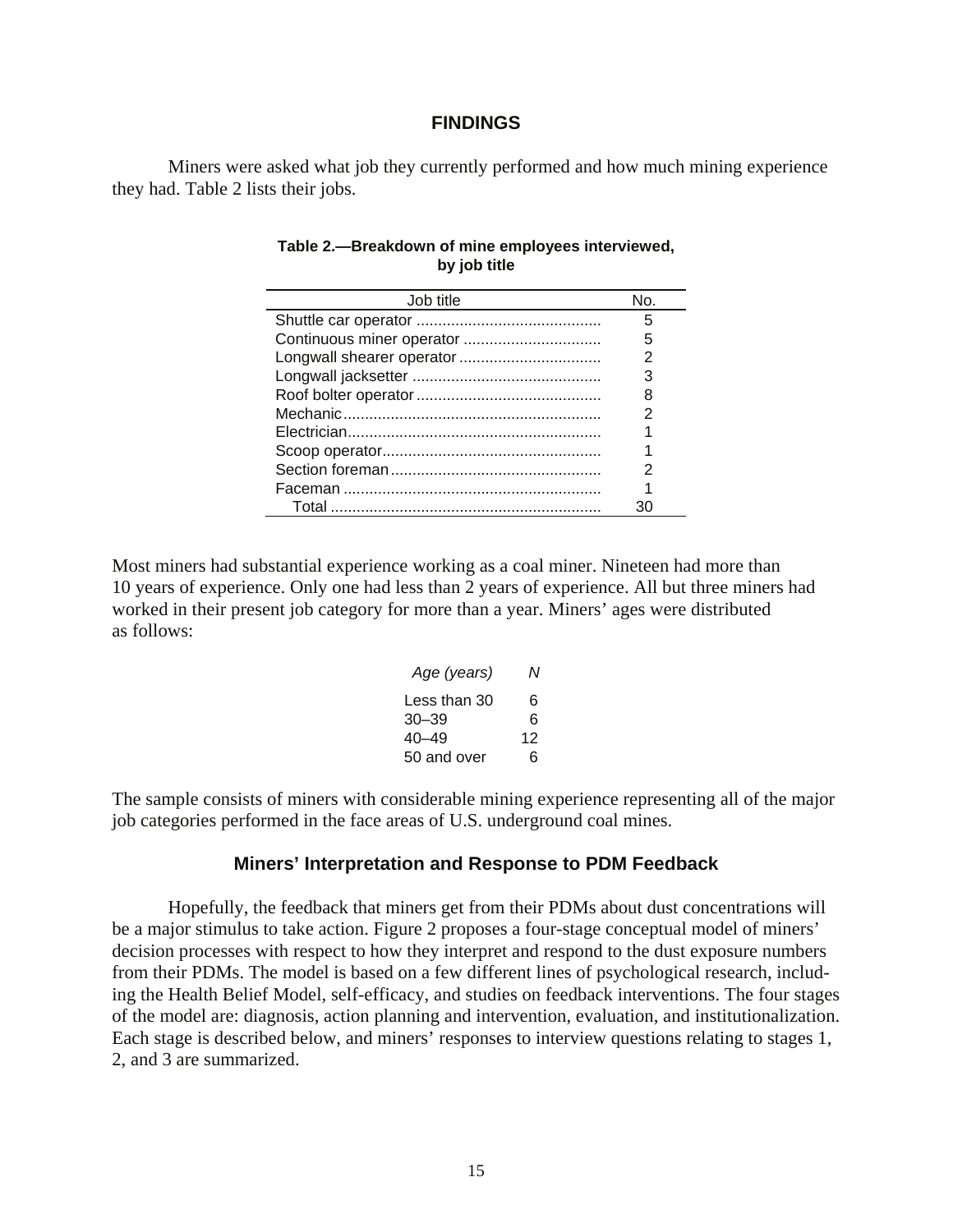## FINDINGS

Miners were asked what job they currently performed and how much mining experience they had. Table 2 lists their jobs.

**Table 2.—Breakdown of mine employees interviewed, by job title**

| Job title | No. |
|---|---|
| Shuttle car operator | 5 |
| Continuous miner operator | 5 |
| Longwall shearer operator | 2 |
| Longwall jacksetter | 3 |
| Roof bolter operator | 8 |
| Mechanic | 2 |
| Electrician | 1 |
| Scoop operator | 1 |
| Section foreman | 2 |
| Faceman | 1 |
| Total | 30 |

Most miners had substantial experience working as a coal miner. Nineteen had more than 10 years of experience. Only one had less than 2 years of experience. All but three miners had worked in their present job category for more than a year. Miners' ages were distributed as follows:

| *Age (years)* | *N* |
|---|---|
| Less than 30 | 6 |
| 30–39 | 6 |
| 40–49 | 12 |
| 50 and over | 6 |

The sample consists of miners with considerable mining experience representing all of the major job categories performed in the face areas of U.S. underground coal mines.

### Miners' Interpretation and Response to PDM Feedback

Hopefully, the feedback that miners get from their PDMs about dust concentrations will be a major stimulus to take action. Figure 2 proposes a four-stage conceptual model of miners' decision processes with respect to how they interpret and respond to the dust exposure numbers from their PDMs. The model is based on a few different lines of psychological research, including the Health Belief Model, self-efficacy, and studies on feedback interventions. The four stages of the model are: diagnosis, action planning and intervention, evaluation, and institutionalization. Each stage is described below, and miners' responses to interview questions relating to stages 1, 2, and 3 are summarized.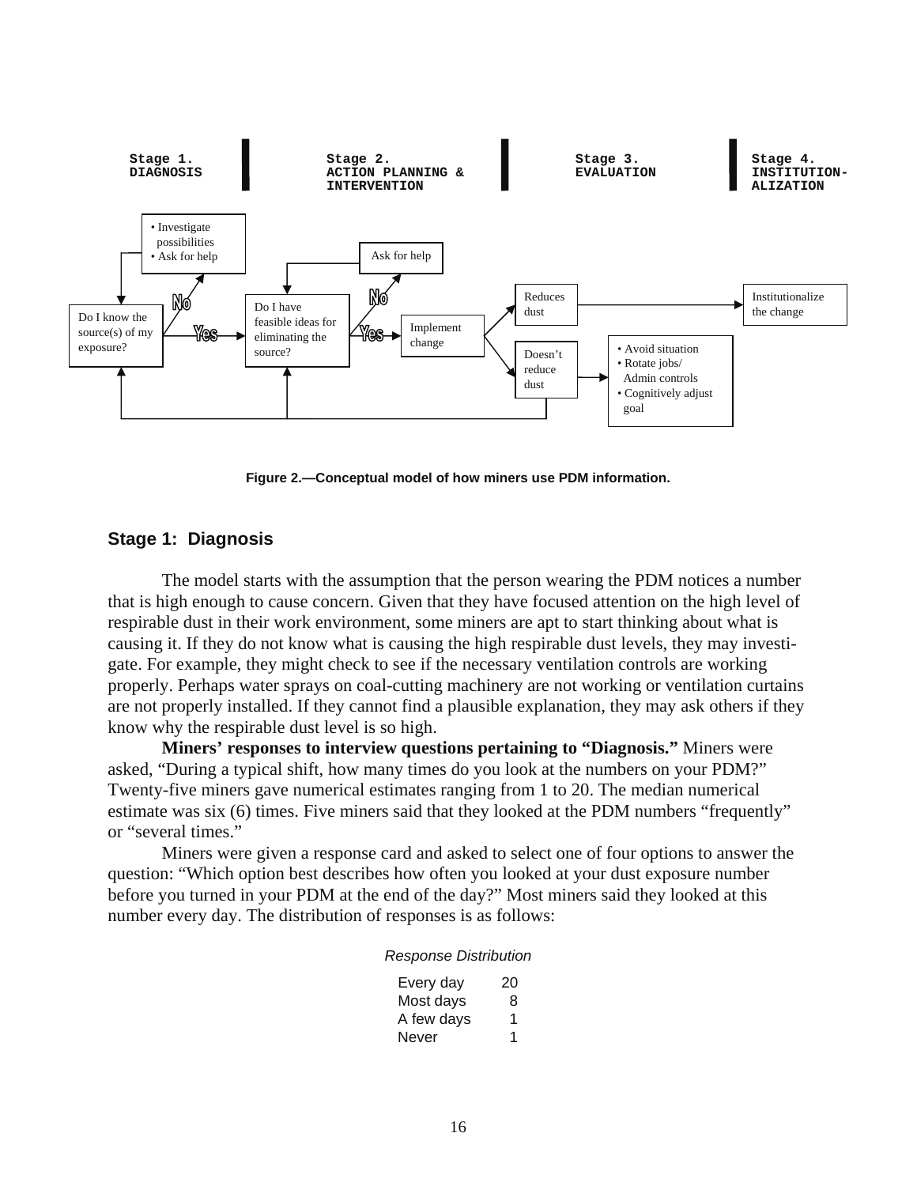Stage 1. DIAGNOSIS

Stage 2. ACTION PLANNING & INTERVENTION

Stage 3. EVALUATION

Stage 4. INSTITUTION-ALIZATION

- Investigate possibilities
- Ask for help

Ask for help

Do I know the source(s) of my exposure?

No

Yes

Do I have feasible ideas for eliminating the source?

No

Yes

Implement change

Reduces dust

Doesn't reduce dust

Institutionalize the change

- Avoid situation
- Rotate jobs/ Admin controls
- Cognitively adjust goal

**Figure 2.—Conceptual model of how miners use PDM information.**

## Stage 1: Diagnosis

The model starts with the assumption that the person wearing the PDM notices a number that is high enough to cause concern. Given that they have focused attention on the high level of respirable dust in their work environment, some miners are apt to start thinking about what is causing it. If they do not know what is causing the high respirable dust levels, they may investigate. For example, they might check to see if the necessary ventilation controls are working properly. Perhaps water sprays on coal-cutting machinery are not working or ventilation curtains are not properly installed. If they cannot find a plausible explanation, they may ask others if they know why the respirable dust level is so high.

**Miners' responses to interview questions pertaining to "Diagnosis."** Miners were asked, "During a typical shift, how many times do you look at the numbers on your PDM?" Twenty-five miners gave numerical estimates ranging from 1 to 20. The median numerical estimate was six (6) times. Five miners said that they looked at the PDM numbers "frequently" or "several times."

Miners were given a response card and asked to select one of four options to answer the question: "Which option best describes how often you looked at your dust exposure number before you turned in your PDM at the end of the day?" Most miners said they looked at this number every day. The distribution of responses is as follows:

*Response Distribution*

| Response | Count |
|---|---|
| Every day | 20 |
| Most days | 8 |
| A few days | 1 |
| Never | 1 |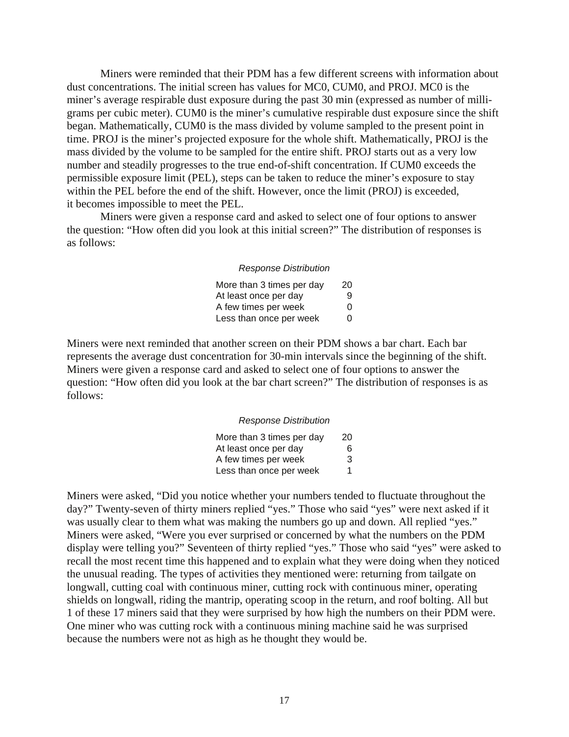Miners were reminded that their PDM has a few different screens with information about dust concentrations. The initial screen has values for MC0, CUM0, and PROJ. MC0 is the miner's average respirable dust exposure during the past 30 min (expressed as number of milli-grams per cubic meter). CUM0 is the miner's cumulative respirable dust exposure since the shift began. Mathematically, CUM0 is the mass divided by volume sampled to the present point in time. PROJ is the miner's projected exposure for the whole shift. Mathematically, PROJ is the mass divided by the volume to be sampled for the entire shift. PROJ starts out as a very low number and steadily progresses to the true end-of-shift concentration. If CUM0 exceeds the permissible exposure limit (PEL), steps can be taken to reduce the miner's exposure to stay within the PEL before the end of the shift. However, once the limit (PROJ) is exceeded, it becomes impossible to meet the PEL.

Miners were given a response card and asked to select one of four options to answer the question: "How often did you look at this initial screen?" The distribution of responses is as follows:

*Response Distribution*

| Response | Count |
|---|---|
| More than 3 times per day | 20 |
| At least once per day | 9 |
| A few times per week | 0 |
| Less than once per week | 0 |

Miners were next reminded that another screen on their PDM shows a bar chart. Each bar represents the average dust concentration for 30-min intervals since the beginning of the shift. Miners were given a response card and asked to select one of four options to answer the question: "How often did you look at the bar chart screen?" The distribution of responses is as follows:

*Response Distribution*

| Response | Count |
|---|---|
| More than 3 times per day | 20 |
| At least once per day | 6 |
| A few times per week | 3 |
| Less than once per week | 1 |

Miners were asked, "Did you notice whether your numbers tended to fluctuate throughout the day?" Twenty-seven of thirty miners replied "yes." Those who said "yes" were next asked if it was usually clear to them what was making the numbers go up and down. All replied "yes." Miners were asked, "Were you ever surprised or concerned by what the numbers on the PDM display were telling you?" Seventeen of thirty replied "yes." Those who said "yes" were asked to recall the most recent time this happened and to explain what they were doing when they noticed the unusual reading. The types of activities they mentioned were: returning from tailgate on longwall, cutting coal with continuous miner, cutting rock with continuous miner, operating shields on longwall, riding the mantrip, operating scoop in the return, and roof bolting. All but 1 of these 17 miners said that they were surprised by how high the numbers on their PDM were. One miner who was cutting rock with a continuous mining machine said he was surprised because the numbers were not as high as he thought they would be.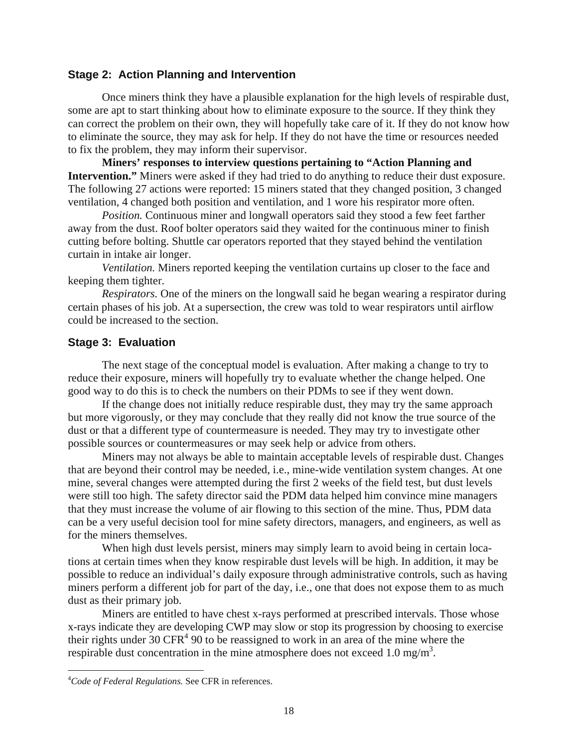### Stage 2: Action Planning and Intervention

Once miners think they have a plausible explanation for the high levels of respirable dust, some are apt to start thinking about how to eliminate exposure to the source. If they think they can correct the problem on their own, they will hopefully take care of it. If they do not know how to eliminate the source, they may ask for help. If they do not have the time or resources needed to fix the problem, they may inform their supervisor.

**Miners' responses to interview questions pertaining to "Action Planning and Intervention."** Miners were asked if they had tried to do anything to reduce their dust exposure. The following 27 actions were reported: 15 miners stated that they changed position, 3 changed ventilation, 4 changed both position and ventilation, and 1 wore his respirator more often.

*Position.* Continuous miner and longwall operators said they stood a few feet farther away from the dust. Roof bolter operators said they waited for the continuous miner to finish cutting before bolting. Shuttle car operators reported that they stayed behind the ventilation curtain in intake air longer.

*Ventilation.* Miners reported keeping the ventilation curtains up closer to the face and keeping them tighter.

*Respirators.* One of the miners on the longwall said he began wearing a respirator during certain phases of his job. At a supersection, the crew was told to wear respirators until airflow could be increased to the section.

### Stage 3: Evaluation

The next stage of the conceptual model is evaluation. After making a change to try to reduce their exposure, miners will hopefully try to evaluate whether the change helped. One good way to do this is to check the numbers on their PDMs to see if they went down.

If the change does not initially reduce respirable dust, they may try the same approach but more vigorously, or they may conclude that they really did not know the true source of the dust or that a different type of countermeasure is needed. They may try to investigate other possible sources or countermeasures or may seek help or advice from others.

Miners may not always be able to maintain acceptable levels of respirable dust. Changes that are beyond their control may be needed, i.e., mine-wide ventilation system changes. At one mine, several changes were attempted during the first 2 weeks of the field test, but dust levels were still too high. The safety director said the PDM data helped him convince mine managers that they must increase the volume of air flowing to this section of the mine. Thus, PDM data can be a very useful decision tool for mine safety directors, managers, and engineers, as well as for the miners themselves.

When high dust levels persist, miners may simply learn to avoid being in certain locations at certain times when they know respirable dust levels will be high. In addition, it may be possible to reduce an individual's daily exposure through administrative controls, such as having miners perform a different job for part of the day, i.e., one that does not expose them to as much dust as their primary job.

Miners are entitled to have chest x-rays performed at prescribed intervals. Those whose x-rays indicate they are developing CWP may slow or stop its progression by choosing to exercise their rights under 30 CFR[4] 90 to be reassigned to work in an area of the mine where the respirable dust concentration in the mine atmosphere does not exceed 1.0 $mg/m^3$.

[4]*Code of Federal Regulations.* See CFR in references.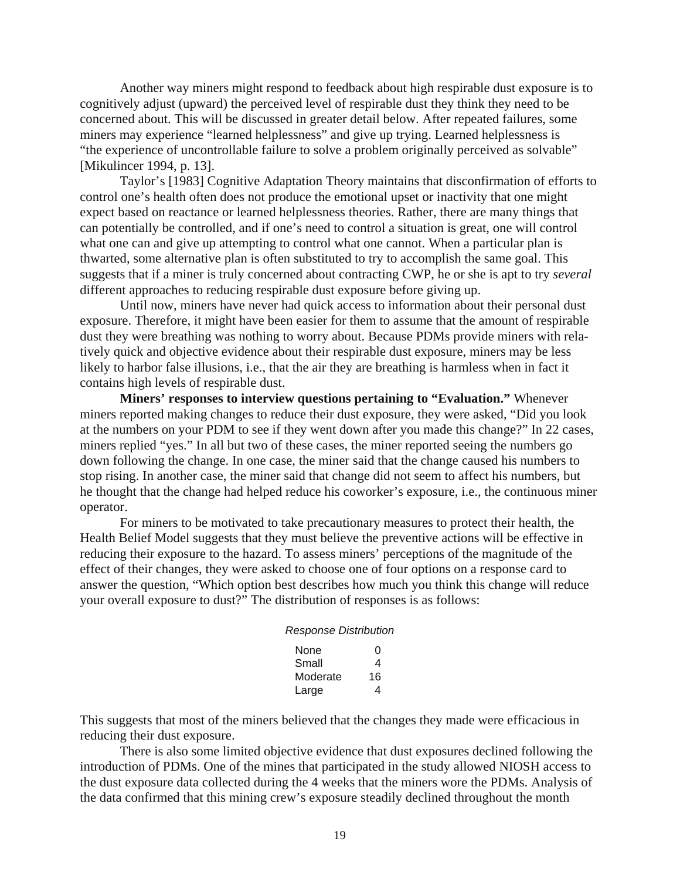Another way miners might respond to feedback about high respirable dust exposure is to cognitively adjust (upward) the perceived level of respirable dust they think they need to be concerned about. This will be discussed in greater detail below. After repeated failures, some miners may experience "learned helplessness" and give up trying. Learned helplessness is "the experience of uncontrollable failure to solve a problem originally perceived as solvable" [Mikulincer 1994, p. 13].

Taylor's [1983] Cognitive Adaptation Theory maintains that disconfirmation of efforts to control one's health often does not produce the emotional upset or inactivity that one might expect based on reactance or learned helplessness theories. Rather, there are many things that can potentially be controlled, and if one's need to control a situation is great, one will control what one can and give up attempting to control what one cannot. When a particular plan is thwarted, some alternative plan is often substituted to try to accomplish the same goal. This suggests that if a miner is truly concerned about contracting CWP, he or she is apt to try *several* different approaches to reducing respirable dust exposure before giving up.

Until now, miners have never had quick access to information about their personal dust exposure. Therefore, it might have been easier for them to assume that the amount of respirable dust they were breathing was nothing to worry about. Because PDMs provide miners with relatively quick and objective evidence about their respirable dust exposure, miners may be less likely to harbor false illusions, i.e., that the air they are breathing is harmless when in fact it contains high levels of respirable dust.

**Miners' responses to interview questions pertaining to "Evaluation."** Whenever miners reported making changes to reduce their dust exposure, they were asked, "Did you look at the numbers on your PDM to see if they went down after you made this change?" In 22 cases, miners replied "yes." In all but two of these cases, the miner reported seeing the numbers go down following the change. In one case, the miner said that the change caused his numbers to stop rising. In another case, the miner said that change did not seem to affect his numbers, but he thought that the change had helped reduce his coworker's exposure, i.e., the continuous miner operator.

For miners to be motivated to take precautionary measures to protect their health, the Health Belief Model suggests that they must believe the preventive actions will be effective in reducing their exposure to the hazard. To assess miners' perceptions of the magnitude of the effect of their changes, they were asked to choose one of four options on a response card to answer the question, "Which option best describes how much you think this change will reduce your overall exposure to dust?" The distribution of responses is as follows:

*Response Distribution*

| Response | Count |
|---|---|
| None | 0 |
| Small | 4 |
| Moderate | 16 |
| Large | 4 |

This suggests that most of the miners believed that the changes they made were efficacious in reducing their dust exposure.

There is also some limited objective evidence that dust exposures declined following the introduction of PDMs. One of the mines that participated in the study allowed NIOSH access to the dust exposure data collected during the 4 weeks that the miners wore the PDMs. Analysis of the data confirmed that this mining crew's exposure steadily declined throughout the month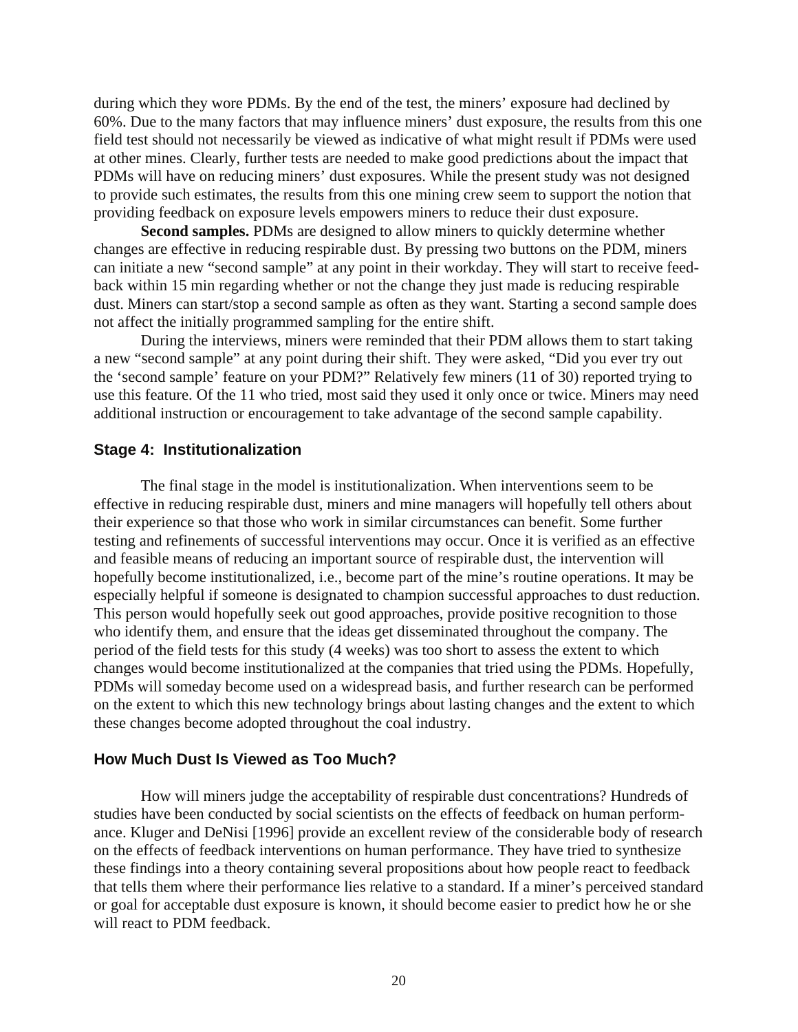during which they wore PDMs. By the end of the test, the miners' exposure had declined by 60%. Due to the many factors that may influence miners' dust exposure, the results from this one field test should not necessarily be viewed as indicative of what might result if PDMs were used at other mines. Clearly, further tests are needed to make good predictions about the impact that PDMs will have on reducing miners' dust exposures. While the present study was not designed to provide such estimates, the results from this one mining crew seem to support the notion that providing feedback on exposure levels empowers miners to reduce their dust exposure.

**Second samples.** PDMs are designed to allow miners to quickly determine whether changes are effective in reducing respirable dust. By pressing two buttons on the PDM, miners can initiate a new "second sample" at any point in their workday. They will start to receive feedback within 15 min regarding whether or not the change they just made is reducing respirable dust. Miners can start/stop a second sample as often as they want. Starting a second sample does not affect the initially programmed sampling for the entire shift.

During the interviews, miners were reminded that their PDM allows them to start taking a new "second sample" at any point during their shift. They were asked, "Did you ever try out the 'second sample' feature on your PDM?" Relatively few miners (11 of 30) reported trying to use this feature. Of the 11 who tried, most said they used it only once or twice. Miners may need additional instruction or encouragement to take advantage of the second sample capability.

### Stage 4: Institutionalization

The final stage in the model is institutionalization. When interventions seem to be effective in reducing respirable dust, miners and mine managers will hopefully tell others about their experience so that those who work in similar circumstances can benefit. Some further testing and refinements of successful interventions may occur. Once it is verified as an effective and feasible means of reducing an important source of respirable dust, the intervention will hopefully become institutionalized, i.e., become part of the mine's routine operations. It may be especially helpful if someone is designated to champion successful approaches to dust reduction. This person would hopefully seek out good approaches, provide positive recognition to those who identify them, and ensure that the ideas get disseminated throughout the company. The period of the field tests for this study (4 weeks) was too short to assess the extent to which changes would become institutionalized at the companies that tried using the PDMs. Hopefully, PDMs will someday become used on a widespread basis, and further research can be performed on the extent to which this new technology brings about lasting changes and the extent to which these changes become adopted throughout the coal industry.

### How Much Dust Is Viewed as Too Much?

How will miners judge the acceptability of respirable dust concentrations? Hundreds of studies have been conducted by social scientists on the effects of feedback on human performance. Kluger and DeNisi [1996] provide an excellent review of the considerable body of research on the effects of feedback interventions on human performance. They have tried to synthesize these findings into a theory containing several propositions about how people react to feedback that tells them where their performance lies relative to a standard. If a miner's perceived standard or goal for acceptable dust exposure is known, it should become easier to predict how he or she will react to PDM feedback.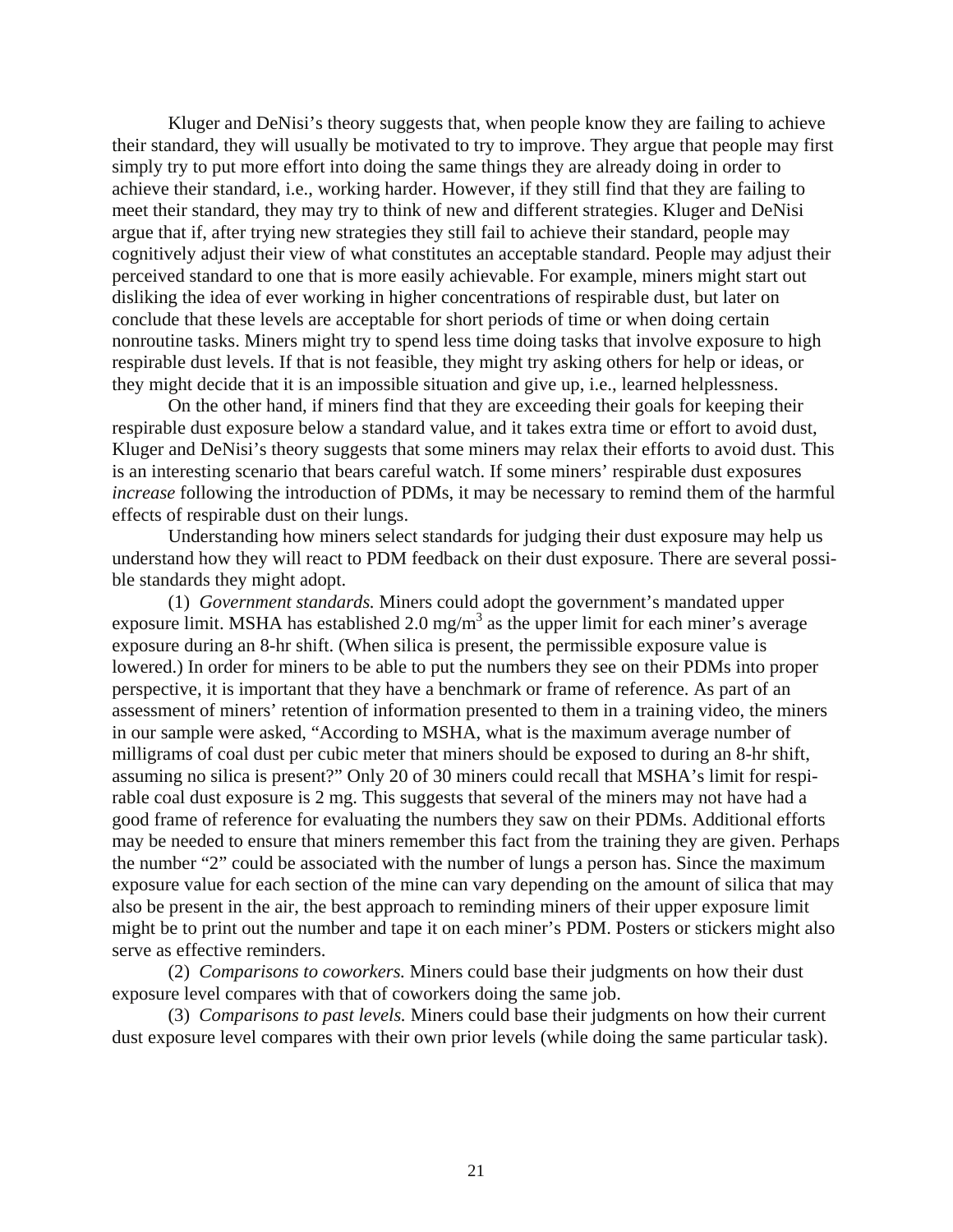Kluger and DeNisi's theory suggests that, when people know they are failing to achieve their standard, they will usually be motivated to try to improve. They argue that people may first simply try to put more effort into doing the same things they are already doing in order to achieve their standard, i.e., working harder. However, if they still find that they are failing to meet their standard, they may try to think of new and different strategies. Kluger and DeNisi argue that if, after trying new strategies they still fail to achieve their standard, people may cognitively adjust their view of what constitutes an acceptable standard. People may adjust their perceived standard to one that is more easily achievable. For example, miners might start out disliking the idea of ever working in higher concentrations of respirable dust, but later on conclude that these levels are acceptable for short periods of time or when doing certain nonroutine tasks. Miners might try to spend less time doing tasks that involve exposure to high respirable dust levels. If that is not feasible, they might try asking others for help or ideas, or they might decide that it is an impossible situation and give up, i.e., learned helplessness.

On the other hand, if miners find that they are exceeding their goals for keeping their respirable dust exposure below a standard value, and it takes extra time or effort to avoid dust, Kluger and DeNisi's theory suggests that some miners may relax their efforts to avoid dust. This is an interesting scenario that bears careful watch. If some miners' respirable dust exposures *increase* following the introduction of PDMs, it may be necessary to remind them of the harmful effects of respirable dust on their lungs.

Understanding how miners select standards for judging their dust exposure may help us understand how they will react to PDM feedback on their dust exposure. There are several possible standards they might adopt.

(1) *Government standards.* Miners could adopt the government's mandated upper exposure limit. MSHA has established 2.0 mg/m$^3$ as the upper limit for each miner's average exposure during an 8-hr shift. (When silica is present, the permissible exposure value is lowered.) In order for miners to be able to put the numbers they see on their PDMs into proper perspective, it is important that they have a benchmark or frame of reference. As part of an assessment of miners' retention of information presented to them in a training video, the miners in our sample were asked, "According to MSHA, what is the maximum average number of milligrams of coal dust per cubic meter that miners should be exposed to during an 8-hr shift, assuming no silica is present?" Only 20 of 30 miners could recall that MSHA's limit for respirable coal dust exposure is 2 mg. This suggests that several of the miners may not have had a good frame of reference for evaluating the numbers they saw on their PDMs. Additional efforts may be needed to ensure that miners remember this fact from the training they are given. Perhaps the number "2" could be associated with the number of lungs a person has. Since the maximum exposure value for each section of the mine can vary depending on the amount of silica that may also be present in the air, the best approach to reminding miners of their upper exposure limit might be to print out the number and tape it on each miner's PDM. Posters or stickers might also serve as effective reminders.

(2) *Comparisons to coworkers.* Miners could base their judgments on how their dust exposure level compares with that of coworkers doing the same job.

(3) *Comparisons to past levels.* Miners could base their judgments on how their current dust exposure level compares with their own prior levels (while doing the same particular task).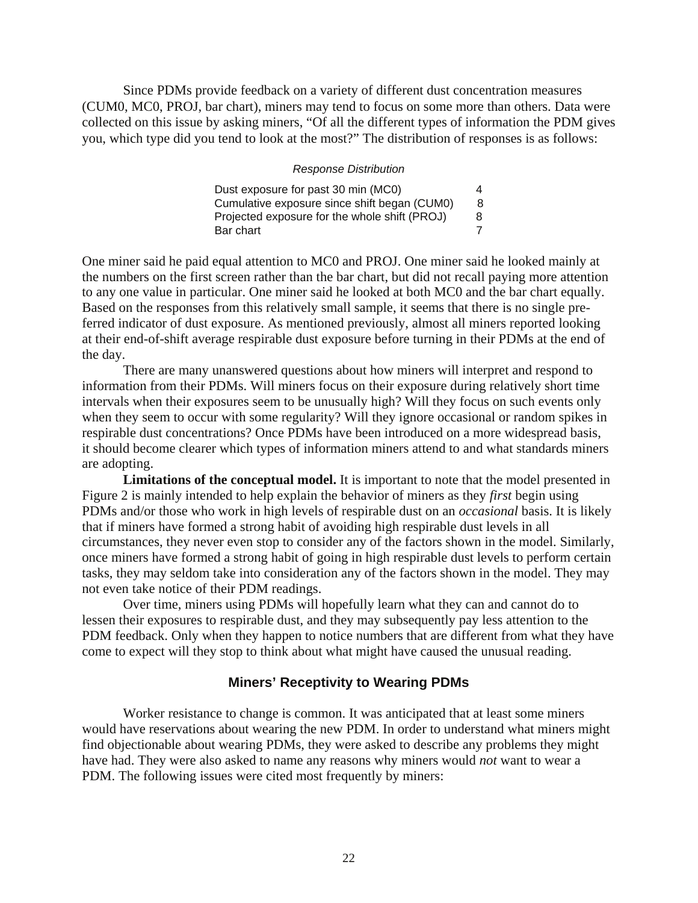Since PDMs provide feedback on a variety of different dust concentration measures (CUM0, MC0, PROJ, bar chart), miners may tend to focus on some more than others. Data were collected on this issue by asking miners, "Of all the different types of information the PDM gives you, which type did you tend to look at the most?" The distribution of responses is as follows:

*Response Distribution*

| | |
|---|---|
| Dust exposure for past 30 min (MC0) | 4 |
| Cumulative exposure since shift began (CUM0) | 8 |
| Projected exposure for the whole shift (PROJ) | 8 |
| Bar chart | 7 |

One miner said he paid equal attention to MC0 and PROJ. One miner said he looked mainly at the numbers on the first screen rather than the bar chart, but did not recall paying more attention to any one value in particular. One miner said he looked at both MC0 and the bar chart equally. Based on the responses from this relatively small sample, it seems that there is no single preferred indicator of dust exposure. As mentioned previously, almost all miners reported looking at their end-of-shift average respirable dust exposure before turning in their PDMs at the end of the day.

There are many unanswered questions about how miners will interpret and respond to information from their PDMs. Will miners focus on their exposure during relatively short time intervals when their exposures seem to be unusually high? Will they focus on such events only when they seem to occur with some regularity? Will they ignore occasional or random spikes in respirable dust concentrations? Once PDMs have been introduced on a more widespread basis, it should become clearer which types of information miners attend to and what standards miners are adopting.

**Limitations of the conceptual model.** It is important to note that the model presented in Figure 2 is mainly intended to help explain the behavior of miners as they *first* begin using PDMs and/or those who work in high levels of respirable dust on an *occasional* basis. It is likely that if miners have formed a strong habit of avoiding high respirable dust levels in all circumstances, they never even stop to consider any of the factors shown in the model. Similarly, once miners have formed a strong habit of going in high respirable dust levels to perform certain tasks, they may seldom take into consideration any of the factors shown in the model. They may not even take notice of their PDM readings.

Over time, miners using PDMs will hopefully learn what they can and cannot do to lessen their exposures to respirable dust, and they may subsequently pay less attention to the PDM feedback. Only when they happen to notice numbers that are different from what they have come to expect will they stop to think about what might have caused the unusual reading.

## Miners' Receptivity to Wearing PDMs

Worker resistance to change is common. It was anticipated that at least some miners would have reservations about wearing the new PDM. In order to understand what miners might find objectionable about wearing PDMs, they were asked to describe any problems they might have had. They were also asked to name any reasons why miners would *not* want to wear a PDM. The following issues were cited most frequently by miners: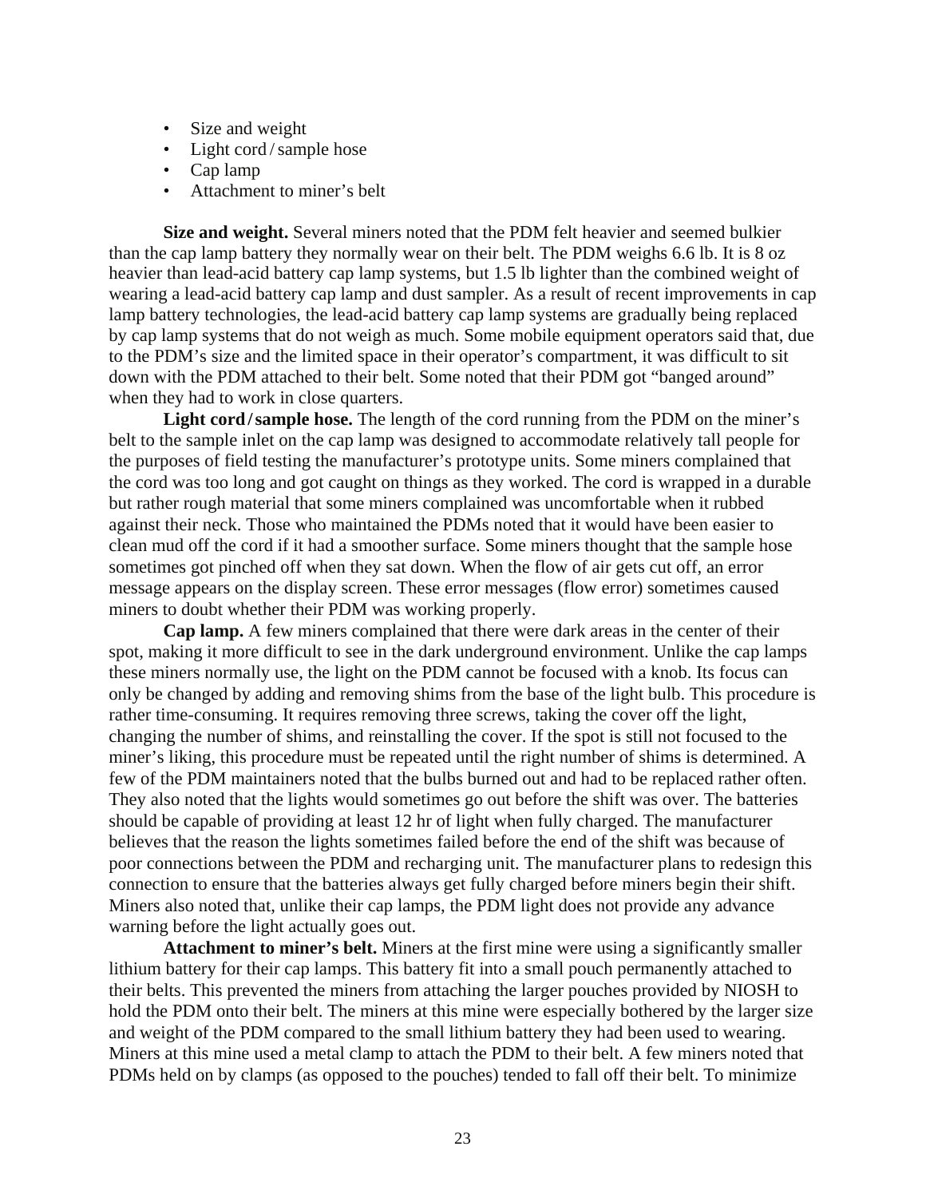- Size and weight
- Light cord / sample hose
- Cap lamp
- Attachment to miner's belt

**Size and weight.** Several miners noted that the PDM felt heavier and seemed bulkier than the cap lamp battery they normally wear on their belt. The PDM weighs 6.6 lb. It is 8 oz heavier than lead-acid battery cap lamp systems, but 1.5 lb lighter than the combined weight of wearing a lead-acid battery cap lamp and dust sampler. As a result of recent improvements in cap lamp battery technologies, the lead-acid battery cap lamp systems are gradually being replaced by cap lamp systems that do not weigh as much. Some mobile equipment operators said that, due to the PDM's size and the limited space in their operator's compartment, it was difficult to sit down with the PDM attached to their belt. Some noted that their PDM got "banged around" when they had to work in close quarters.

**Light cord / sample hose.** The length of the cord running from the PDM on the miner's belt to the sample inlet on the cap lamp was designed to accommodate relatively tall people for the purposes of field testing the manufacturer's prototype units. Some miners complained that the cord was too long and got caught on things as they worked. The cord is wrapped in a durable but rather rough material that some miners complained was uncomfortable when it rubbed against their neck. Those who maintained the PDMs noted that it would have been easier to clean mud off the cord if it had a smoother surface. Some miners thought that the sample hose sometimes got pinched off when they sat down. When the flow of air gets cut off, an error message appears on the display screen. These error messages (flow error) sometimes caused miners to doubt whether their PDM was working properly.

**Cap lamp.** A few miners complained that there were dark areas in the center of their spot, making it more difficult to see in the dark underground environment. Unlike the cap lamps these miners normally use, the light on the PDM cannot be focused with a knob. Its focus can only be changed by adding and removing shims from the base of the light bulb. This procedure is rather time-consuming. It requires removing three screws, taking the cover off the light, changing the number of shims, and reinstalling the cover. If the spot is still not focused to the miner's liking, this procedure must be repeated until the right number of shims is determined. A few of the PDM maintainers noted that the bulbs burned out and had to be replaced rather often. They also noted that the lights would sometimes go out before the shift was over. The batteries should be capable of providing at least 12 hr of light when fully charged. The manufacturer believes that the reason the lights sometimes failed before the end of the shift was because of poor connections between the PDM and recharging unit. The manufacturer plans to redesign this connection to ensure that the batteries always get fully charged before miners begin their shift. Miners also noted that, unlike their cap lamps, the PDM light does not provide any advance warning before the light actually goes out.

**Attachment to miner's belt.** Miners at the first mine were using a significantly smaller lithium battery for their cap lamps. This battery fit into a small pouch permanently attached to their belts. This prevented the miners from attaching the larger pouches provided by NIOSH to hold the PDM onto their belt. The miners at this mine were especially bothered by the larger size and weight of the PDM compared to the small lithium battery they had been used to wearing. Miners at this mine used a metal clamp to attach the PDM to their belt. A few miners noted that PDMs held on by clamps (as opposed to the pouches) tended to fall off their belt. To minimize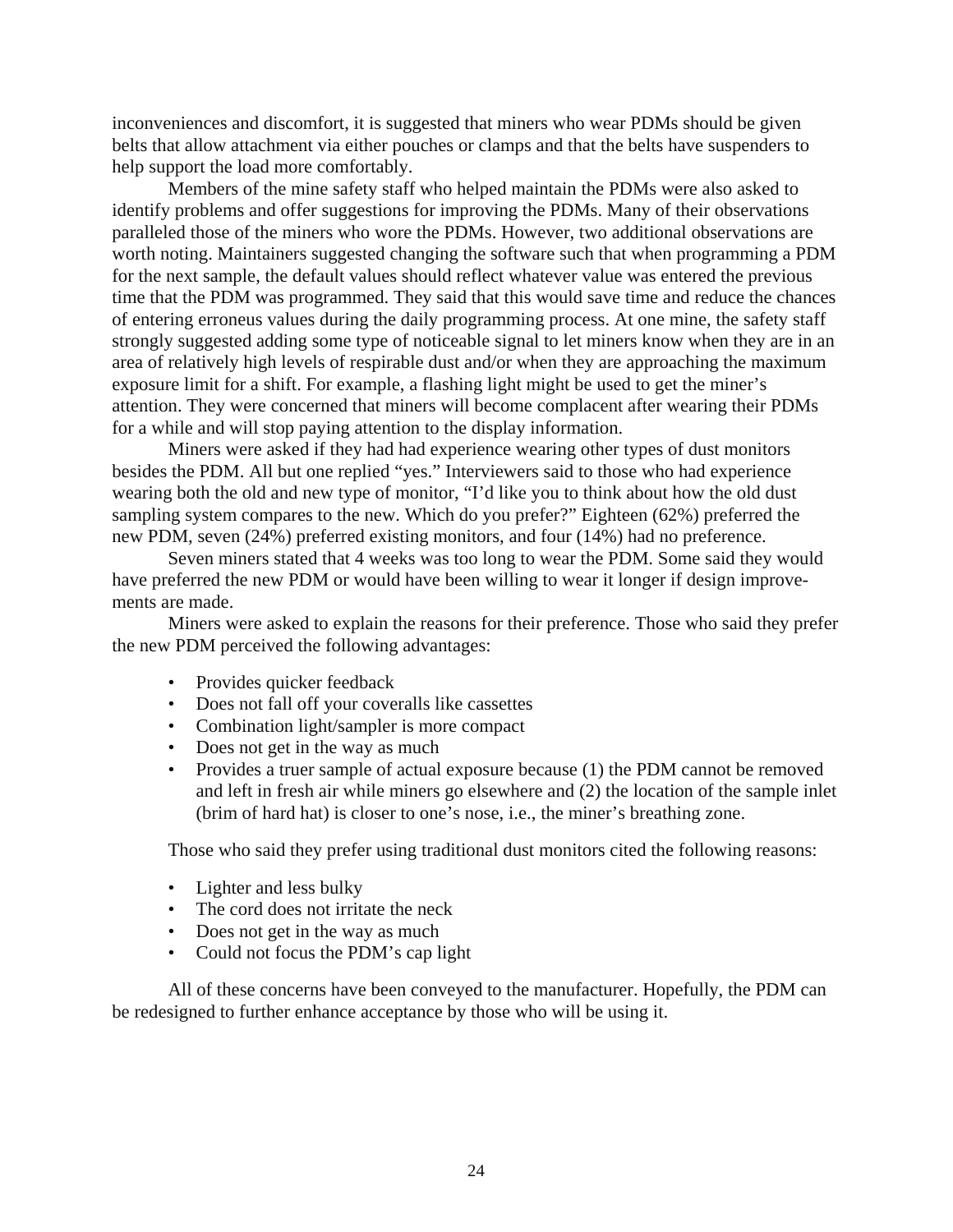inconveniences and discomfort, it is suggested that miners who wear PDMs should be given belts that allow attachment via either pouches or clamps and that the belts have suspenders to help support the load more comfortably.

Members of the mine safety staff who helped maintain the PDMs were also asked to identify problems and offer suggestions for improving the PDMs. Many of their observations paralleled those of the miners who wore the PDMs. However, two additional observations are worth noting. Maintainers suggested changing the software such that when programming a PDM for the next sample, the default values should reflect whatever value was entered the previous time that the PDM was programmed. They said that this would save time and reduce the chances of entering erroneus values during the daily programming process. At one mine, the safety staff strongly suggested adding some type of noticeable signal to let miners know when they are in an area of relatively high levels of respirable dust and/or when they are approaching the maximum exposure limit for a shift. For example, a flashing light might be used to get the miner's attention. They were concerned that miners will become complacent after wearing their PDMs for a while and will stop paying attention to the display information.

Miners were asked if they had had experience wearing other types of dust monitors besides the PDM. All but one replied "yes." Interviewers said to those who had experience wearing both the old and new type of monitor, "I'd like you to think about how the old dust sampling system compares to the new. Which do you prefer?" Eighteen (62%) preferred the new PDM, seven (24%) preferred existing monitors, and four (14%) had no preference.

Seven miners stated that 4 weeks was too long to wear the PDM. Some said they would have preferred the new PDM or would have been willing to wear it longer if design improvements are made.

Miners were asked to explain the reasons for their preference. Those who said they prefer the new PDM perceived the following advantages:

- Provides quicker feedback
- Does not fall off your coveralls like cassettes
- Combination light/sampler is more compact
- Does not get in the way as much
- Provides a truer sample of actual exposure because (1) the PDM cannot be removed and left in fresh air while miners go elsewhere and (2) the location of the sample inlet (brim of hard hat) is closer to one's nose, i.e., the miner's breathing zone.

Those who said they prefer using traditional dust monitors cited the following reasons:

- Lighter and less bulky
- The cord does not irritate the neck
- Does not get in the way as much
- Could not focus the PDM's cap light

All of these concerns have been conveyed to the manufacturer. Hopefully, the PDM can be redesigned to further enhance acceptance by those who will be using it.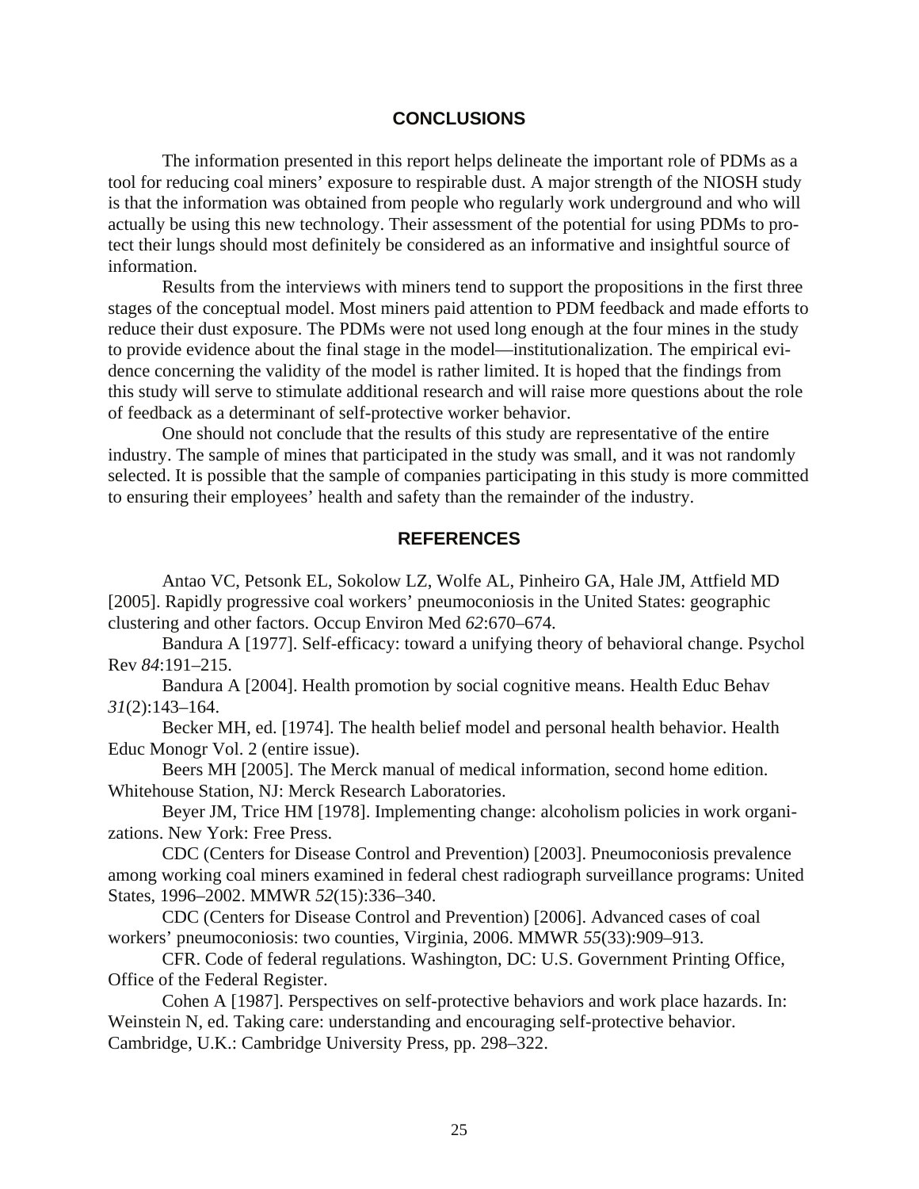## CONCLUSIONS

The information presented in this report helps delineate the important role of PDMs as a tool for reducing coal miners' exposure to respirable dust. A major strength of the NIOSH study is that the information was obtained from people who regularly work underground and who will actually be using this new technology. Their assessment of the potential for using PDMs to protect their lungs should most definitely be considered as an informative and insightful source of information.

Results from the interviews with miners tend to support the propositions in the first three stages of the conceptual model. Most miners paid attention to PDM feedback and made efforts to reduce their dust exposure. The PDMs were not used long enough at the four mines in the study to provide evidence about the final stage in the model—institutionalization. The empirical evidence concerning the validity of the model is rather limited. It is hoped that the findings from this study will serve to stimulate additional research and will raise more questions about the role of feedback as a determinant of self-protective worker behavior.

One should not conclude that the results of this study are representative of the entire industry. The sample of mines that participated in the study was small, and it was not randomly selected. It is possible that the sample of companies participating in this study is more committed to ensuring their employees' health and safety than the remainder of the industry.

## REFERENCES

Antao VC, Petsonk EL, Sokolow LZ, Wolfe AL, Pinheiro GA, Hale JM, Attfield MD [2005]. Rapidly progressive coal workers' pneumoconiosis in the United States: geographic clustering and other factors. Occup Environ Med *62*:670–674.

Bandura A [1977]. Self-efficacy: toward a unifying theory of behavioral change. Psychol Rev *84*:191–215.

Bandura A [2004]. Health promotion by social cognitive means. Health Educ Behav *31*(2):143–164.

Becker MH, ed. [1974]. The health belief model and personal health behavior. Health Educ Monogr Vol. 2 (entire issue).

Beers MH [2005]. The Merck manual of medical information, second home edition. Whitehouse Station, NJ: Merck Research Laboratories.

Beyer JM, Trice HM [1978]. Implementing change: alcoholism policies in work organizations. New York: Free Press.

CDC (Centers for Disease Control and Prevention) [2003]. Pneumoconiosis prevalence among working coal miners examined in federal chest radiograph surveillance programs: United States, 1996–2002. MMWR *52*(15):336–340.

CDC (Centers for Disease Control and Prevention) [2006]. Advanced cases of coal workers' pneumoconiosis: two counties, Virginia, 2006. MMWR *55*(33):909–913.

CFR. Code of federal regulations. Washington, DC: U.S. Government Printing Office, Office of the Federal Register.

Cohen A [1987]. Perspectives on self-protective behaviors and work place hazards. In: Weinstein N, ed. Taking care: understanding and encouraging self-protective behavior. Cambridge, U.K.: Cambridge University Press, pp. 298–322.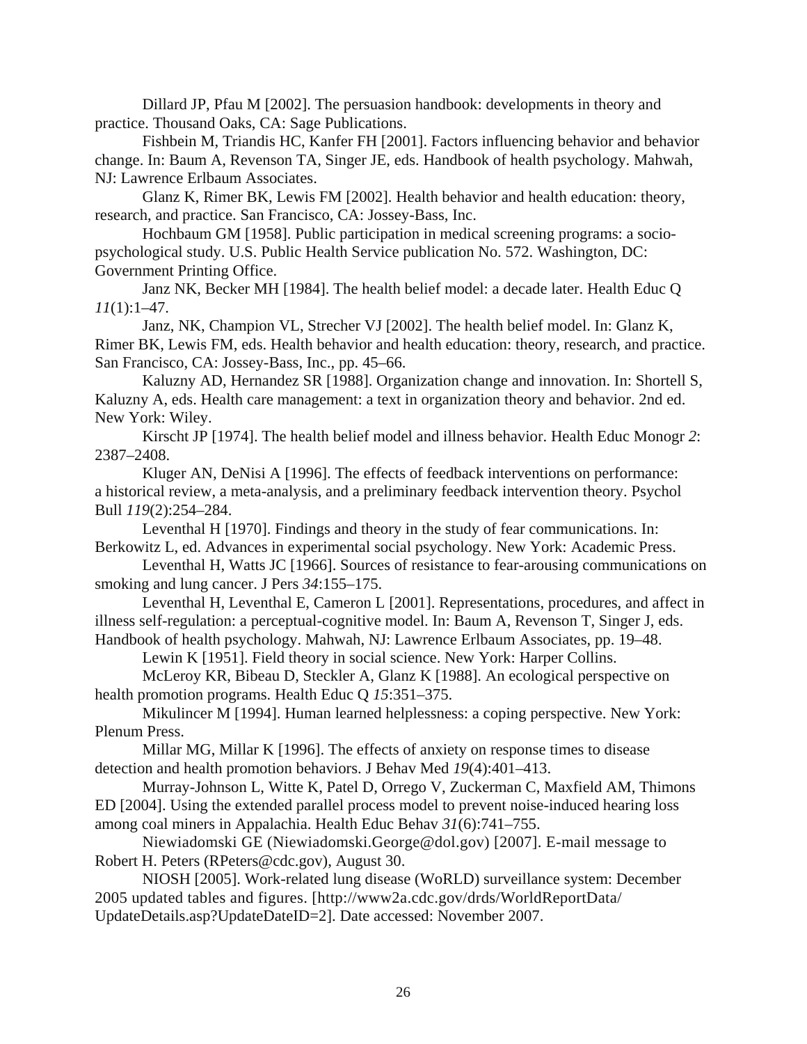Dillard JP, Pfau M [2002]. The persuasion handbook: developments in theory and practice. Thousand Oaks, CA: Sage Publications.

Fishbein M, Triandis HC, Kanfer FH [2001]. Factors influencing behavior and behavior change. In: Baum A, Revenson TA, Singer JE, eds. Handbook of health psychology. Mahwah, NJ: Lawrence Erlbaum Associates.

Glanz K, Rimer BK, Lewis FM [2002]. Health behavior and health education: theory, research, and practice. San Francisco, CA: Jossey-Bass, Inc.

Hochbaum GM [1958]. Public participation in medical screening programs: a socio-psychological study. U.S. Public Health Service publication No. 572. Washington, DC: Government Printing Office.

Janz NK, Becker MH [1984]. The health belief model: a decade later. Health Educ Q *11*(1):1–47.

Janz, NK, Champion VL, Strecher VJ [2002]. The health belief model. In: Glanz K, Rimer BK, Lewis FM, eds. Health behavior and health education: theory, research, and practice. San Francisco, CA: Jossey-Bass, Inc., pp. 45–66.

Kaluzny AD, Hernandez SR [1988]. Organization change and innovation. In: Shortell S, Kaluzny A, eds. Health care management: a text in organization theory and behavior. 2nd ed. New York: Wiley.

Kirscht JP [1974]. The health belief model and illness behavior. Health Educ Monogr *2*: 2387–2408.

Kluger AN, DeNisi A [1996]. The effects of feedback interventions on performance: a historical review, a meta-analysis, and a preliminary feedback intervention theory. Psychol Bull *119*(2):254–284.

Leventhal H [1970]. Findings and theory in the study of fear communications. In: Berkowitz L, ed. Advances in experimental social psychology. New York: Academic Press.

Leventhal H, Watts JC [1966]. Sources of resistance to fear-arousing communications on smoking and lung cancer. J Pers *34*:155–175.

Leventhal H, Leventhal E, Cameron L [2001]. Representations, procedures, and affect in illness self-regulation: a perceptual-cognitive model. In: Baum A, Revenson T, Singer J, eds. Handbook of health psychology. Mahwah, NJ: Lawrence Erlbaum Associates, pp. 19–48.

Lewin K [1951]. Field theory in social science. New York: Harper Collins.

McLeroy KR, Bibeau D, Steckler A, Glanz K [1988]. An ecological perspective on health promotion programs. Health Educ Q *15*:351–375.

Mikulincer M [1994]. Human learned helplessness: a coping perspective. New York: Plenum Press.

Millar MG, Millar K [1996]. The effects of anxiety on response times to disease detection and health promotion behaviors. J Behav Med *19*(4):401–413.

Murray-Johnson L, Witte K, Patel D, Orrego V, Zuckerman C, Maxfield AM, Thimons ED [2004]. Using the extended parallel process model to prevent noise-induced hearing loss among coal miners in Appalachia. Health Educ Behav *31*(6):741–755.

Niewiadomski GE (Niewiadomski.George@dol.gov) [2007]. E-mail message to Robert H. Peters (RPeters@cdc.gov), August 30.

NIOSH [2005]. Work-related lung disease (WoRLD) surveillance system: December 2005 updated tables and figures. [http://www2a.cdc.gov/drds/WorldReportData/UpdateDetails.asp?UpdateDateID=2]. Date accessed: November 2007.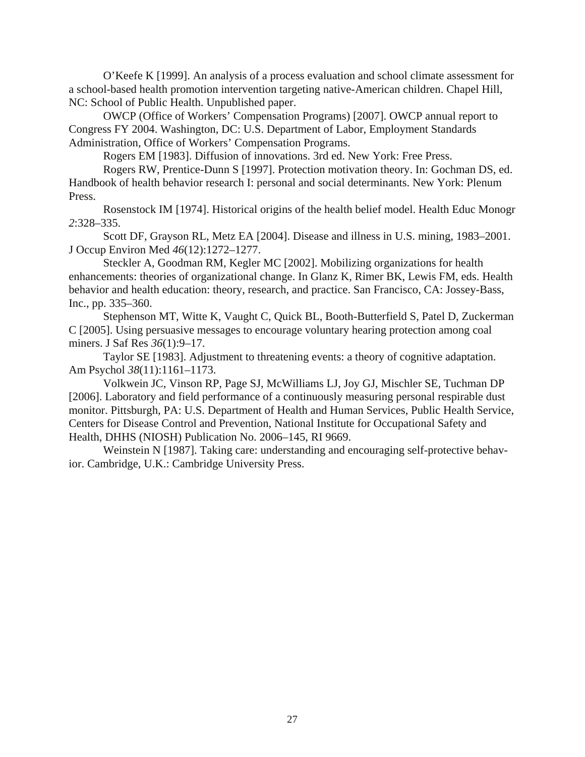O'Keefe K [1999]. An analysis of a process evaluation and school climate assessment for a school-based health promotion intervention targeting native-American children. Chapel Hill, NC: School of Public Health. Unpublished paper.

OWCP (Office of Workers' Compensation Programs) [2007]. OWCP annual report to Congress FY 2004. Washington, DC: U.S. Department of Labor, Employment Standards Administration, Office of Workers' Compensation Programs.

Rogers EM [1983]. Diffusion of innovations. 3rd ed. New York: Free Press.

Rogers RW, Prentice-Dunn S [1997]. Protection motivation theory. In: Gochman DS, ed. Handbook of health behavior research I: personal and social determinants. New York: Plenum Press.

Rosenstock IM [1974]. Historical origins of the health belief model. Health Educ Monogr *2*:328–335.

Scott DF, Grayson RL, Metz EA [2004]. Disease and illness in U.S. mining, 1983–2001. J Occup Environ Med *46*(12):1272–1277.

Steckler A, Goodman RM, Kegler MC [2002]. Mobilizing organizations for health enhancements: theories of organizational change. In Glanz K, Rimer BK, Lewis FM, eds. Health behavior and health education: theory, research, and practice. San Francisco, CA: Jossey-Bass, Inc., pp. 335–360.

Stephenson MT, Witte K, Vaught C, Quick BL, Booth-Butterfield S, Patel D, Zuckerman C [2005]. Using persuasive messages to encourage voluntary hearing protection among coal miners. J Saf Res *36*(1):9–17.

Taylor SE [1983]. Adjustment to threatening events: a theory of cognitive adaptation. Am Psychol *38*(11):1161–1173.

Volkwein JC, Vinson RP, Page SJ, McWilliams LJ, Joy GJ, Mischler SE, Tuchman DP [2006]. Laboratory and field performance of a continuously measuring personal respirable dust monitor. Pittsburgh, PA: U.S. Department of Health and Human Services, Public Health Service, Centers for Disease Control and Prevention, National Institute for Occupational Safety and Health, DHHS (NIOSH) Publication No. 2006–145, RI 9669.

Weinstein N [1987]. Taking care: understanding and encouraging self-protective behavior. Cambridge, U.K.: Cambridge University Press.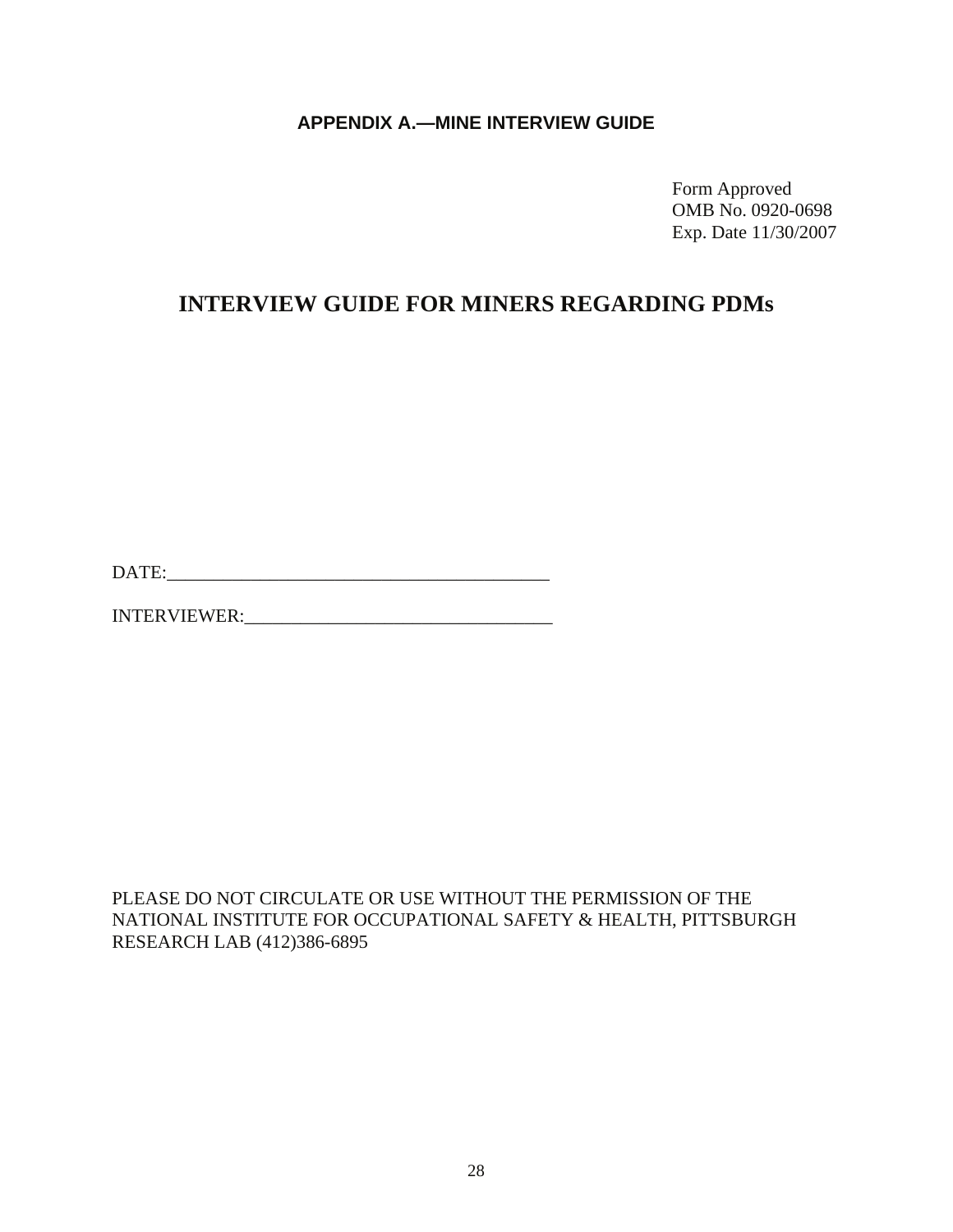## APPENDIX A.—MINE INTERVIEW GUIDE

Form Approved
OMB No. 0920-0698
Exp. Date 11/30/2007

# INTERVIEW GUIDE FOR MINERS REGARDING PDMs

DATE:________________________________________

INTERVIEWER:________________________________

PLEASE DO NOT CIRCULATE OR USE WITHOUT THE PERMISSION OF THE NATIONAL INSTITUTE FOR OCCUPATIONAL SAFETY & HEALTH, PITTSBURGH RESEARCH LAB (412)386-6895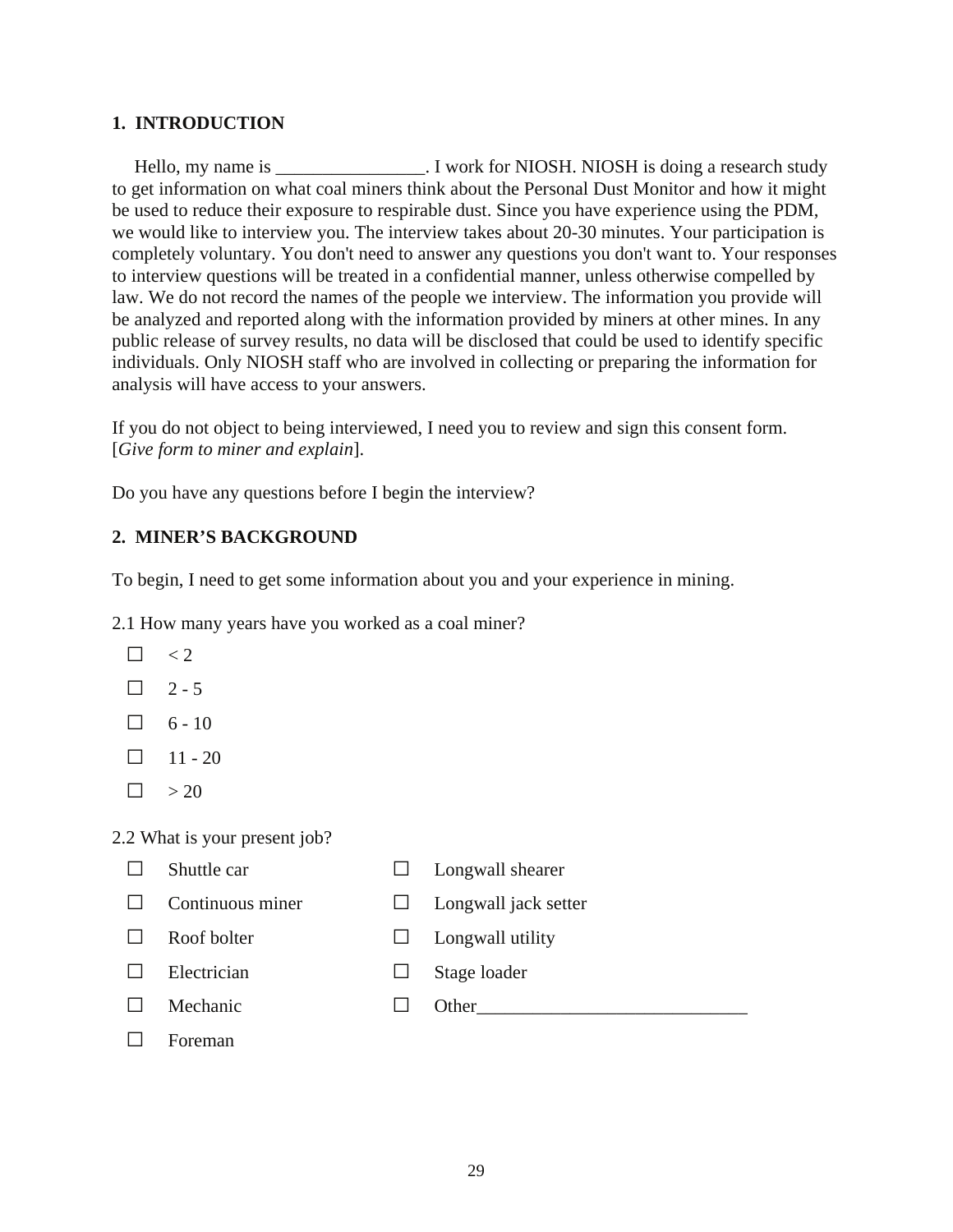## 1. INTRODUCTION

Hello, my name is ________________. I work for NIOSH. NIOSH is doing a research study to get information on what coal miners think about the Personal Dust Monitor and how it might be used to reduce their exposure to respirable dust. Since you have experience using the PDM, we would like to interview you. The interview takes about 20-30 minutes. Your participation is completely voluntary. You don't need to answer any questions you don't want to. Your responses to interview questions will be treated in a confidential manner, unless otherwise compelled by law. We do not record the names of the people we interview. The information you provide will be analyzed and reported along with the information provided by miners at other mines. In any public release of survey results, no data will be disclosed that could be used to identify specific individuals. Only NIOSH staff who are involved in collecting or preparing the information for analysis will have access to your answers.

If you do not object to being interviewed, I need you to review and sign this consent form. [*Give form to miner and explain*].

Do you have any questions before I begin the interview?

## 2. MINER'S BACKGROUND

To begin, I need to get some information about you and your experience in mining.

2.1 How many years have you worked as a coal miner?

- ☐ < 2
- ☐ 2 - 5
- ☐ 6 - 10
- ☐ 11 - 20
- ☐ > 20

2.2 What is your present job?

- ☐ Shuttle car
- ☐ Continuous miner
- ☐ Roof bolter
- ☐ Electrician
- ☐ Mechanic
- ☐ Foreman
- ☐ Longwall shearer
- ☐ Longwall jack setter
- ☐ Longwall utility
- ☐ Stage loader
- ☐ Other_____________________________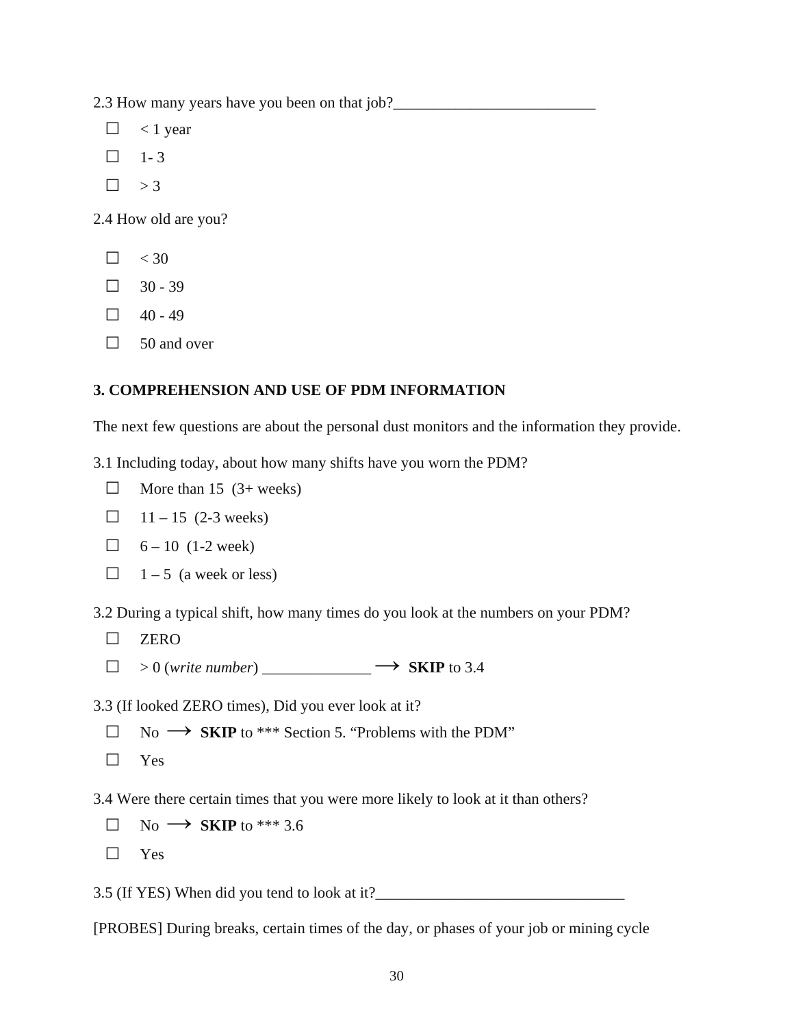2.3 How many years have you been on that job?___________________________

- ☐ < 1 year
- ☐ 1- 3
- ☐ > 3

2.4 How old are you?

- ☐ < 30
- ☐ 30 - 39
- ☐ 40 - 49
- ☐ 50 and over

### 3. COMPREHENSION AND USE OF PDM INFORMATION

The next few questions are about the personal dust monitors and the information they provide.

3.1 Including today, about how many shifts have you worn the PDM?

- ☐ More than 15 (3+ weeks)
- ☐ 11 – 15 (2-3 weeks)
- ☐ 6 – 10 (1-2 week)
- ☐ 1 – 5 (a week or less)

3.2 During a typical shift, how many times do you look at the numbers on your PDM?

- ☐ ZERO
- ☐ > 0 (*write number*) ______________ ⟶ **SKIP** to 3.4

3.3 (If looked ZERO times), Did you ever look at it?

- ☐ No ⟶ **SKIP** to *** Section 5. "Problems with the PDM"
- ☐ Yes

3.4 Were there certain times that you were more likely to look at it than others?

- ☐ No ⟶ **SKIP** to *** 3.6
- ☐ Yes

3.5 (If YES) When did you tend to look at it?________________________________

[PROBES] During breaks, certain times of the day, or phases of your job or mining cycle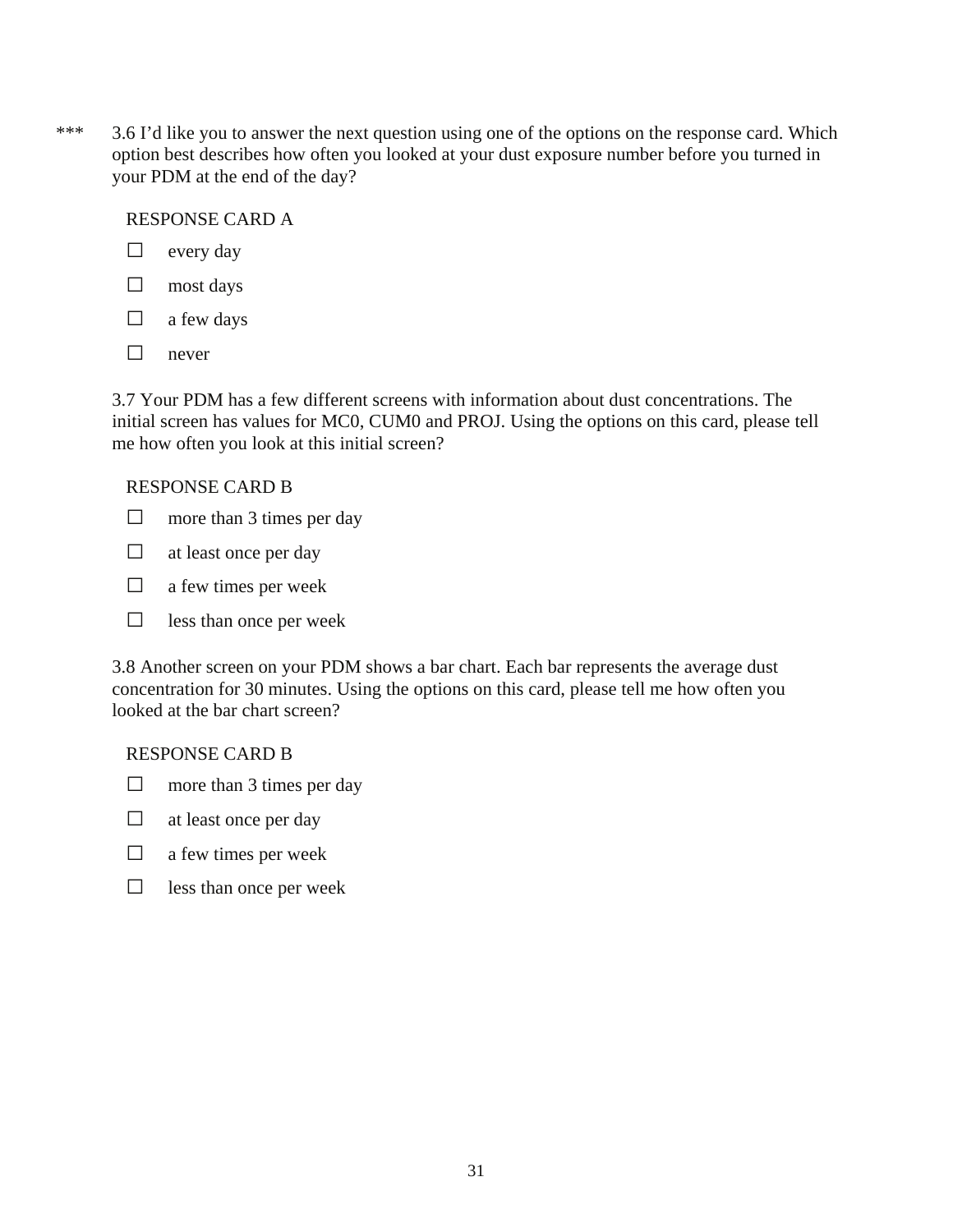*** 3.6 I'd like you to answer the next question using one of the options on the response card. Which option best describes how often you looked at your dust exposure number before you turned in your PDM at the end of the day?

RESPONSE CARD A

- ☐ every day
- ☐ most days
- ☐ a few days
- ☐ never

3.7 Your PDM has a few different screens with information about dust concentrations. The initial screen has values for MC0, CUM0 and PROJ. Using the options on this card, please tell me how often you look at this initial screen?

RESPONSE CARD B

- ☐ more than 3 times per day
- ☐ at least once per day
- ☐ a few times per week
- ☐ less than once per week

3.8 Another screen on your PDM shows a bar chart. Each bar represents the average dust concentration for 30 minutes. Using the options on this card, please tell me how often you looked at the bar chart screen?

RESPONSE CARD B

- ☐ more than 3 times per day
- ☐ at least once per day
- ☐ a few times per week
- ☐ less than once per week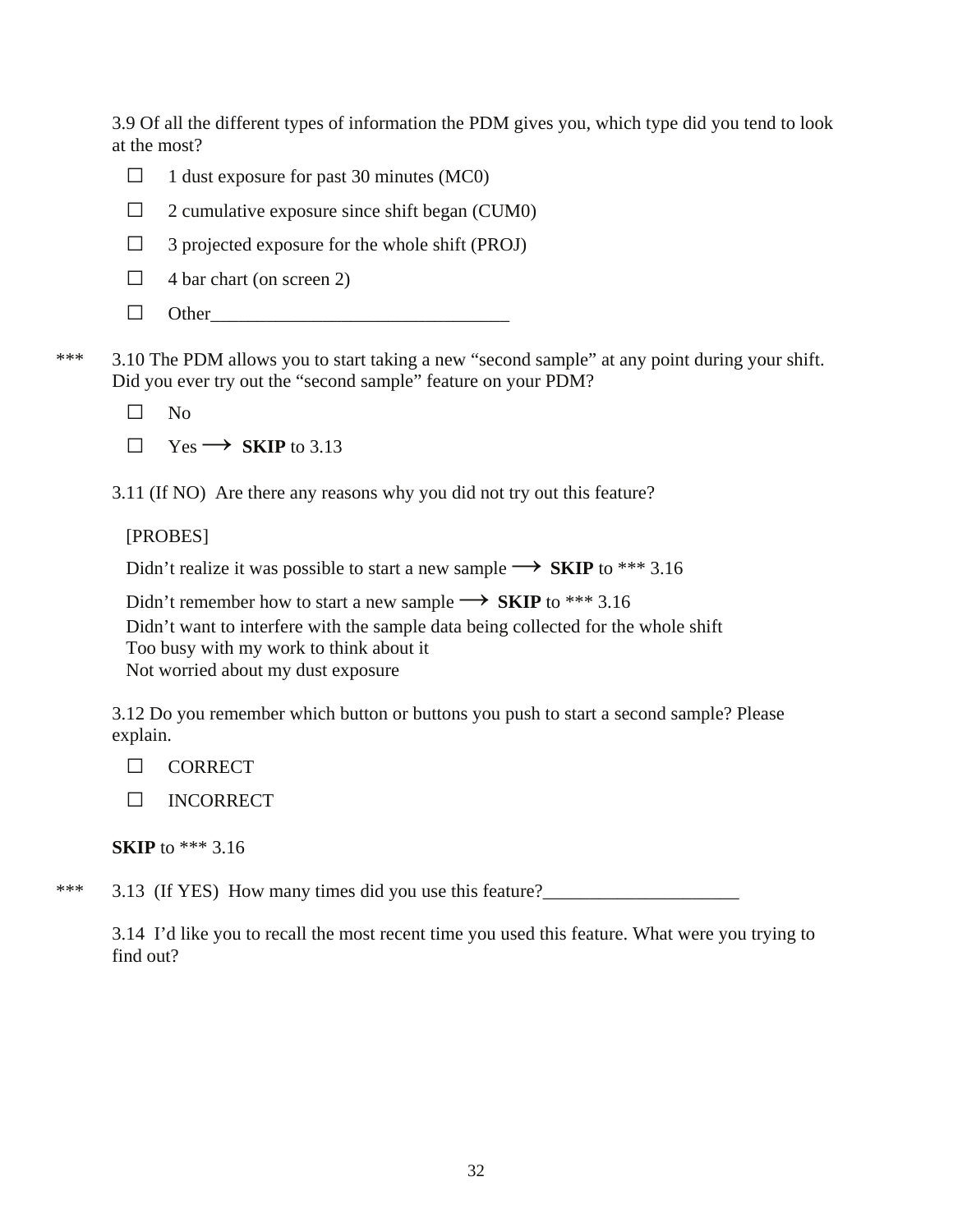3.9 Of all the different types of information the PDM gives you, which type did you tend to look at the most?

☐ 1 dust exposure for past 30 minutes (MC0)

☐ 2 cumulative exposure since shift began (CUM0)

☐ 3 projected exposure for the whole shift (PROJ)

☐ 4 bar chart (on screen 2)

☐ Other________________________________

*** 3.10 The PDM allows you to start taking a new "second sample" at any point during your shift. Did you ever try out the "second sample" feature on your PDM?

☐ No

☐ Yes ⟶ **SKIP** to 3.13

3.11 (If NO) Are there any reasons why you did not try out this feature?

[PROBES]

Didn't realize it was possible to start a new sample ⟶ **SKIP** to *** 3.16

Didn't remember how to start a new sample ⟶ **SKIP** to *** 3.16

Didn't want to interfere with the sample data being collected for the whole shift

Too busy with my work to think about it

Not worried about my dust exposure

3.12 Do you remember which button or buttons you push to start a second sample? Please explain.

☐ CORRECT

☐ INCORRECT

**SKIP** to *** 3.16

*** 3.13 (If YES) How many times did you use this feature?_____________________

3.14 I'd like you to recall the most recent time you used this feature. What were you trying to find out?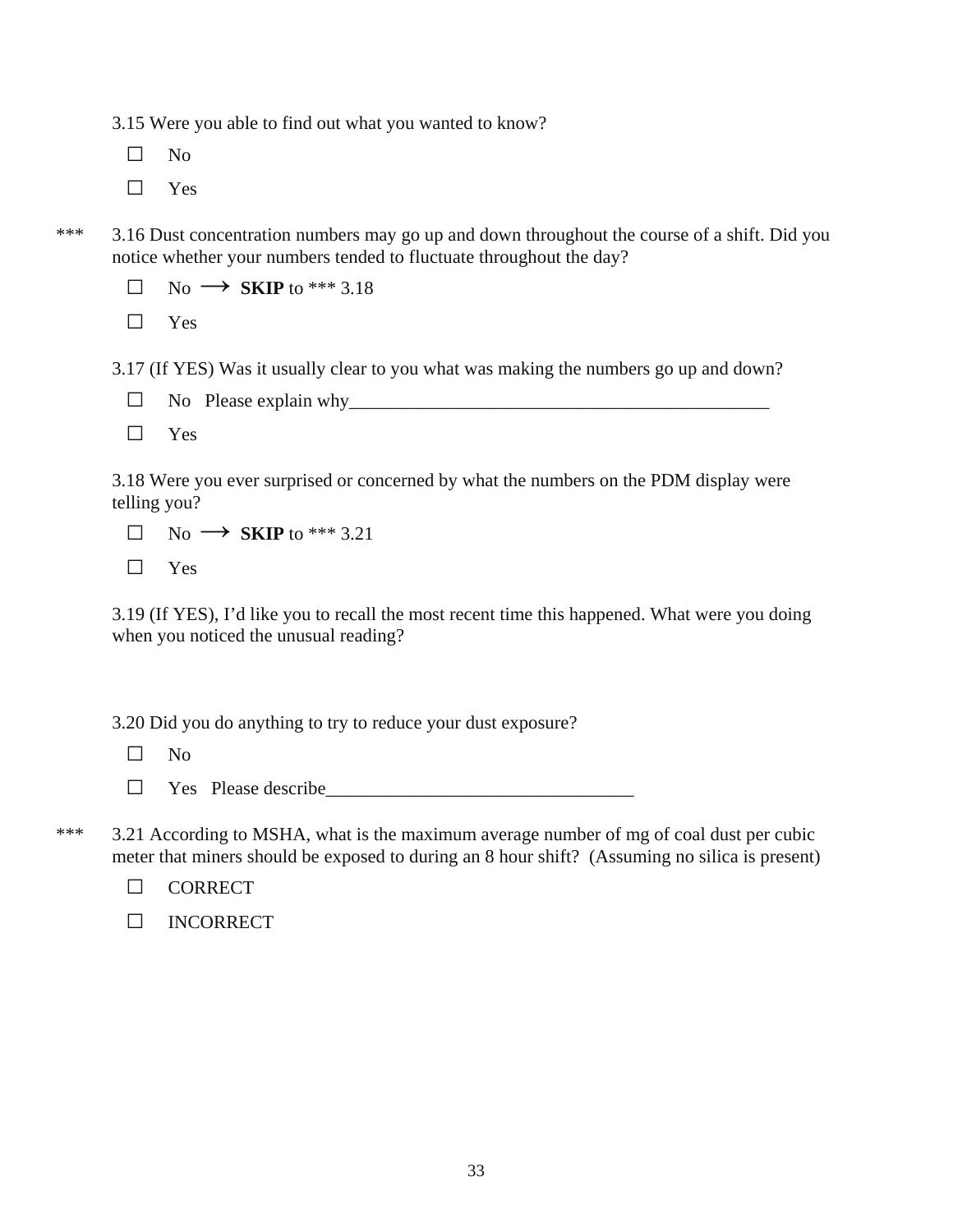3.15 Were you able to find out what you wanted to know?

☐ No

☐ Yes

*** 3.16 Dust concentration numbers may go up and down throughout the course of a shift. Did you notice whether your numbers tended to fluctuate throughout the day?

☐ No ⟶ **SKIP** to *** 3.18

☐ Yes

3.17 (If YES) Was it usually clear to you what was making the numbers go up and down?

☐ No Please explain why_______________________________________________

☐ Yes

3.18 Were you ever surprised or concerned by what the numbers on the PDM display were telling you?

☐ No ⟶ **SKIP** to *** 3.21

☐ Yes

3.19 (If YES), I'd like you to recall the most recent time this happened. What were you doing when you noticed the unusual reading?

3.20 Did you do anything to try to reduce your dust exposure?

☐ No

☐ Yes Please describe_________________________________

*** 3.21 According to MSHA, what is the maximum average number of mg of coal dust per cubic meter that miners should be exposed to during an 8 hour shift? (Assuming no silica is present)

☐ CORRECT

☐ INCORRECT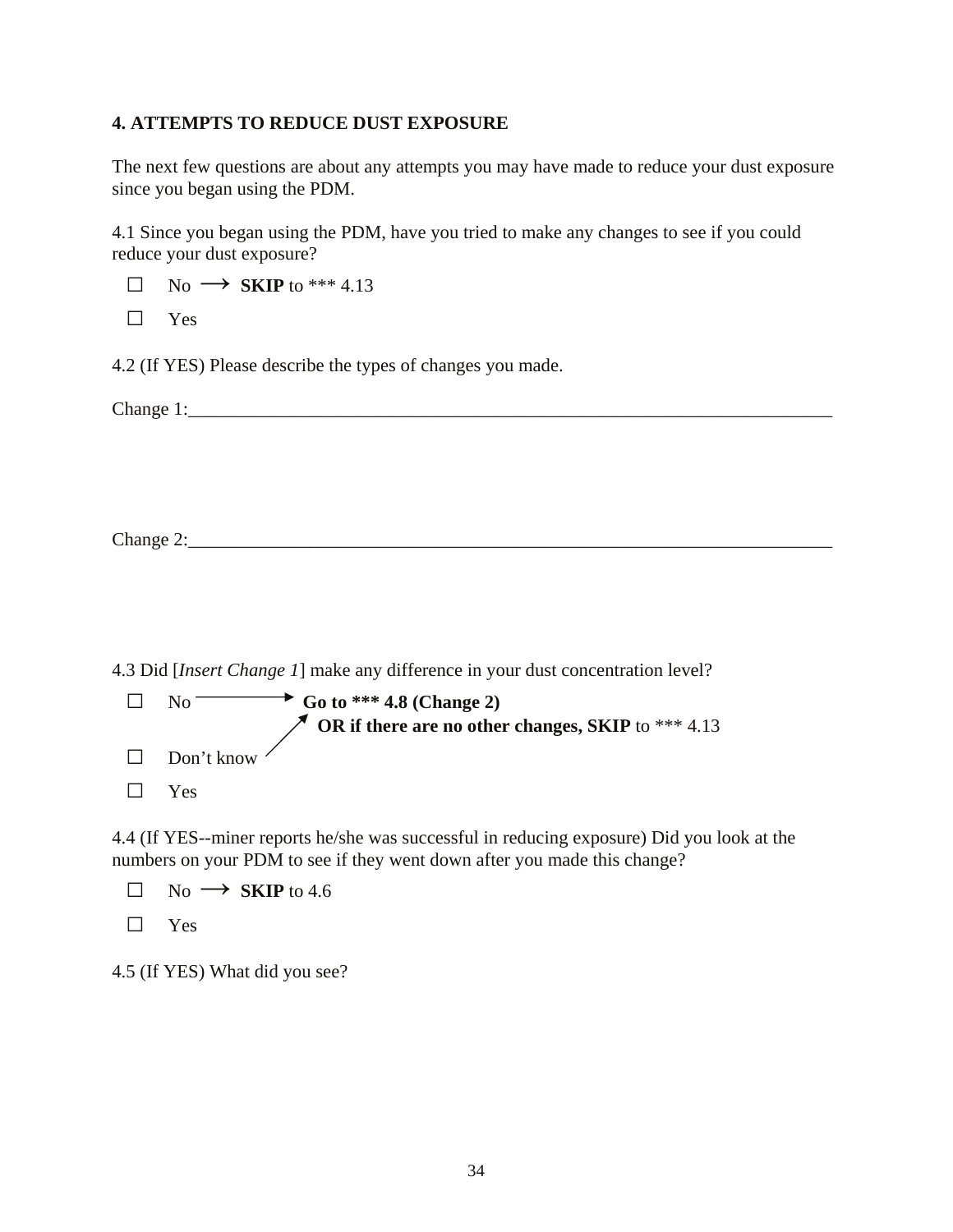### 4. ATTEMPTS TO REDUCE DUST EXPOSURE

The next few questions are about any attempts you may have made to reduce your dust exposure since you began using the PDM.

4.1 Since you began using the PDM, have you tried to make any changes to see if you could reduce your dust exposure?

- ☐ No ⟶ **SKIP** to *** 4.13
- ☐ Yes

4.2 (If YES) Please describe the types of changes you made.

Change 1:___________________________________________________________________________

Change 2:___________________________________________________________________________

4.3 Did [*Insert Change 1*] make any difference in your dust concentration level?

- ☐ No ⟶ **Go to *** 4.8 (Change 2)** **OR if there are no other changes, SKIP** to *** 4.13
- ☐ Don't know ⟶ (same as No)
- ☐ Yes

4.4 (If YES--miner reports he/she was successful in reducing exposure) Did you look at the numbers on your PDM to see if they went down after you made this change?

- ☐ No ⟶ **SKIP** to 4.6
- ☐ Yes

4.5 (If YES) What did you see?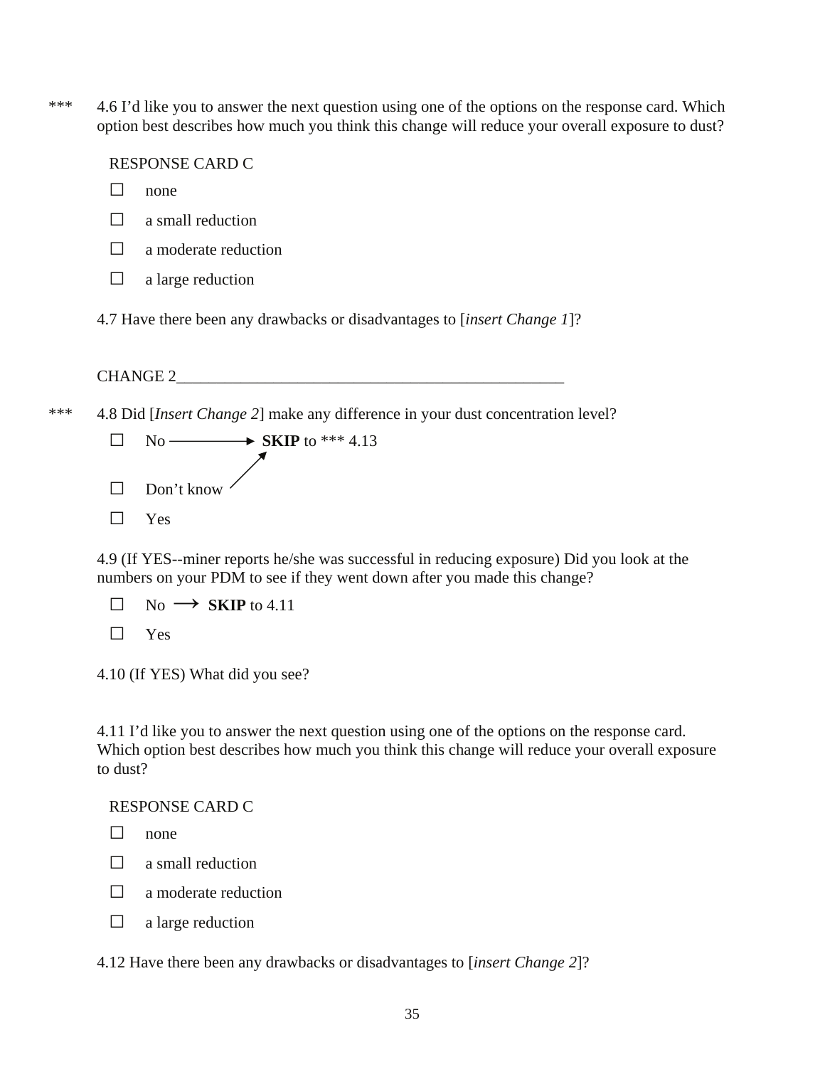*** 4.6 I'd like you to answer the next question using one of the options on the response card. Which option best describes how much you think this change will reduce your overall exposure to dust?

RESPONSE CARD C

- ☐ none
- ☐ a small reduction
- ☐ a moderate reduction
- ☐ a large reduction

4.7 Have there been any drawbacks or disadvantages to [*insert Change 1*]?

CHANGE 2_______________________________________________

*** 4.8 Did [*Insert Change 2*] make any difference in your dust concentration level?

- ☐ No → **SKIP** to *** 4.13
- ☐ Don't know → **SKIP** to *** 4.13
- ☐ Yes

4.9 (If YES--miner reports he/she was successful in reducing exposure) Did you look at the numbers on your PDM to see if they went down after you made this change?

- ☐ No → **SKIP** to 4.11
- ☐ Yes

4.10 (If YES) What did you see?

4.11 I'd like you to answer the next question using one of the options on the response card. Which option best describes how much you think this change will reduce your overall exposure to dust?

RESPONSE CARD C

- ☐ none
- ☐ a small reduction
- ☐ a moderate reduction
- ☐ a large reduction

4.12 Have there been any drawbacks or disadvantages to [*insert Change 2*]?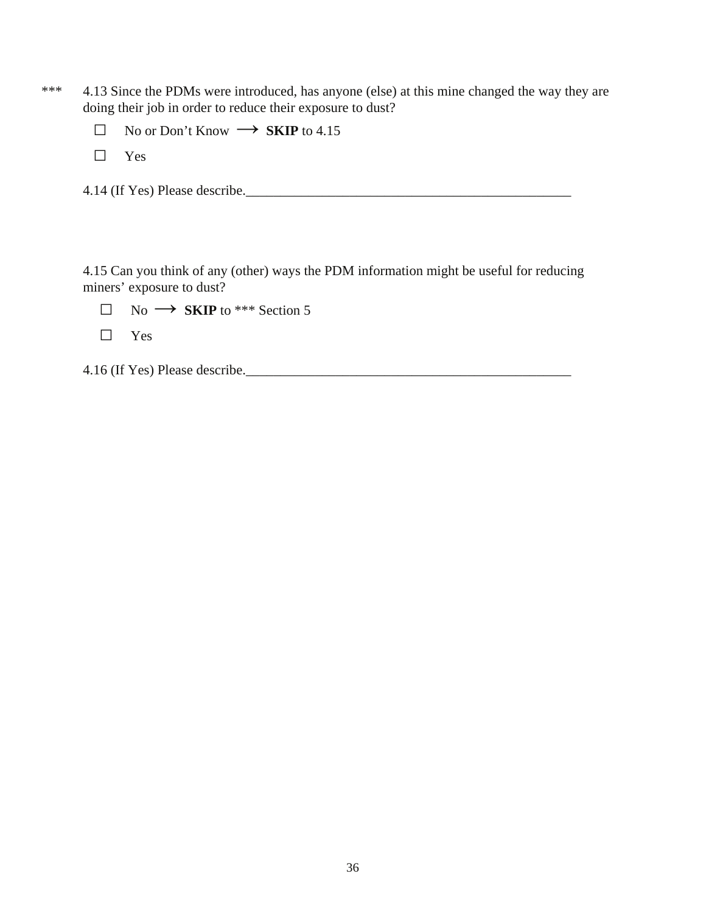*** 4.13 Since the PDMs were introduced, has anyone (else) at this mine changed the way they are doing their job in order to reduce their exposure to dust?

- ☐ No or Don't Know ⟶ **SKIP** to 4.15
- ☐ Yes

4.14 (If Yes) Please describe.__________________________________________________

4.15 Can you think of any (other) ways the PDM information might be useful for reducing miners' exposure to dust?

- ☐ No ⟶ **SKIP** to *** Section 5
- ☐ Yes

4.16 (If Yes) Please describe.__________________________________________________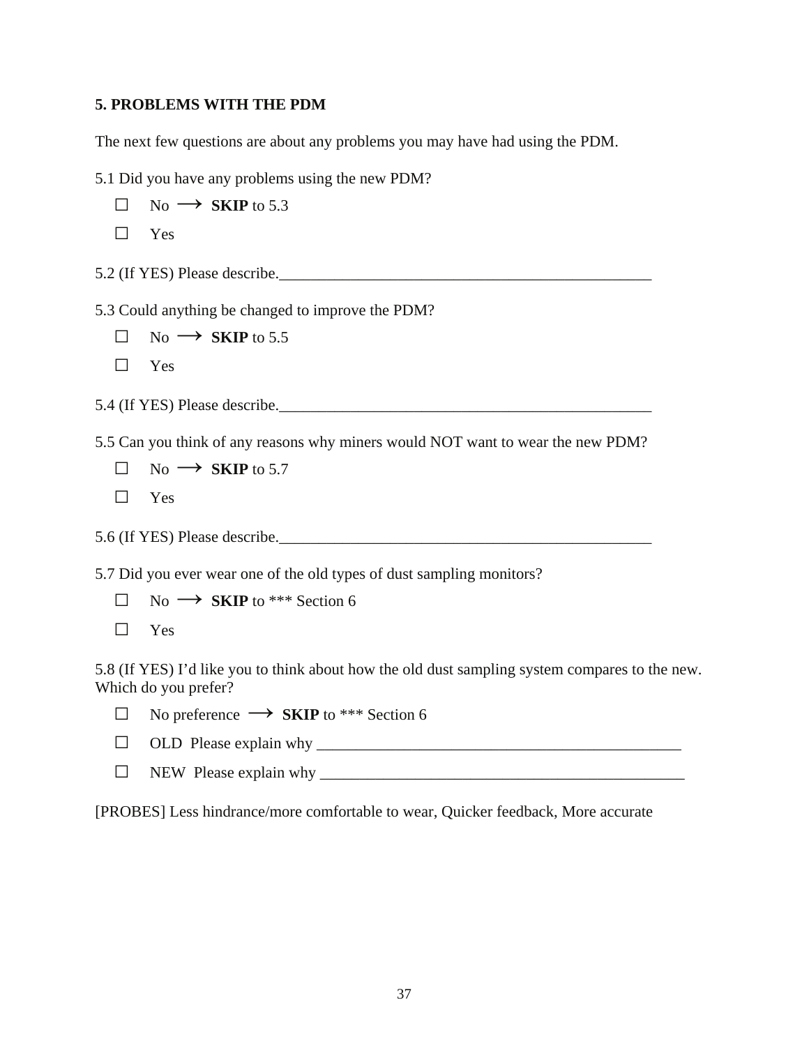**5. PROBLEMS WITH THE PDM**

The next few questions are about any problems you may have had using the PDM.

5.1 Did you have any problems using the new PDM?

- ☐ No ⟶ **SKIP** to 5.3
- ☐ Yes

5.2 (If YES) Please describe.________________________________________________

5.3 Could anything be changed to improve the PDM?

- ☐ No ⟶ **SKIP** to 5.5
- ☐ Yes

5.4 (If YES) Please describe.________________________________________________

5.5 Can you think of any reasons why miners would NOT want to wear the new PDM?

- ☐ No ⟶ **SKIP** to 5.7
- ☐ Yes

5.6 (If YES) Please describe.________________________________________________

5.7 Did you ever wear one of the old types of dust sampling monitors?

- ☐ No ⟶ **SKIP** to *** Section 6
- ☐ Yes

5.8 (If YES) I'd like you to think about how the old dust sampling system compares to the new. Which do you prefer?

- ☐ No preference ⟶ **SKIP** to *** Section 6
- ☐ OLD Please explain why ______________________________________________
- ☐ NEW Please explain why ______________________________________________

[PROBES] Less hindrance/more comfortable to wear, Quicker feedback, More accurate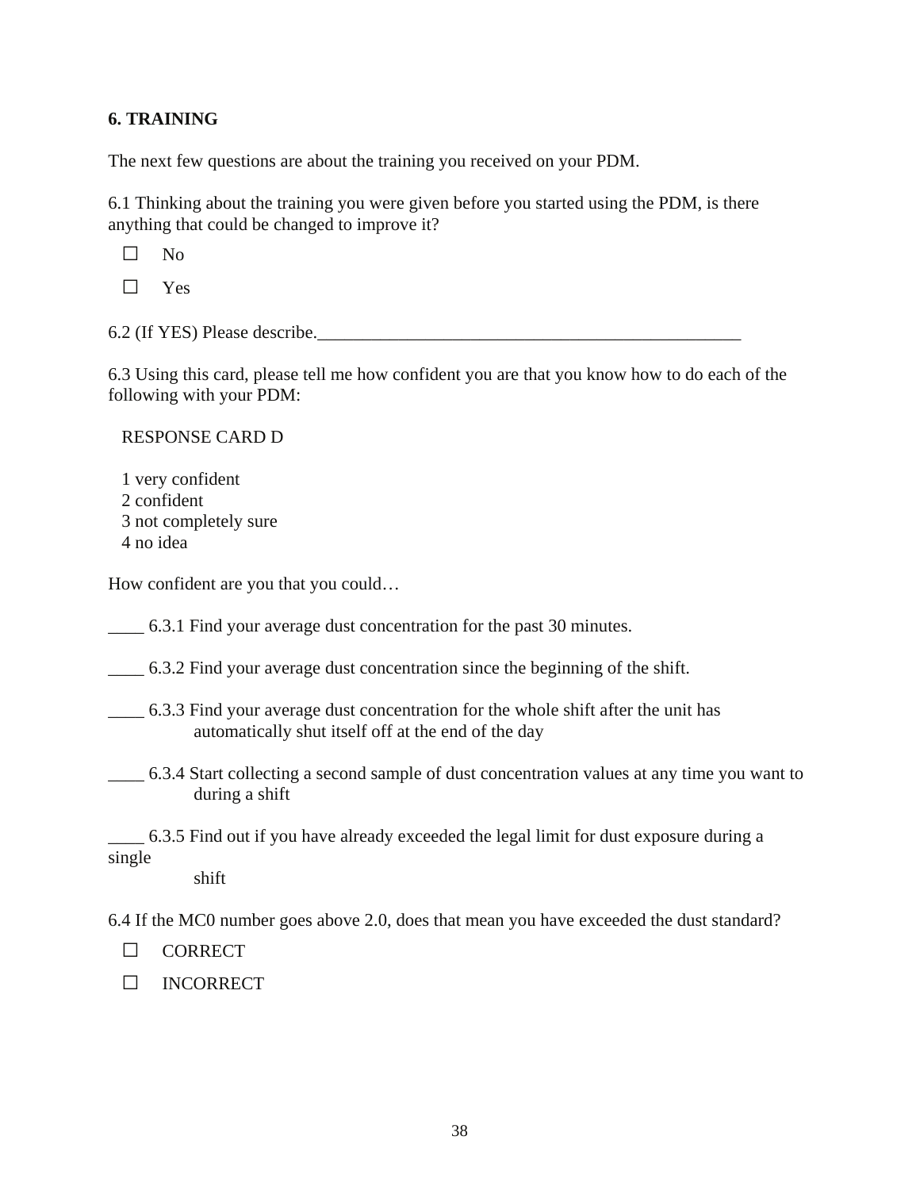**6. TRAINING**

The next few questions are about the training you received on your PDM.

6.1 Thinking about the training you were given before you started using the PDM, is there anything that could be changed to improve it?

☐ No

☐ Yes

6.2 (If YES) Please describe.________________________________________________

6.3 Using this card, please tell me how confident you are that you know how to do each of the following with your PDM:

RESPONSE CARD D

1 very confident
2 confident
3 not completely sure
4 no idea

How confident are you that you could…

____ 6.3.1 Find your average dust concentration for the past 30 minutes.

____ 6.3.2 Find your average dust concentration since the beginning of the shift.

____ 6.3.3 Find your average dust concentration for the whole shift after the unit has automatically shut itself off at the end of the day

____ 6.3.4 Start collecting a second sample of dust concentration values at any time you want to during a shift

____ 6.3.5 Find out if you have already exceeded the legal limit for dust exposure during a single shift

6.4 If the MC0 number goes above 2.0, does that mean you have exceeded the dust standard?

☐ CORRECT

☐ INCORRECT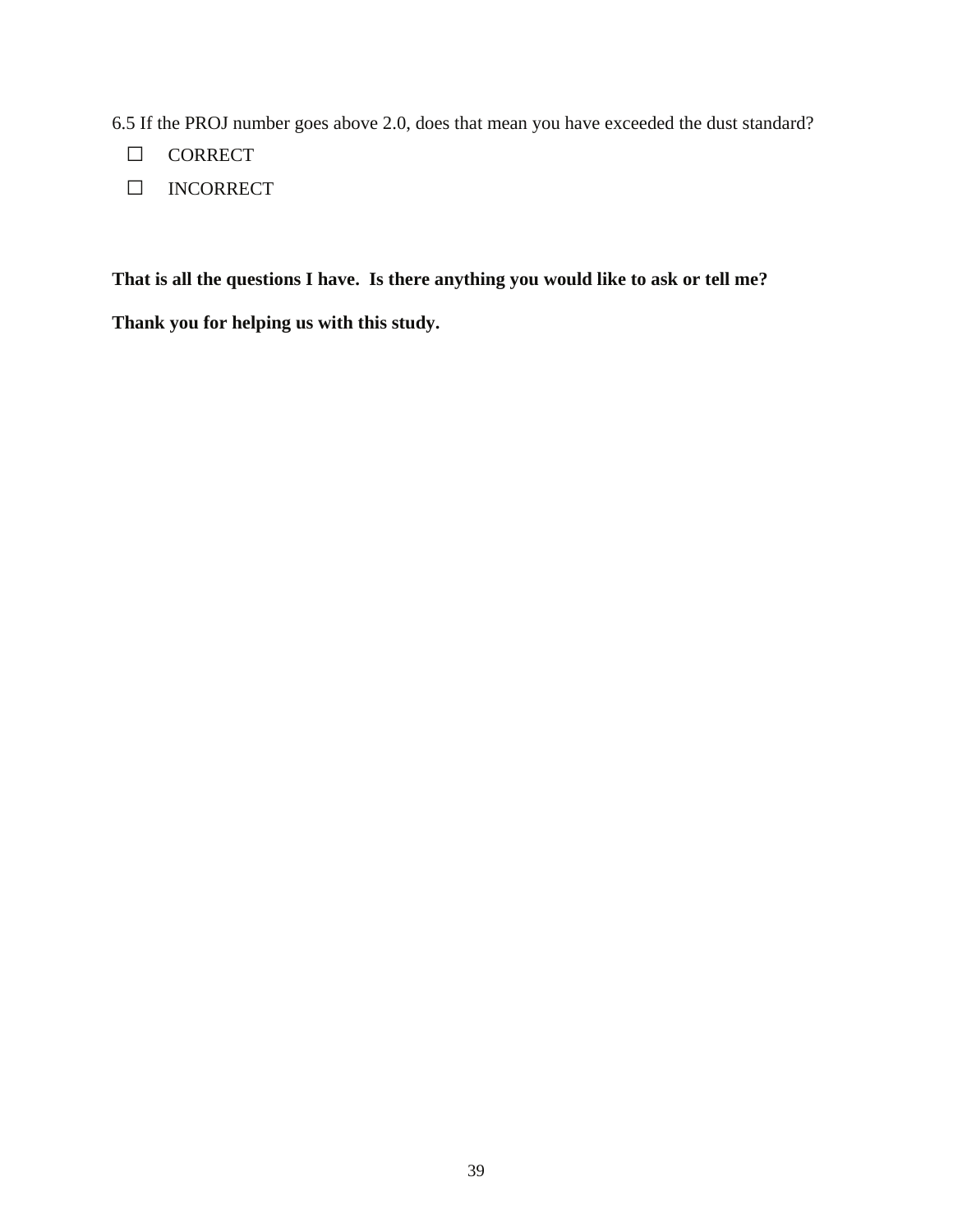6.5 If the PROJ number goes above 2.0, does that mean you have exceeded the dust standard?

- ☐ CORRECT
- ☐ INCORRECT

**That is all the questions I have. Is there anything you would like to ask or tell me?**

**Thank you for helping us with this study.**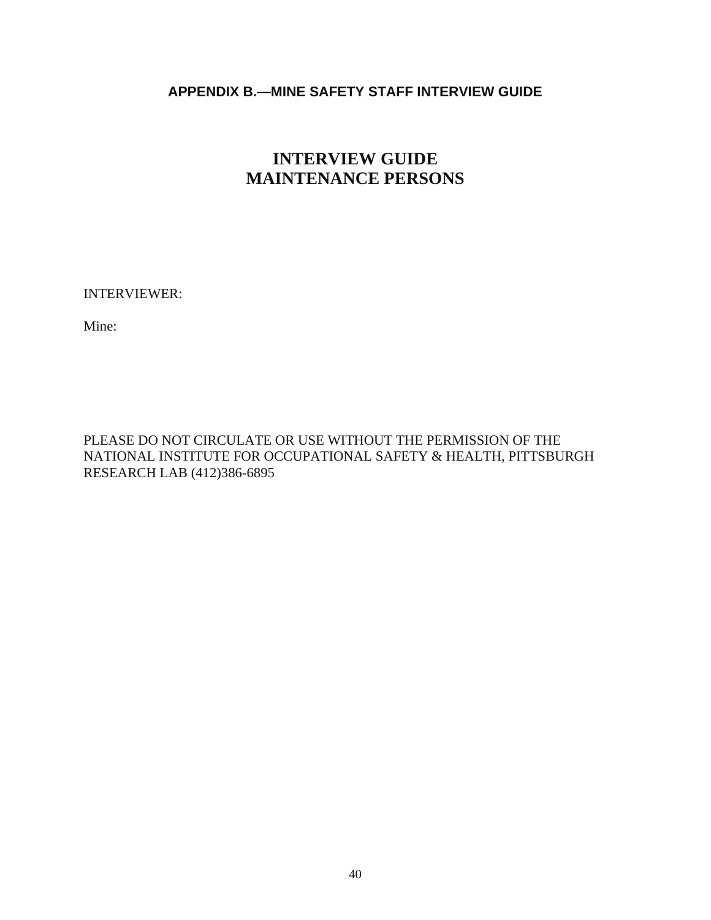## APPENDIX B.—MINE SAFETY STAFF INTERVIEW GUIDE

# INTERVIEW GUIDE
# MAINTENANCE PERSONS

INTERVIEWER:

Mine:

PLEASE DO NOT CIRCULATE OR USE WITHOUT THE PERMISSION OF THE NATIONAL INSTITUTE FOR OCCUPATIONAL SAFETY & HEALTH, PITTSBURGH RESEARCH LAB (412)386-6895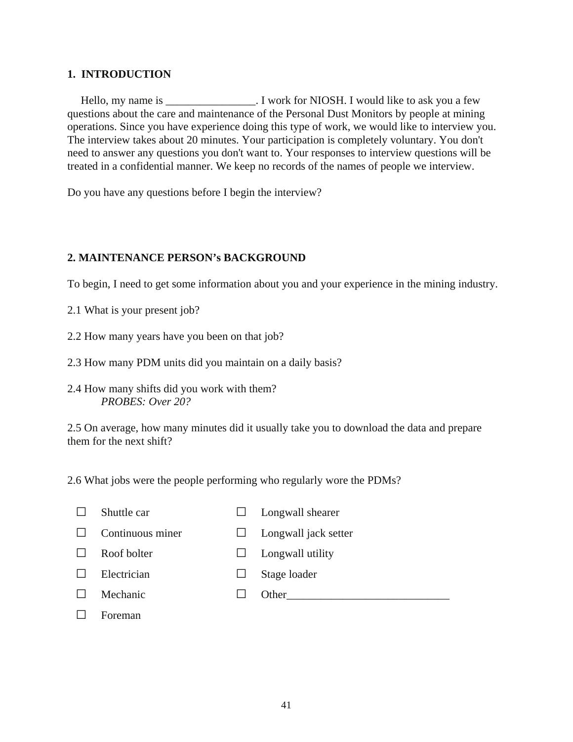## 1. INTRODUCTION

Hello, my name is ________________. I work for NIOSH. I would like to ask you a few questions about the care and maintenance of the Personal Dust Monitors by people at mining operations. Since you have experience doing this type of work, we would like to interview you. The interview takes about 20 minutes. Your participation is completely voluntary. You don't need to answer any questions you don't want to. Your responses to interview questions will be treated in a confidential manner. We keep no records of the names of people we interview.

Do you have any questions before I begin the interview?

## 2. MAINTENANCE PERSON's BACKGROUND

To begin, I need to get some information about you and your experience in the mining industry.

2.1 What is your present job?

2.2 How many years have you been on that job?

2.3 How many PDM units did you maintain on a daily basis?

2.4 How many shifts did you work with them?
*PROBES: Over 20?*

2.5 On average, how many minutes did it usually take you to download the data and prepare them for the next shift?

2.6 What jobs were the people performing who regularly wore the PDMs?

- ☐ Shuttle car
- ☐ Continuous miner
- ☐ Roof bolter
- ☐ Electrician
- ☐ Mechanic
- ☐ Foreman
- ☐ Longwall shearer
- ☐ Longwall jack setter
- ☐ Longwall utility
- ☐ Stage loader
- ☐ Other_____________________________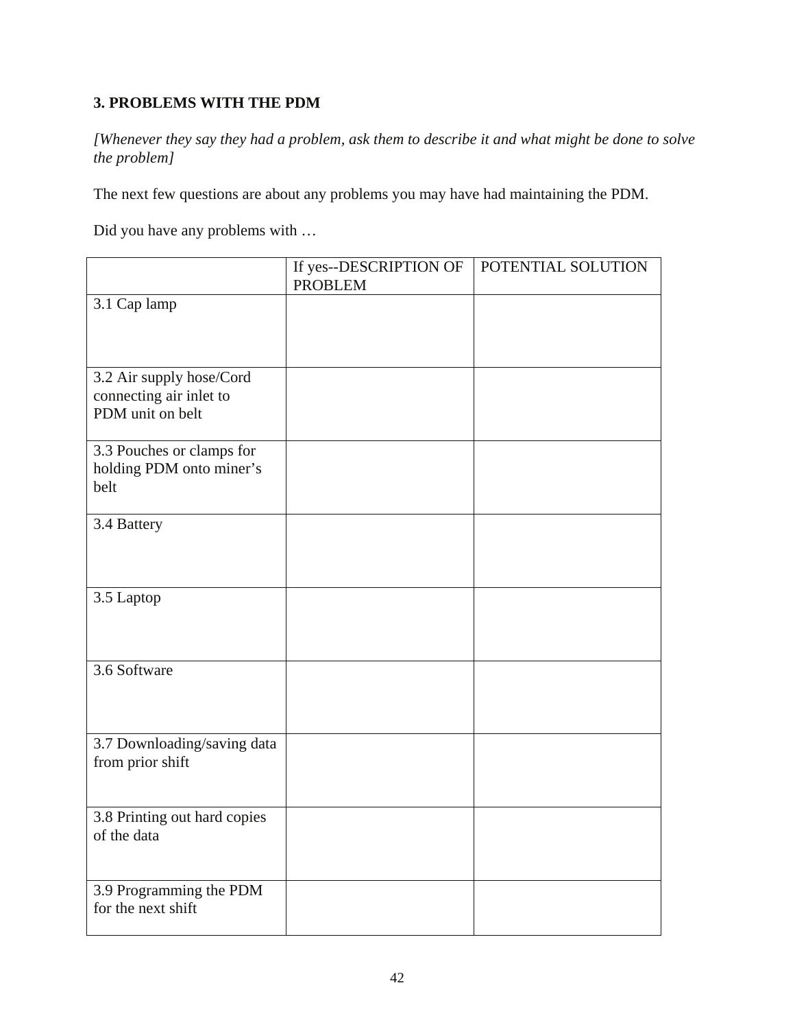## 3. PROBLEMS WITH THE PDM

*[Whenever they say they had a problem, ask them to describe it and what might be done to solve the problem]*

The next few questions are about any problems you may have had maintaining the PDM.

Did you have any problems with …

| | If yes--DESCRIPTION OF PROBLEM | POTENTIAL SOLUTION |
|---|---|---|
| 3.1 Cap lamp | | |
| 3.2 Air supply hose/Cord connecting air inlet to PDM unit on belt | | |
| 3.3 Pouches or clamps for holding PDM onto miner's belt | | |
| 3.4 Battery | | |
| 3.5 Laptop | | |
| 3.6 Software | | |
| 3.7 Downloading/saving data from prior shift | | |
| 3.8 Printing out hard copies of the data | | |
| 3.9 Programming the PDM for the next shift | | |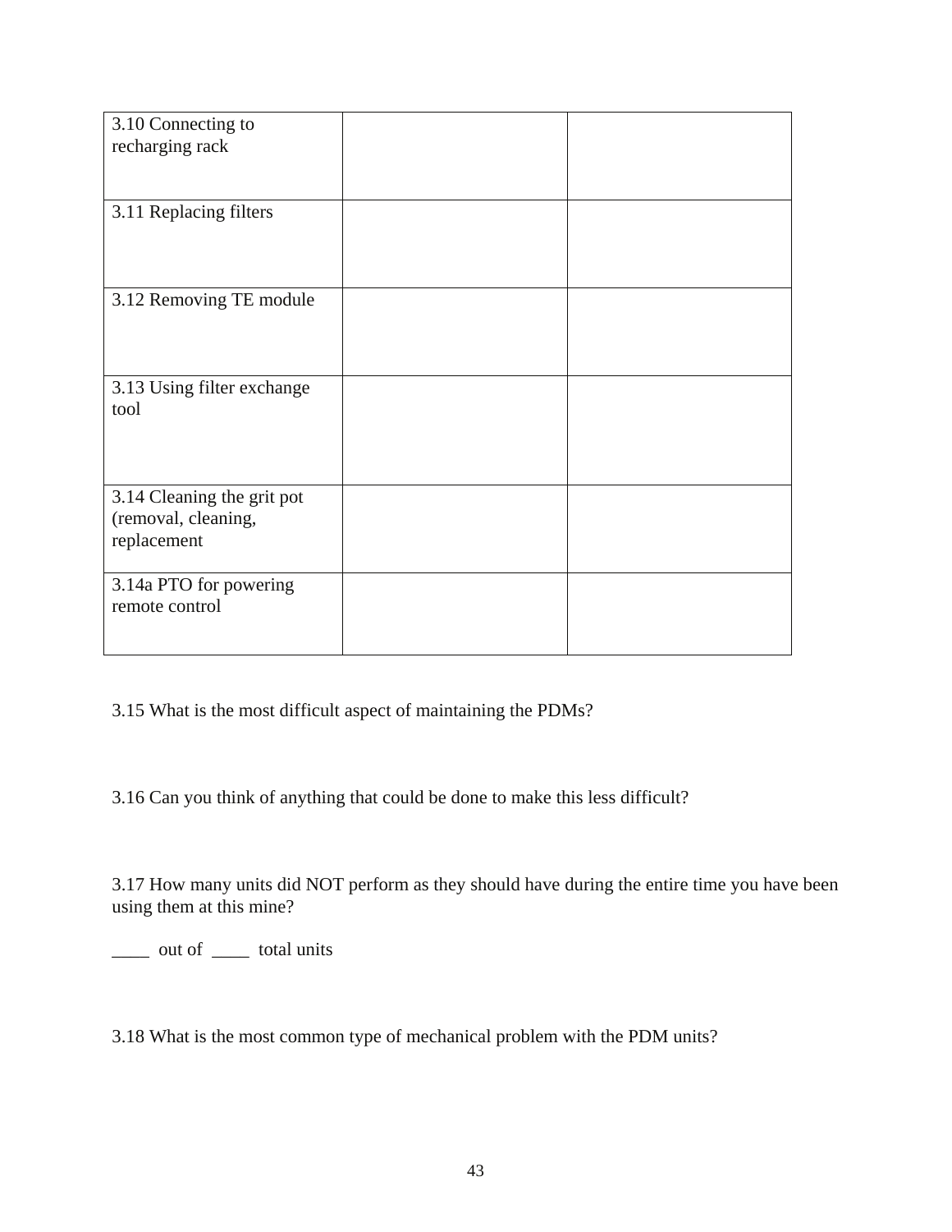| | | |
|---|---|---|
| 3.10 Connecting to recharging rack | | |
| 3.11 Replacing filters | | |
| 3.12 Removing TE module | | |
| 3.13 Using filter exchange tool | | |
| 3.14 Cleaning the grit pot (removal, cleaning, replacement | | |
| 3.14a PTO for powering remote control | | |

3.15 What is the most difficult aspect of maintaining the PDMs?

3.16 Can you think of anything that could be done to make this less difficult?

3.17 How many units did NOT perform as they should have during the entire time you have been using them at this mine?

____ out of ____ total units

3.18 What is the most common type of mechanical problem with the PDM units?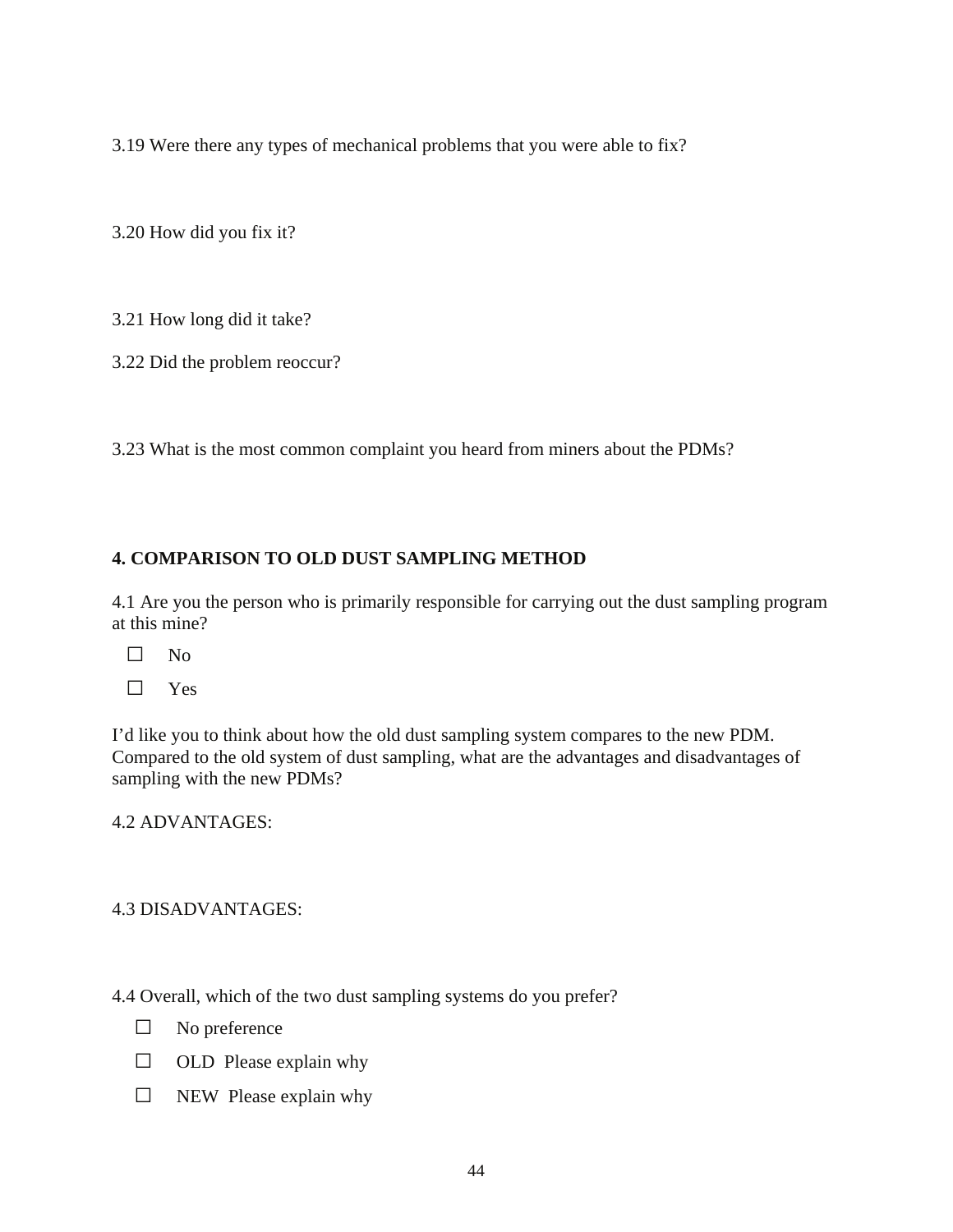3.19 Were there any types of mechanical problems that you were able to fix?

3.20 How did you fix it?

3.21 How long did it take?

3.22 Did the problem reoccur?

3.23 What is the most common complaint you heard from miners about the PDMs?

**4. COMPARISON TO OLD DUST SAMPLING METHOD**

4.1 Are you the person who is primarily responsible for carrying out the dust sampling program at this mine?

☐ No

☐ Yes

I'd like you to think about how the old dust sampling system compares to the new PDM. Compared to the old system of dust sampling, what are the advantages and disadvantages of sampling with the new PDMs?

4.2 ADVANTAGES:

4.3 DISADVANTAGES:

4.4 Overall, which of the two dust sampling systems do you prefer?

☐ No preference

☐ OLD Please explain why

☐ NEW Please explain why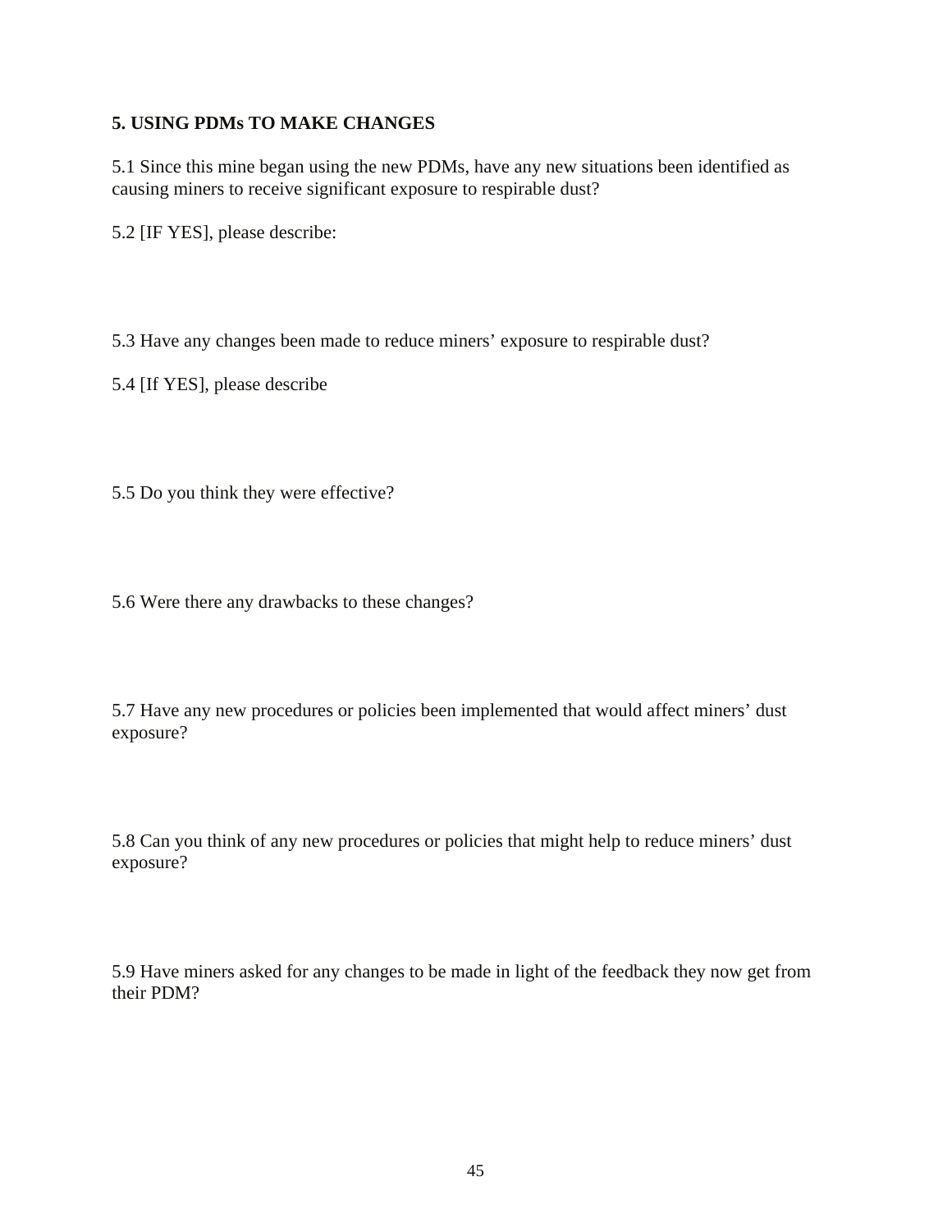## 5. USING PDMs TO MAKE CHANGES

5.1 Since this mine began using the new PDMs, have any new situations been identified as causing miners to receive significant exposure to respirable dust?

5.2 [IF YES], please describe:

5.3 Have any changes been made to reduce miners' exposure to respirable dust?

5.4 [If YES], please describe

5.5 Do you think they were effective?

5.6 Were there any drawbacks to these changes?

5.7 Have any new procedures or policies been implemented that would affect miners' dust exposure?

5.8 Can you think of any new procedures or policies that might help to reduce miners' dust exposure?

5.9 Have miners asked for any changes to be made in light of the feedback they now get from their PDM?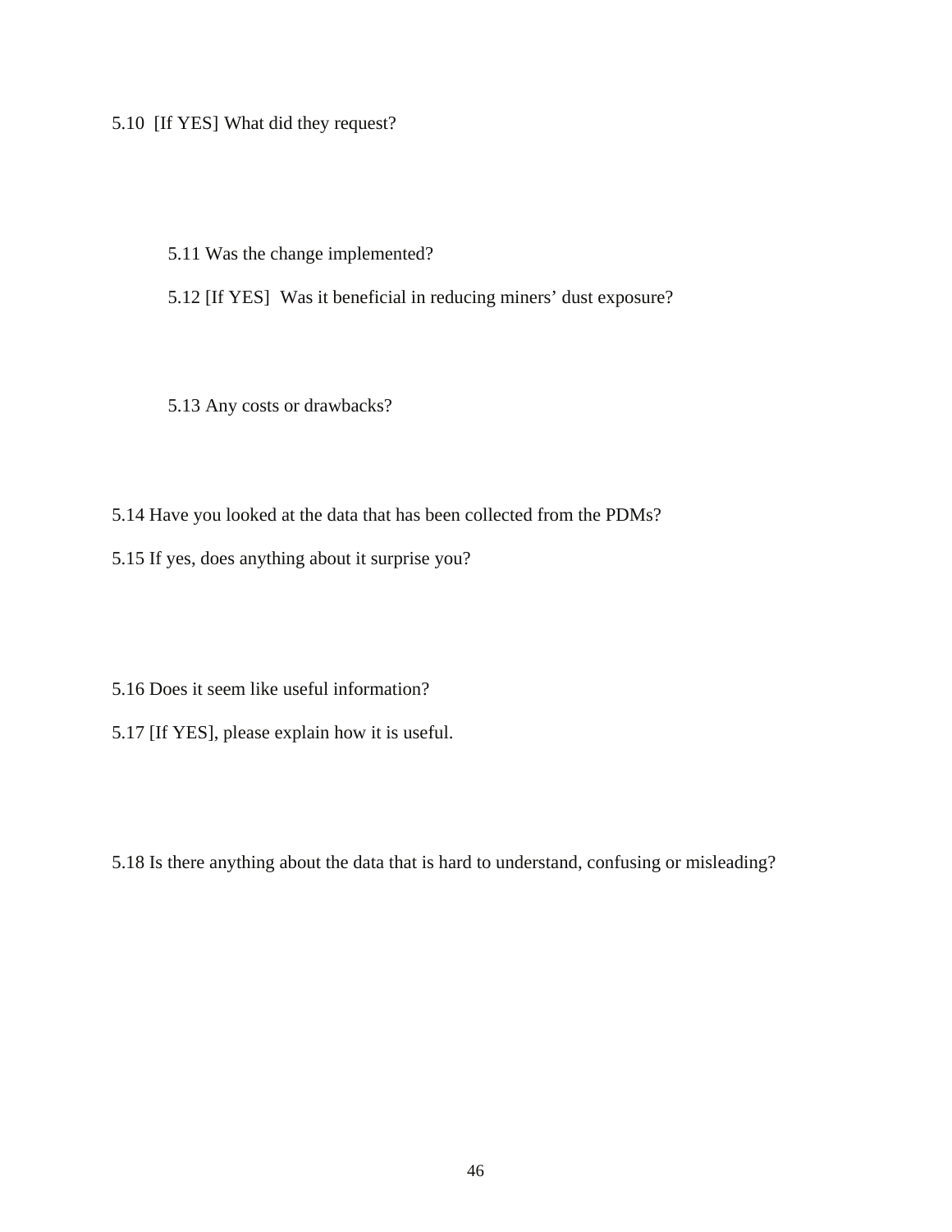5.10 [If YES] What did they request?

5.11 Was the change implemented?

5.12 [If YES] Was it beneficial in reducing miners' dust exposure?

5.13 Any costs or drawbacks?

5.14 Have you looked at the data that has been collected from the PDMs?

5.15 If yes, does anything about it surprise you?

5.16 Does it seem like useful information?

5.17 [If YES], please explain how it is useful.

5.18 Is there anything about the data that is hard to understand, confusing or misleading?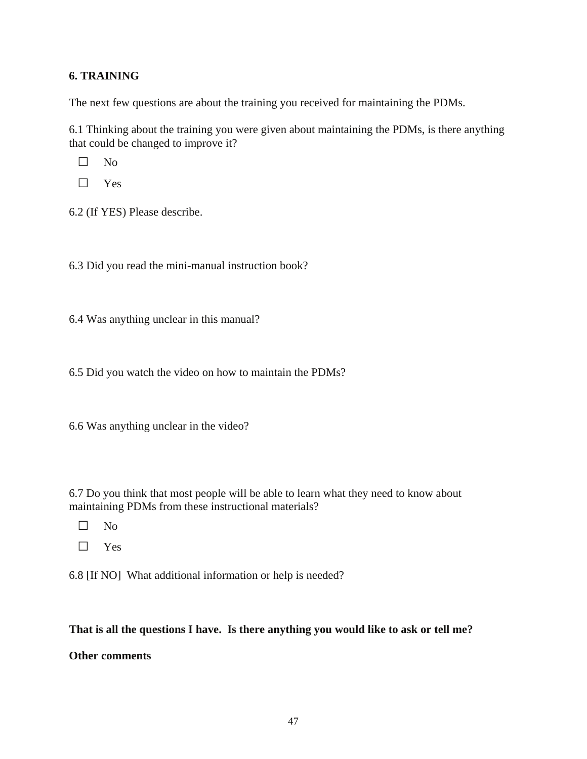### 6. TRAINING

The next few questions are about the training you received for maintaining the PDMs.

6.1 Thinking about the training you were given about maintaining the PDMs, is there anything that could be changed to improve it?

- ☐ No
- ☐ Yes

6.2 (If YES) Please describe.

6.3 Did you read the mini-manual instruction book?

6.4 Was anything unclear in this manual?

6.5 Did you watch the video on how to maintain the PDMs?

6.6 Was anything unclear in the video?

6.7 Do you think that most people will be able to learn what they need to know about maintaining PDMs from these instructional materials?

- ☐ No
- ☐ Yes

6.8 [If NO] What additional information or help is needed?

**That is all the questions I have. Is there anything you would like to ask or tell me?**

**Other comments**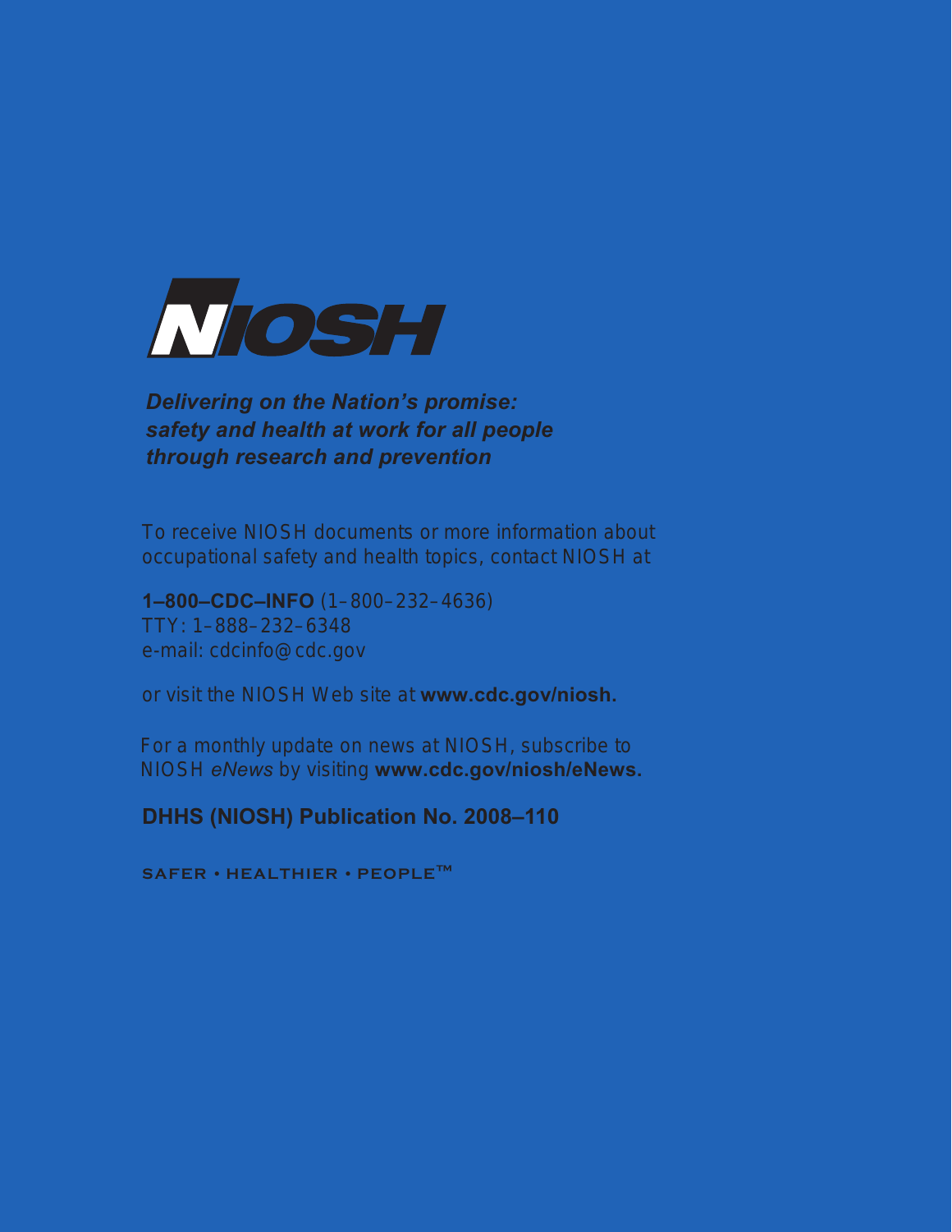NIOSH

***Delivering on the Nation's promise: safety and health at work for all people through research and prevention***

To receive NIOSH documents or more information about occupational safety and health topics, contact NIOSH at

**1–800–CDC–INFO** (1–800–232–4636)
TTY: 1–888–232–6348
e-mail: cdcinfo@cdc.gov

or visit the NIOSH Web site at **www.cdc.gov/niosh**.

For a monthly update on news at NIOSH, subscribe to NIOSH *eNews* by visiting **www.cdc.gov/niosh/eNews.**

**DHHS (NIOSH) Publication No. 2008–110**

SAFER • HEALTHIER • PEOPLE™